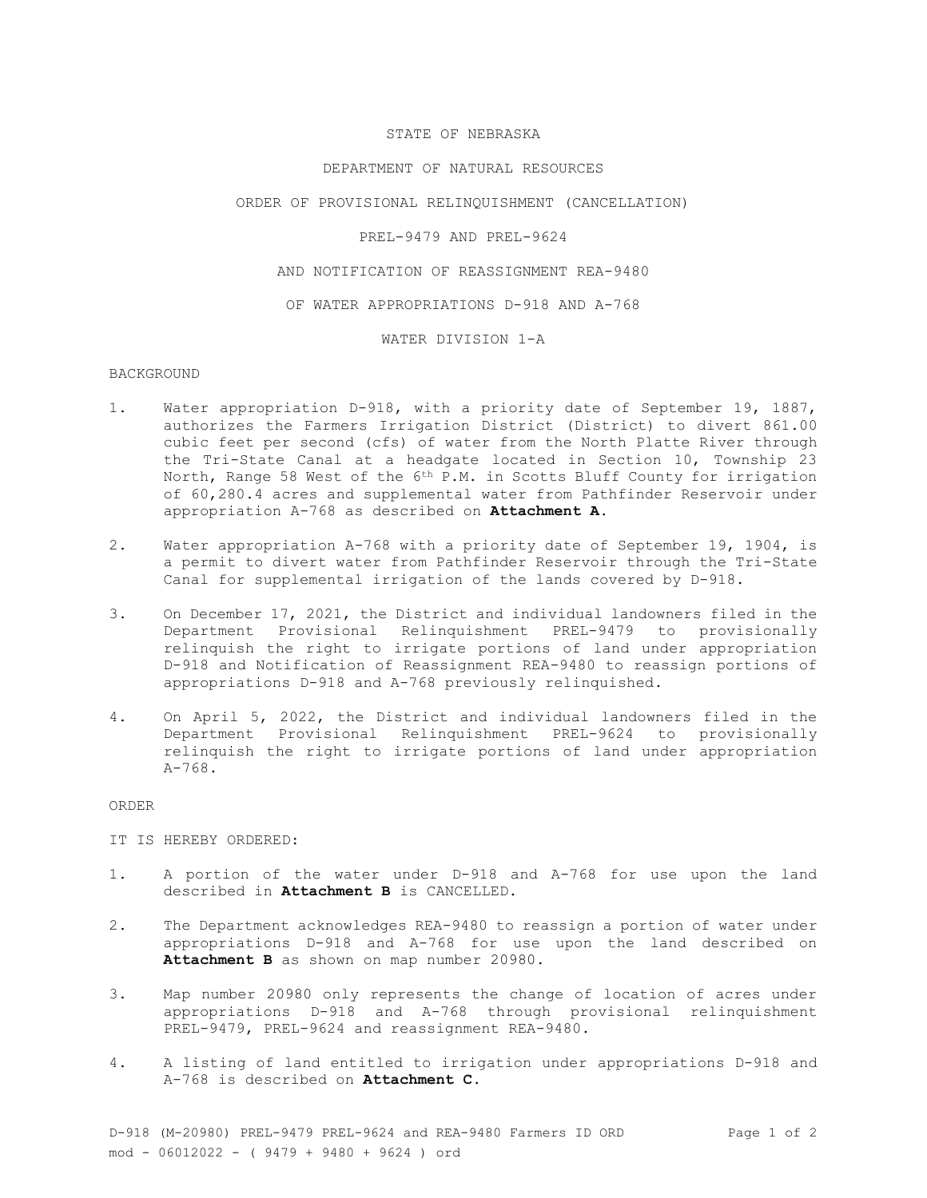# STATE OF NEBRASKA

## DEPARTMENT OF NATURAL RESOURCES

## ORDER OF PROVISIONAL RELINQUISHMENT (CANCELLATION)

## PREL-9479 AND PREL-9624

## AND NOTIFICATION OF REASSIGNMENT REA-9480

## OF WATER APPROPRIATIONS D-918 AND A-768

## WATER DIVISION 1-A

BACKGROUND

1. Water appropriation D-918, with a priority date of September 19, 1887, authorizes the Farmers Irrigation District (District) to divert 861.00 cubic feet per second (cfs) of water from the North Platte River through the Tri-State Canal at a headgate located in Section 10, Township 23 North, Range 58 West of the 6th P.M. in Scotts Bluff County for irrigation of 60,280.4 acres and supplemental water from Pathfinder Reservoir under appropriation A-768 as described on **Attachment A**.

2. Water appropriation A-768 with a priority date of September 19, 1904, is a permit to divert water from Pathfinder Reservoir through the Tri-State Canal for supplemental irrigation of the lands covered by D-918.

3. On December 17, 2021, the District and individual landowners filed in the Department Provisional Relinquishment PREL-9479 to provisionally relinquish the right to irrigate portions of land under appropriation D-918 and Notification of Reassignment REA-9480 to reassign portions of appropriations D-918 and A-768 previously relinquished.

4. On April 5, 2022, the District and individual landowners filed in the Department Provisional Relinquishment PREL-9624 to provisionally relinquish the right to irrigate portions of land under appropriation A-768.

ORDER

IT IS HEREBY ORDERED:

1. A portion of the water under D-918 and A-768 for use upon the land described in **Attachment B** is CANCELLED.

2. The Department acknowledges REA-9480 to reassign a portion of water under appropriations D-918 and A-768 for use upon the land described on **Attachment B** as shown on map number 20980.

3. Map number 20980 only represents the change of location of acres under appropriations D-918 and A-768 through provisional relinquishment PREL-9479, PREL-9624 and reassignment REA-9480.

4. A listing of land entitled to irrigation under appropriations D-918 and A-768 is described on **Attachment C**.

D-918 (M-20980) PREL-9479 PREL-9624 and REA-9480 Farmers ID ORD
mod - 06012022 - ( 9479 + 9480 + 9624 ) ord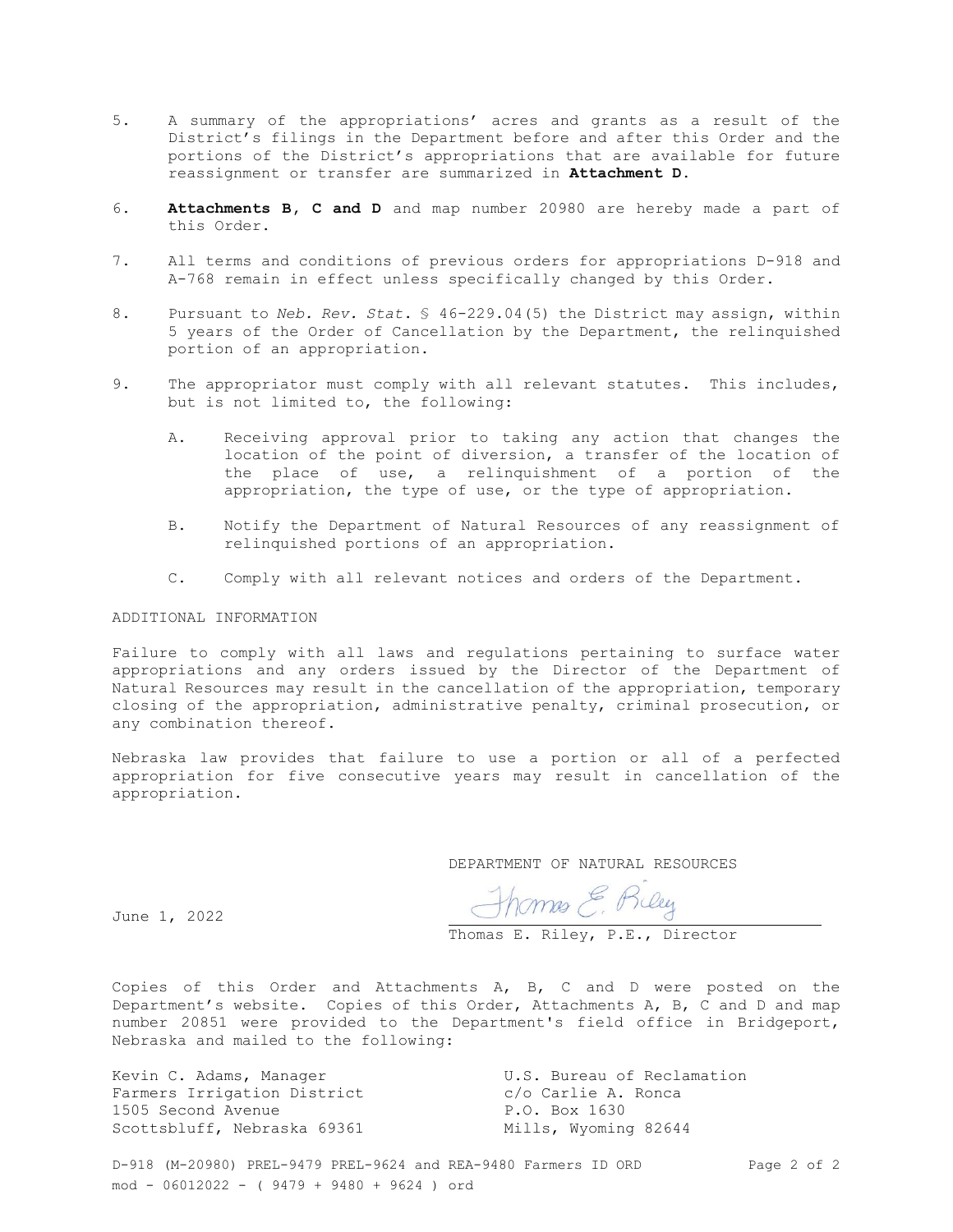5. A summary of the appropriations' acres and grants as a result of the District's filings in the Department before and after this Order and the portions of the District's appropriations that are available for future reassignment or transfer are summarized in **Attachment D**.

6. **Attachments B, C and D** and map number 20980 are hereby made a part of this Order.

7. All terms and conditions of previous orders for appropriations D-918 and A-768 remain in effect unless specifically changed by this Order.

8. Pursuant to *Neb. Rev. Stat.* § 46-229.04(5) the District may assign, within 5 years of the Order of Cancellation by the Department, the relinquished portion of an appropriation.

9. The appropriator must comply with all relevant statutes. This includes, but is not limited to, the following:

   A. Receiving approval prior to taking any action that changes the location of the point of diversion, a transfer of the location of the place of use, a relinquishment of a portion of the appropriation, the type of use, or the type of appropriation.

   B. Notify the Department of Natural Resources of any reassignment of relinquished portions of an appropriation.

   C. Comply with all relevant notices and orders of the Department.

ADDITIONAL INFORMATION

Failure to comply with all laws and regulations pertaining to surface water appropriations and any orders issued by the Director of the Department of Natural Resources may result in the cancellation of the appropriation, temporary closing of the appropriation, administrative penalty, criminal prosecution, or any combination thereof.

Nebraska law provides that failure to use a portion or all of a perfected appropriation for five consecutive years may result in cancellation of the appropriation.

DEPARTMENT OF NATURAL RESOURCES

June 1, 2022

Thomas E. Riley

Thomas E. Riley, P.E., Director

Copies of this Order and Attachments A, B, C and D were posted on the Department's website. Copies of this Order, Attachments A, B, C and D and map number 20851 were provided to the Department's field office in Bridgeport, Nebraska and mailed to the following:

Kevin C. Adams, Manager
Farmers Irrigation District
1505 Second Avenue
Scottsbluff, Nebraska 69361

U.S. Bureau of Reclamation
c/o Carlie A. Ronca
P.O. Box 1630
Mills, Wyoming 82644

D-918 (M-20980) PREL-9479 PREL-9624 and REA-9480 Farmers ID ORD
mod - 06012022 - ( 9479 + 9480 + 9624 ) ord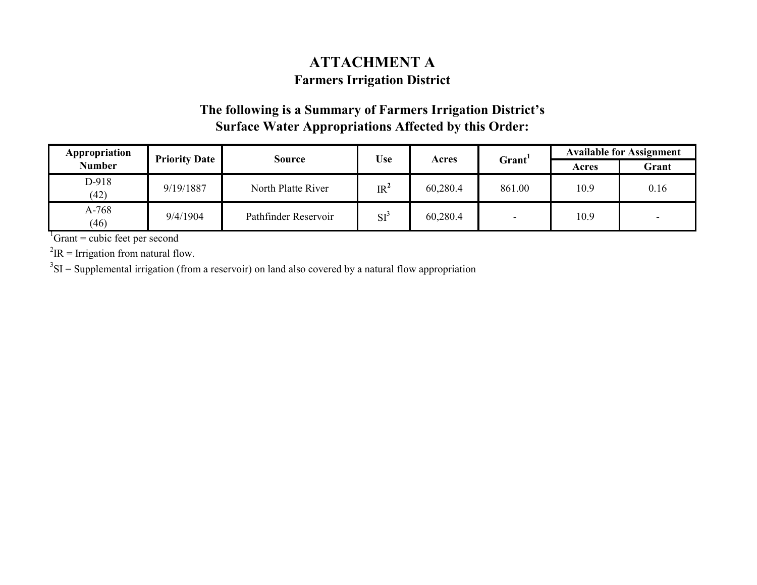# ATTACHMENT A

## Farmers Irrigation District

### The following is a Summary of Farmers Irrigation District's Surface Water Appropriations Affected by this Order:

| Appropriation Number | Priority Date | Source | Use | Acres | Grant[1] | Available for Assignment | |
|---|---|---|---|---|---|---|---|
| | | | | | | Acres | Grant |
| D-918 (42) | 9/19/1887 | North Platte River | IR[2] | 60,280.4 | 861.00 | 10.9 | 0.16 |
| A-768 (46) | 9/4/1904 | Pathfinder Reservoir | SI[3] | 60,280.4 | - | 10.9 | - |

[1]Grant = cubic feet per second

[2]IR = Irrigation from natural flow.

[3]SI = Supplemental irrigation (from a reservoir) on land also covered by a natural flow appropriation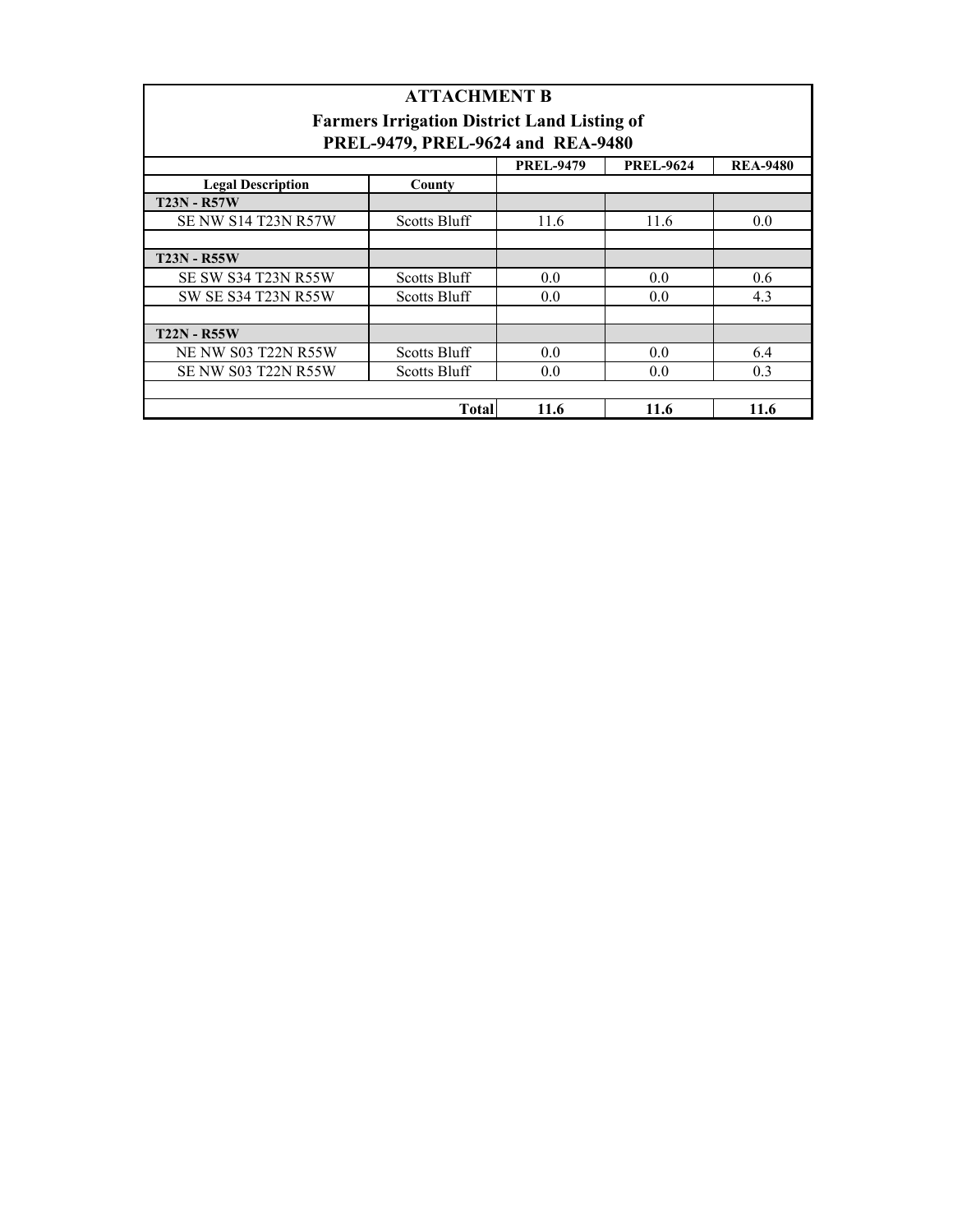# ATTACHMENT B

## Farmers Irrigation District Land Listing of PREL-9479, PREL-9624 and REA-9480

| Legal Description | County | PREL-9479 | PREL-9624 | REA-9480 |
|---|---|---|---|---|
| **T23N - R57W** | | | | |
| SE NW S14 T23N R57W | Scotts Bluff | 11.6 | 11.6 | 0.0 |
| | | | | |
| **T23N - R55W** | | | | |
| SE SW S34 T23N R55W | Scotts Bluff | 0.0 | 0.0 | 0.6 |
| SW SE S34 T23N R55W | Scotts Bluff | 0.0 | 0.0 | 4.3 |
| | | | | |
| **T22N - R55W** | | | | |
| NE NW S03 T22N R55W | Scotts Bluff | 0.0 | 0.0 | 6.4 |
| SE NW S03 T22N R55W | Scotts Bluff | 0.0 | 0.0 | 0.3 |
| | | | | |
| | **Total** | **11.6** | **11.6** | **11.6** |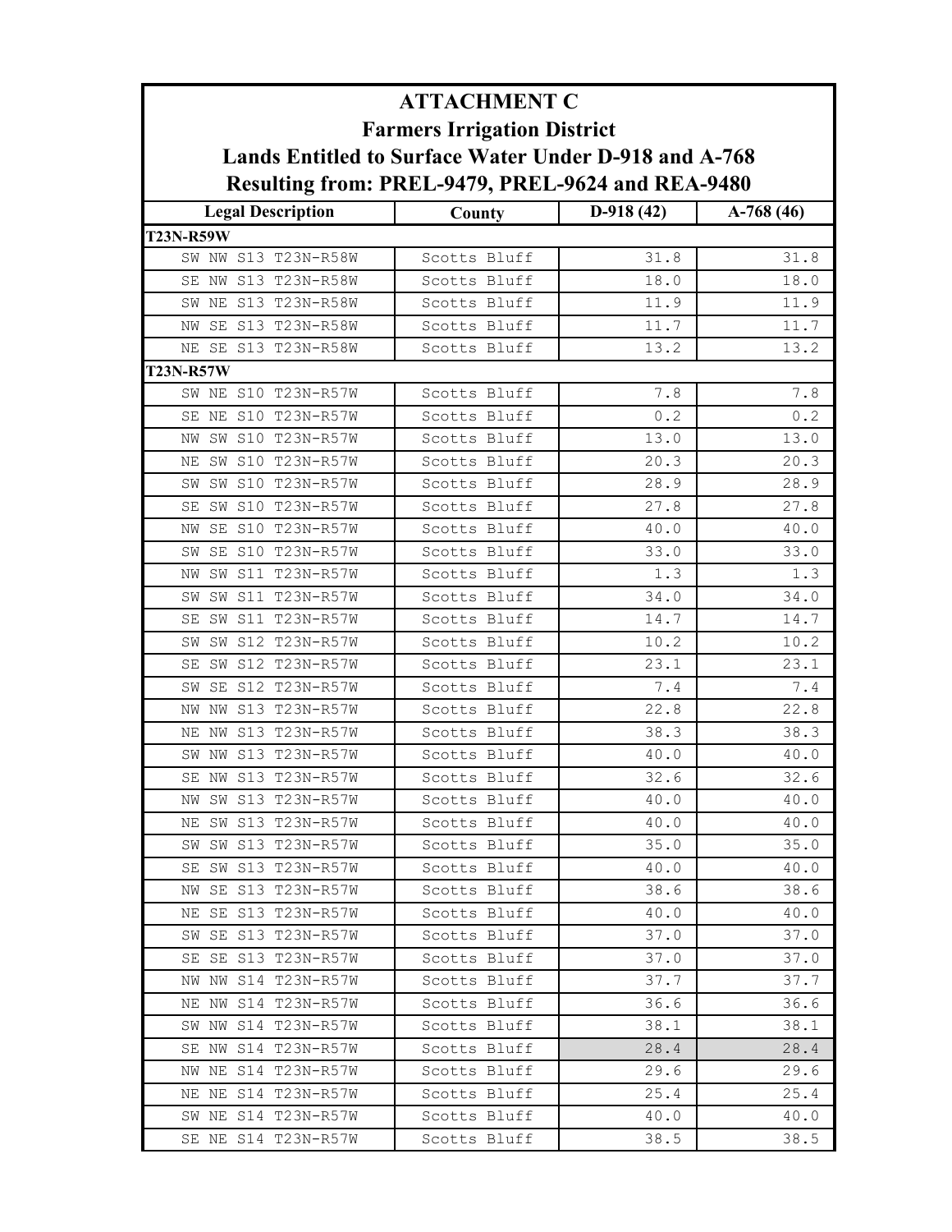# ATTACHMENT C
## Farmers Irrigation District
## Lands Entitled to Surface Water Under D-918 and A-768
## Resulting from: PREL-9479, PREL-9624 and REA-9480

| Legal Description | County | D-918 (42) | A-768 (46) |
|---|---|---|---|
| **T23N-R59W** | | | |
| SW NW S13 T23N-R58W | Scotts Bluff | 31.8 | 31.8 |
| SE NW S13 T23N-R58W | Scotts Bluff | 18.0 | 18.0 |
| SW NE S13 T23N-R58W | Scotts Bluff | 11.9 | 11.9 |
| NW SE S13 T23N-R58W | Scotts Bluff | 11.7 | 11.7 |
| NE SE S13 T23N-R58W | Scotts Bluff | 13.2 | 13.2 |
| **T23N-R57W** | | | |
| SW NE S10 T23N-R57W | Scotts Bluff | 7.8 | 7.8 |
| SE NE S10 T23N-R57W | Scotts Bluff | 0.2 | 0.2 |
| NW SW S10 T23N-R57W | Scotts Bluff | 13.0 | 13.0 |
| NE SW S10 T23N-R57W | Scotts Bluff | 20.3 | 20.3 |
| SW SW S10 T23N-R57W | Scotts Bluff | 28.9 | 28.9 |
| SE SW S10 T23N-R57W | Scotts Bluff | 27.8 | 27.8 |
| NW SE S10 T23N-R57W | Scotts Bluff | 40.0 | 40.0 |
| SW SE S10 T23N-R57W | Scotts Bluff | 33.0 | 33.0 |
| NW SW S11 T23N-R57W | Scotts Bluff | 1.3 | 1.3 |
| SW SW S11 T23N-R57W | Scotts Bluff | 34.0 | 34.0 |
| SE SW S11 T23N-R57W | Scotts Bluff | 14.7 | 14.7 |
| SW SW S12 T23N-R57W | Scotts Bluff | 10.2 | 10.2 |
| SE SW S12 T23N-R57W | Scotts Bluff | 23.1 | 23.1 |
| SW SE S12 T23N-R57W | Scotts Bluff | 7.4 | 7.4 |
| NW NW S13 T23N-R57W | Scotts Bluff | 22.8 | 22.8 |
| NE NW S13 T23N-R57W | Scotts Bluff | 38.3 | 38.3 |
| SW NW S13 T23N-R57W | Scotts Bluff | 40.0 | 40.0 |
| SE NW S13 T23N-R57W | Scotts Bluff | 32.6 | 32.6 |
| NW SW S13 T23N-R57W | Scotts Bluff | 40.0 | 40.0 |
| NE SW S13 T23N-R57W | Scotts Bluff | 40.0 | 40.0 |
| SW SW S13 T23N-R57W | Scotts Bluff | 35.0 | 35.0 |
| SE SW S13 T23N-R57W | Scotts Bluff | 40.0 | 40.0 |
| NW SE S13 T23N-R57W | Scotts Bluff | 38.6 | 38.6 |
| NE SE S13 T23N-R57W | Scotts Bluff | 40.0 | 40.0 |
| SW SE S13 T23N-R57W | Scotts Bluff | 37.0 | 37.0 |
| SE SE S13 T23N-R57W | Scotts Bluff | 37.0 | 37.0 |
| NW NW S14 T23N-R57W | Scotts Bluff | 37.7 | 37.7 |
| NE NW S14 T23N-R57W | Scotts Bluff | 36.6 | 36.6 |
| SW NW S14 T23N-R57W | Scotts Bluff | 38.1 | 38.1 |
| SE NW S14 T23N-R57W | Scotts Bluff | 28.4 | 28.4 |
| NW NE S14 T23N-R57W | Scotts Bluff | 29.6 | 29.6 |
| NE NE S14 T23N-R57W | Scotts Bluff | 25.4 | 25.4 |
| SW NE S14 T23N-R57W | Scotts Bluff | 40.0 | 40.0 |
| SE NE S14 T23N-R57W | Scotts Bluff | 38.5 | 38.5 |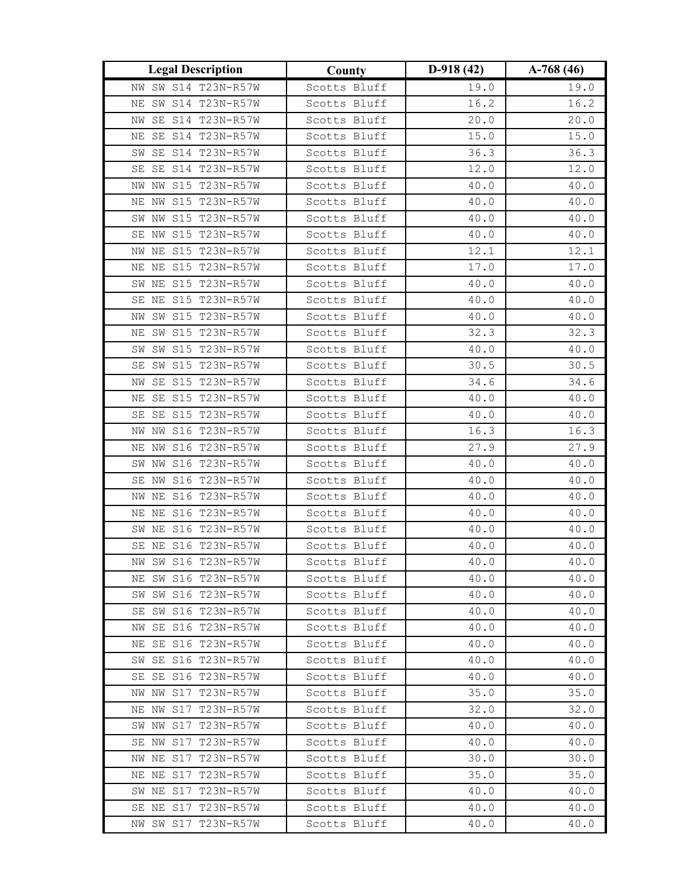| Legal Description | County | D-918 (42) | A-768 (46) |
|---|---|---|---|
| NW SW S14 T23N-R57W | Scotts Bluff | 19.0 | 19.0 |
| NE SW S14 T23N-R57W | Scotts Bluff | 16.2 | 16.2 |
| NW SE S14 T23N-R57W | Scotts Bluff | 20.0 | 20.0 |
| NE SE S14 T23N-R57W | Scotts Bluff | 15.0 | 15.0 |
| SW SE S14 T23N-R57W | Scotts Bluff | 36.3 | 36.3 |
| SE SE S14 T23N-R57W | Scotts Bluff | 12.0 | 12.0 |
| NW NW S15 T23N-R57W | Scotts Bluff | 40.0 | 40.0 |
| NE NW S15 T23N-R57W | Scotts Bluff | 40.0 | 40.0 |
| SW NW S15 T23N-R57W | Scotts Bluff | 40.0 | 40.0 |
| SE NW S15 T23N-R57W | Scotts Bluff | 40.0 | 40.0 |
| NW NE S15 T23N-R57W | Scotts Bluff | 12.1 | 12.1 |
| NE NE S15 T23N-R57W | Scotts Bluff | 17.0 | 17.0 |
| SW NE S15 T23N-R57W | Scotts Bluff | 40.0 | 40.0 |
| SE NE S15 T23N-R57W | Scotts Bluff | 40.0 | 40.0 |
| NW SW S15 T23N-R57W | Scotts Bluff | 40.0 | 40.0 |
| NE SW S15 T23N-R57W | Scotts Bluff | 32.3 | 32.3 |
| SW SW S15 T23N-R57W | Scotts Bluff | 40.0 | 40.0 |
| SE SW S15 T23N-R57W | Scotts Bluff | 30.5 | 30.5 |
| NW SE S15 T23N-R57W | Scotts Bluff | 34.6 | 34.6 |
| NE SE S15 T23N-R57W | Scotts Bluff | 40.0 | 40.0 |
| SE SE S15 T23N-R57W | Scotts Bluff | 40.0 | 40.0 |
| NW NW S16 T23N-R57W | Scotts Bluff | 16.3 | 16.3 |
| NE NW S16 T23N-R57W | Scotts Bluff | 27.9 | 27.9 |
| SW NW S16 T23N-R57W | Scotts Bluff | 40.0 | 40.0 |
| SE NW S16 T23N-R57W | Scotts Bluff | 40.0 | 40.0 |
| NW NE S16 T23N-R57W | Scotts Bluff | 40.0 | 40.0 |
| NE NE S16 T23N-R57W | Scotts Bluff | 40.0 | 40.0 |
| SW NE S16 T23N-R57W | Scotts Bluff | 40.0 | 40.0 |
| SE NE S16 T23N-R57W | Scotts Bluff | 40.0 | 40.0 |
| NW SW S16 T23N-R57W | Scotts Bluff | 40.0 | 40.0 |
| NE SW S16 T23N-R57W | Scotts Bluff | 40.0 | 40.0 |
| SW SW S16 T23N-R57W | Scotts Bluff | 40.0 | 40.0 |
| SE SW S16 T23N-R57W | Scotts Bluff | 40.0 | 40.0 |
| NW SE S16 T23N-R57W | Scotts Bluff | 40.0 | 40.0 |
| NE SE S16 T23N-R57W | Scotts Bluff | 40.0 | 40.0 |
| SW SE S16 T23N-R57W | Scotts Bluff | 40.0 | 40.0 |
| SE SE S16 T23N-R57W | Scotts Bluff | 40.0 | 40.0 |
| NW NW S17 T23N-R57W | Scotts Bluff | 35.0 | 35.0 |
| NE NW S17 T23N-R57W | Scotts Bluff | 32.0 | 32.0 |
| SW NW S17 T23N-R57W | Scotts Bluff | 40.0 | 40.0 |
| SE NW S17 T23N-R57W | Scotts Bluff | 40.0 | 40.0 |
| NW NE S17 T23N-R57W | Scotts Bluff | 30.0 | 30.0 |
| NE NE S17 T23N-R57W | Scotts Bluff | 35.0 | 35.0 |
| SW NE S17 T23N-R57W | Scotts Bluff | 40.0 | 40.0 |
| SE NE S17 T23N-R57W | Scotts Bluff | 40.0 | 40.0 |
| NW SW S17 T23N-R57W | Scotts Bluff | 40.0 | 40.0 |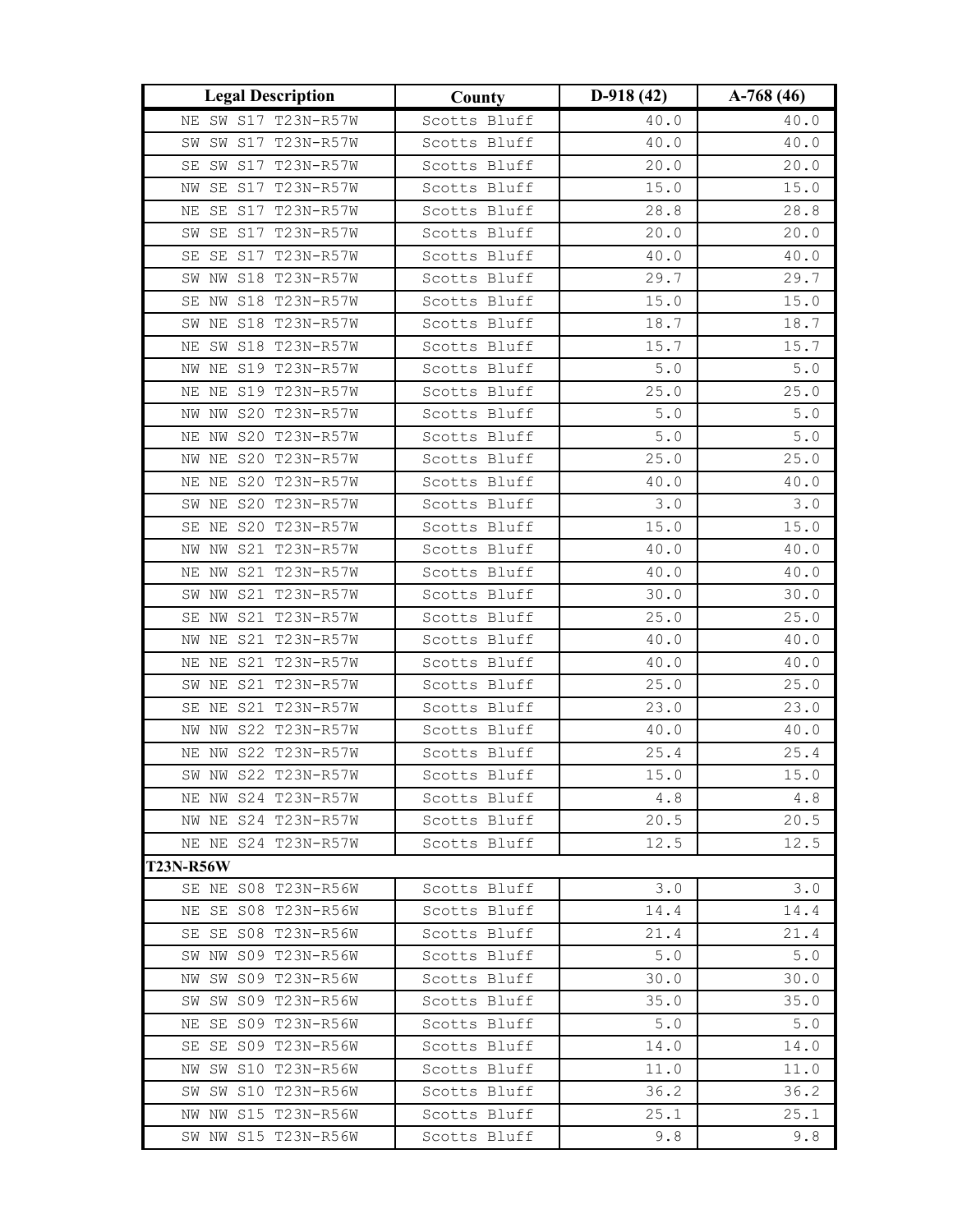| Legal Description | County | D-918 (42) | A-768 (46) |
|---|---|---|---|
| NE SW S17 T23N-R57W | Scotts Bluff | 40.0 | 40.0 |
| SW SW S17 T23N-R57W | Scotts Bluff | 40.0 | 40.0 |
| SE SW S17 T23N-R57W | Scotts Bluff | 20.0 | 20.0 |
| NW SE S17 T23N-R57W | Scotts Bluff | 15.0 | 15.0 |
| NE SE S17 T23N-R57W | Scotts Bluff | 28.8 | 28.8 |
| SW SE S17 T23N-R57W | Scotts Bluff | 20.0 | 20.0 |
| SE SE S17 T23N-R57W | Scotts Bluff | 40.0 | 40.0 |
| SW NW S18 T23N-R57W | Scotts Bluff | 29.7 | 29.7 |
| SE NW S18 T23N-R57W | Scotts Bluff | 15.0 | 15.0 |
| SW NE S18 T23N-R57W | Scotts Bluff | 18.7 | 18.7 |
| NE SW S18 T23N-R57W | Scotts Bluff | 15.7 | 15.7 |
| NW NE S19 T23N-R57W | Scotts Bluff | 5.0 | 5.0 |
| NE NE S19 T23N-R57W | Scotts Bluff | 25.0 | 25.0 |
| NW NW S20 T23N-R57W | Scotts Bluff | 5.0 | 5.0 |
| NE NW S20 T23N-R57W | Scotts Bluff | 5.0 | 5.0 |
| NW NE S20 T23N-R57W | Scotts Bluff | 25.0 | 25.0 |
| NE NE S20 T23N-R57W | Scotts Bluff | 40.0 | 40.0 |
| SW NE S20 T23N-R57W | Scotts Bluff | 3.0 | 3.0 |
| SE NE S20 T23N-R57W | Scotts Bluff | 15.0 | 15.0 |
| NW NW S21 T23N-R57W | Scotts Bluff | 40.0 | 40.0 |
| NE NW S21 T23N-R57W | Scotts Bluff | 40.0 | 40.0 |
| SW NW S21 T23N-R57W | Scotts Bluff | 30.0 | 30.0 |
| SE NW S21 T23N-R57W | Scotts Bluff | 25.0 | 25.0 |
| NW NE S21 T23N-R57W | Scotts Bluff | 40.0 | 40.0 |
| NE NE S21 T23N-R57W | Scotts Bluff | 40.0 | 40.0 |
| SW NE S21 T23N-R57W | Scotts Bluff | 25.0 | 25.0 |
| SE NE S21 T23N-R57W | Scotts Bluff | 23.0 | 23.0 |
| NW NW S22 T23N-R57W | Scotts Bluff | 40.0 | 40.0 |
| NE NW S22 T23N-R57W | Scotts Bluff | 25.4 | 25.4 |
| SW NW S22 T23N-R57W | Scotts Bluff | 15.0 | 15.0 |
| NE NW S24 T23N-R57W | Scotts Bluff | 4.8 | 4.8 |
| NW NE S24 T23N-R57W | Scotts Bluff | 20.5 | 20.5 |
| NE NE S24 T23N-R57W | Scotts Bluff | 12.5 | 12.5 |
| **T23N-R56W** | | | |
| SE NE S08 T23N-R56W | Scotts Bluff | 3.0 | 3.0 |
| NE SE S08 T23N-R56W | Scotts Bluff | 14.4 | 14.4 |
| SE SE S08 T23N-R56W | Scotts Bluff | 21.4 | 21.4 |
| SW NW S09 T23N-R56W | Scotts Bluff | 5.0 | 5.0 |
| NW SW S09 T23N-R56W | Scotts Bluff | 30.0 | 30.0 |
| SW SW S09 T23N-R56W | Scotts Bluff | 35.0 | 35.0 |
| NE SE S09 T23N-R56W | Scotts Bluff | 5.0 | 5.0 |
| SE SE S09 T23N-R56W | Scotts Bluff | 14.0 | 14.0 |
| NW SW S10 T23N-R56W | Scotts Bluff | 11.0 | 11.0 |
| SW SW S10 T23N-R56W | Scotts Bluff | 36.2 | 36.2 |
| NW NW S15 T23N-R56W | Scotts Bluff | 25.1 | 25.1 |
| SW NW S15 T23N-R56W | Scotts Bluff | 9.8 | 9.8 |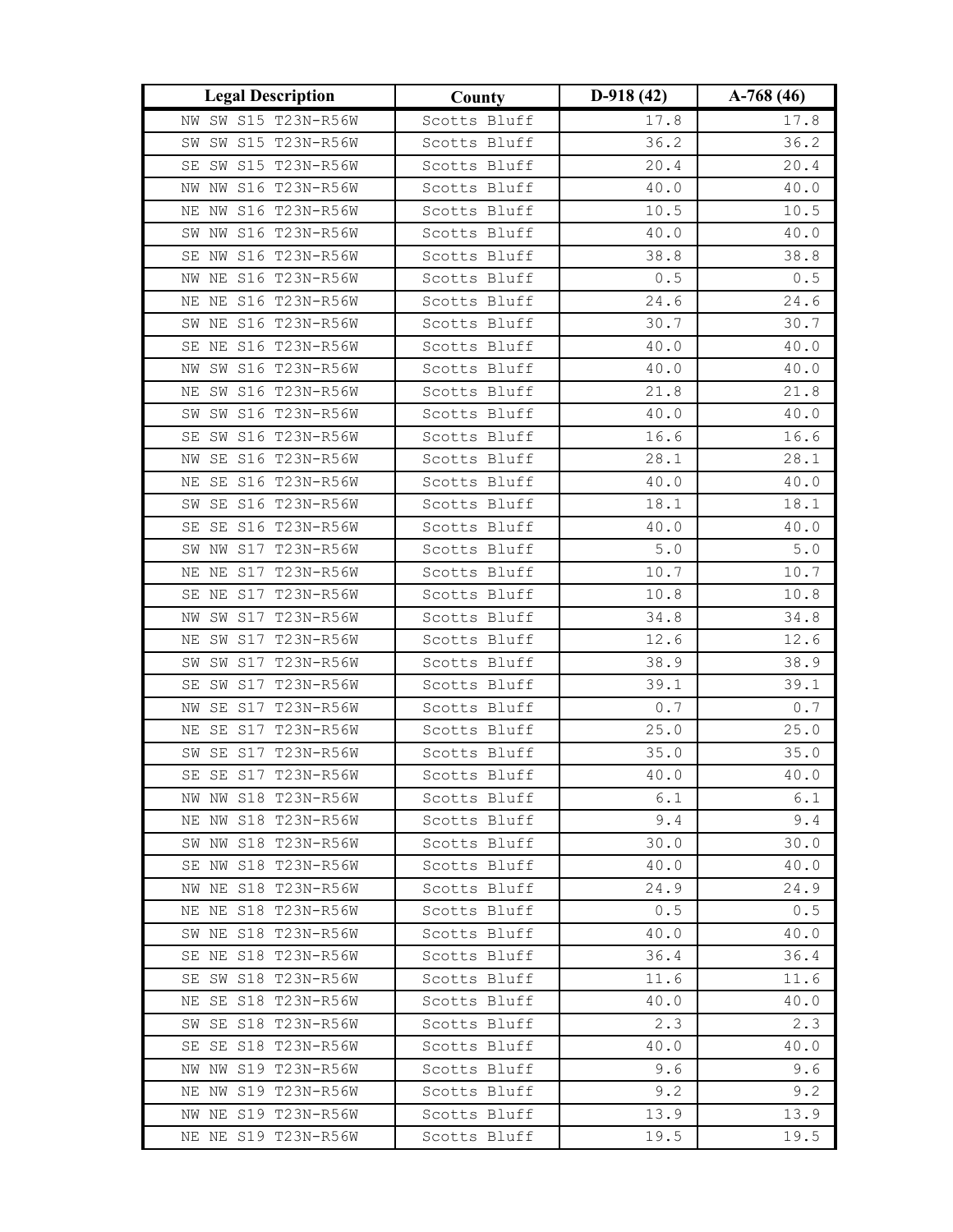| Legal Description | County | D-918 (42) | A-768 (46) |
|---|---|---|---|
| NW SW S15 T23N-R56W | Scotts Bluff | 17.8 | 17.8 |
| SW SW S15 T23N-R56W | Scotts Bluff | 36.2 | 36.2 |
| SE SW S15 T23N-R56W | Scotts Bluff | 20.4 | 20.4 |
| NW NW S16 T23N-R56W | Scotts Bluff | 40.0 | 40.0 |
| NE NW S16 T23N-R56W | Scotts Bluff | 10.5 | 10.5 |
| SW NW S16 T23N-R56W | Scotts Bluff | 40.0 | 40.0 |
| SE NW S16 T23N-R56W | Scotts Bluff | 38.8 | 38.8 |
| NW NE S16 T23N-R56W | Scotts Bluff | 0.5 | 0.5 |
| NE NE S16 T23N-R56W | Scotts Bluff | 24.6 | 24.6 |
| SW NE S16 T23N-R56W | Scotts Bluff | 30.7 | 30.7 |
| SE NE S16 T23N-R56W | Scotts Bluff | 40.0 | 40.0 |
| NW SW S16 T23N-R56W | Scotts Bluff | 40.0 | 40.0 |
| NE SW S16 T23N-R56W | Scotts Bluff | 21.8 | 21.8 |
| SW SW S16 T23N-R56W | Scotts Bluff | 40.0 | 40.0 |
| SE SW S16 T23N-R56W | Scotts Bluff | 16.6 | 16.6 |
| NW SE S16 T23N-R56W | Scotts Bluff | 28.1 | 28.1 |
| NE SE S16 T23N-R56W | Scotts Bluff | 40.0 | 40.0 |
| SW SE S16 T23N-R56W | Scotts Bluff | 18.1 | 18.1 |
| SE SE S16 T23N-R56W | Scotts Bluff | 40.0 | 40.0 |
| SW NW S17 T23N-R56W | Scotts Bluff | 5.0 | 5.0 |
| NE NE S17 T23N-R56W | Scotts Bluff | 10.7 | 10.7 |
| SE NE S17 T23N-R56W | Scotts Bluff | 10.8 | 10.8 |
| NW SW S17 T23N-R56W | Scotts Bluff | 34.8 | 34.8 |
| NE SW S17 T23N-R56W | Scotts Bluff | 12.6 | 12.6 |
| SW SW S17 T23N-R56W | Scotts Bluff | 38.9 | 38.9 |
| SE SW S17 T23N-R56W | Scotts Bluff | 39.1 | 39.1 |
| NW SE S17 T23N-R56W | Scotts Bluff | 0.7 | 0.7 |
| NE SE S17 T23N-R56W | Scotts Bluff | 25.0 | 25.0 |
| SW SE S17 T23N-R56W | Scotts Bluff | 35.0 | 35.0 |
| SE SE S17 T23N-R56W | Scotts Bluff | 40.0 | 40.0 |
| NW NW S18 T23N-R56W | Scotts Bluff | 6.1 | 6.1 |
| NE NW S18 T23N-R56W | Scotts Bluff | 9.4 | 9.4 |
| SW NW S18 T23N-R56W | Scotts Bluff | 30.0 | 30.0 |
| SE NW S18 T23N-R56W | Scotts Bluff | 40.0 | 40.0 |
| NW NE S18 T23N-R56W | Scotts Bluff | 24.9 | 24.9 |
| NE NE S18 T23N-R56W | Scotts Bluff | 0.5 | 0.5 |
| SW NE S18 T23N-R56W | Scotts Bluff | 40.0 | 40.0 |
| SE NE S18 T23N-R56W | Scotts Bluff | 36.4 | 36.4 |
| SE SW S18 T23N-R56W | Scotts Bluff | 11.6 | 11.6 |
| NE SE S18 T23N-R56W | Scotts Bluff | 40.0 | 40.0 |
| SW SE S18 T23N-R56W | Scotts Bluff | 2.3 | 2.3 |
| SE SE S18 T23N-R56W | Scotts Bluff | 40.0 | 40.0 |
| NW NW S19 T23N-R56W | Scotts Bluff | 9.6 | 9.6 |
| NE NW S19 T23N-R56W | Scotts Bluff | 9.2 | 9.2 |
| NW NE S19 T23N-R56W | Scotts Bluff | 13.9 | 13.9 |
| NE NE S19 T23N-R56W | Scotts Bluff | 19.5 | 19.5 |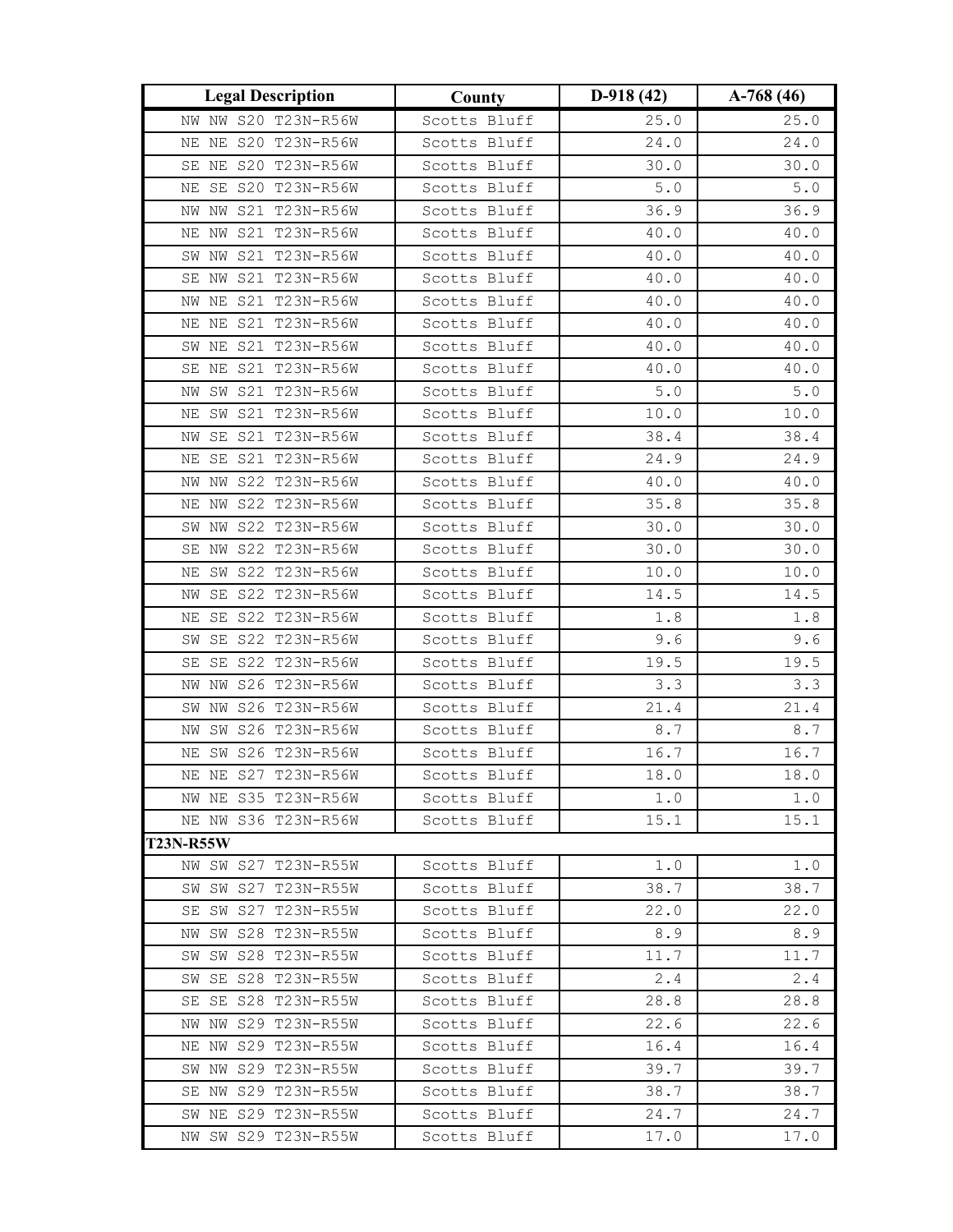| Legal Description | County | D-918 (42) | A-768 (46) |
|---|---|---|---|
| NW NW S20 T23N-R56W | Scotts Bluff | 25.0 | 25.0 |
| NE NE S20 T23N-R56W | Scotts Bluff | 24.0 | 24.0 |
| SE NE S20 T23N-R56W | Scotts Bluff | 30.0 | 30.0 |
| NE SE S20 T23N-R56W | Scotts Bluff | 5.0 | 5.0 |
| NW NW S21 T23N-R56W | Scotts Bluff | 36.9 | 36.9 |
| NE NW S21 T23N-R56W | Scotts Bluff | 40.0 | 40.0 |
| SW NW S21 T23N-R56W | Scotts Bluff | 40.0 | 40.0 |
| SE NW S21 T23N-R56W | Scotts Bluff | 40.0 | 40.0 |
| NW NE S21 T23N-R56W | Scotts Bluff | 40.0 | 40.0 |
| NE NE S21 T23N-R56W | Scotts Bluff | 40.0 | 40.0 |
| SW NE S21 T23N-R56W | Scotts Bluff | 40.0 | 40.0 |
| SE NE S21 T23N-R56W | Scotts Bluff | 40.0 | 40.0 |
| NW SW S21 T23N-R56W | Scotts Bluff | 5.0 | 5.0 |
| NE SW S21 T23N-R56W | Scotts Bluff | 10.0 | 10.0 |
| NW SE S21 T23N-R56W | Scotts Bluff | 38.4 | 38.4 |
| NE SE S21 T23N-R56W | Scotts Bluff | 24.9 | 24.9 |
| NW NW S22 T23N-R56W | Scotts Bluff | 40.0 | 40.0 |
| NE NW S22 T23N-R56W | Scotts Bluff | 35.8 | 35.8 |
| SW NW S22 T23N-R56W | Scotts Bluff | 30.0 | 30.0 |
| SE NW S22 T23N-R56W | Scotts Bluff | 30.0 | 30.0 |
| NE SW S22 T23N-R56W | Scotts Bluff | 10.0 | 10.0 |
| NW SE S22 T23N-R56W | Scotts Bluff | 14.5 | 14.5 |
| NE SE S22 T23N-R56W | Scotts Bluff | 1.8 | 1.8 |
| SW SE S22 T23N-R56W | Scotts Bluff | 9.6 | 9.6 |
| SE SE S22 T23N-R56W | Scotts Bluff | 19.5 | 19.5 |
| NW NW S26 T23N-R56W | Scotts Bluff | 3.3 | 3.3 |
| SW NW S26 T23N-R56W | Scotts Bluff | 21.4 | 21.4 |
| NW SW S26 T23N-R56W | Scotts Bluff | 8.7 | 8.7 |
| NE SW S26 T23N-R56W | Scotts Bluff | 16.7 | 16.7 |
| NE NE S27 T23N-R56W | Scotts Bluff | 18.0 | 18.0 |
| NW NE S35 T23N-R56W | Scotts Bluff | 1.0 | 1.0 |
| NE NW S36 T23N-R56W | Scotts Bluff | 15.1 | 15.1 |
| **T23N-R55W** | | | |
| NW SW S27 T23N-R55W | Scotts Bluff | 1.0 | 1.0 |
| SW SW S27 T23N-R55W | Scotts Bluff | 38.7 | 38.7 |
| SE SW S27 T23N-R55W | Scotts Bluff | 22.0 | 22.0 |
| NW SW S28 T23N-R55W | Scotts Bluff | 8.9 | 8.9 |
| SW SW S28 T23N-R55W | Scotts Bluff | 11.7 | 11.7 |
| SW SE S28 T23N-R55W | Scotts Bluff | 2.4 | 2.4 |
| SE SE S28 T23N-R55W | Scotts Bluff | 28.8 | 28.8 |
| NW NW S29 T23N-R55W | Scotts Bluff | 22.6 | 22.6 |
| NE NW S29 T23N-R55W | Scotts Bluff | 16.4 | 16.4 |
| SW NW S29 T23N-R55W | Scotts Bluff | 39.7 | 39.7 |
| SE NW S29 T23N-R55W | Scotts Bluff | 38.7 | 38.7 |
| SW NE S29 T23N-R55W | Scotts Bluff | 24.7 | 24.7 |
| NW SW S29 T23N-R55W | Scotts Bluff | 17.0 | 17.0 |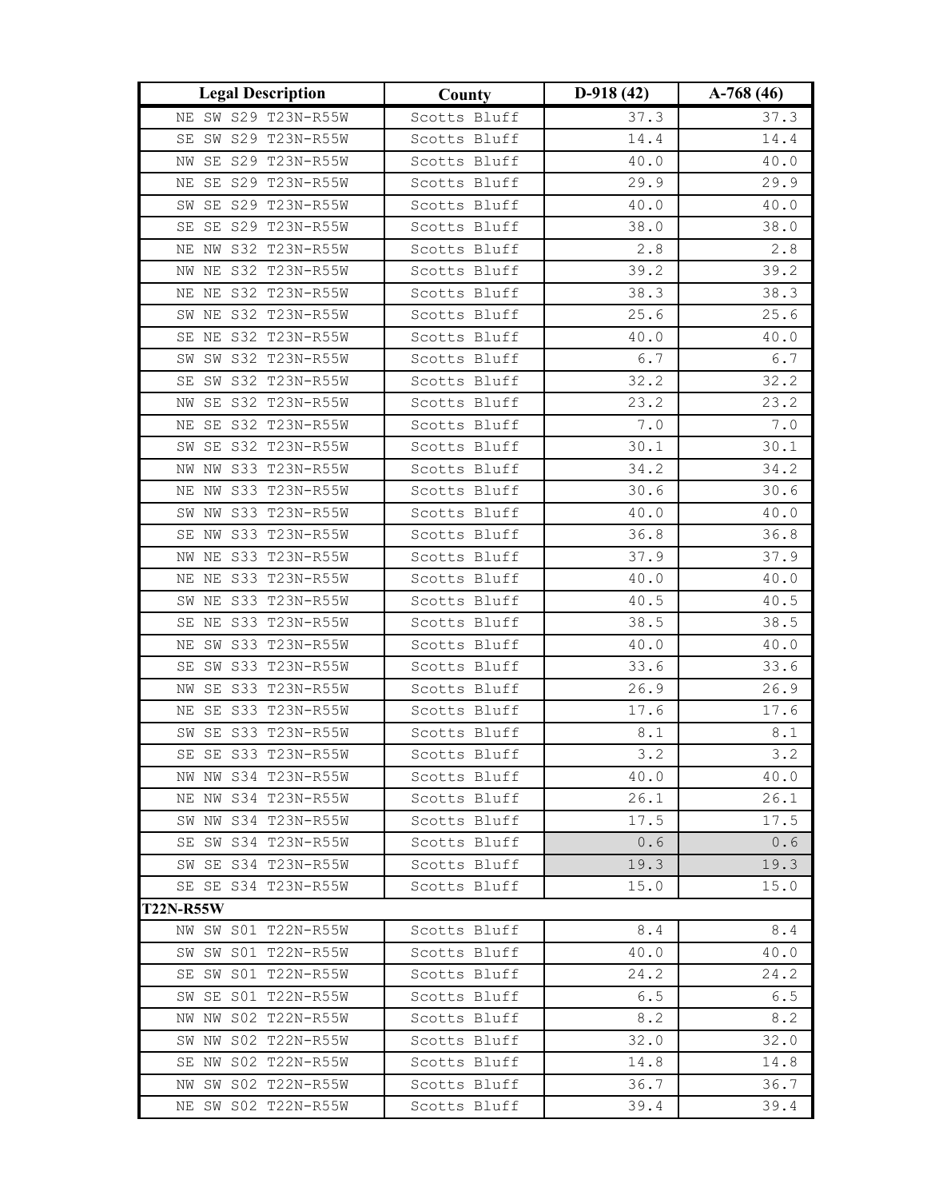| Legal Description | County | D-918 (42) | A-768 (46) |
|---|---|---|---|
| NE SW S29 T23N-R55W | Scotts Bluff | 37.3 | 37.3 |
| SE SW S29 T23N-R55W | Scotts Bluff | 14.4 | 14.4 |
| NW SE S29 T23N-R55W | Scotts Bluff | 40.0 | 40.0 |
| NE SE S29 T23N-R55W | Scotts Bluff | 29.9 | 29.9 |
| SW SE S29 T23N-R55W | Scotts Bluff | 40.0 | 40.0 |
| SE SE S29 T23N-R55W | Scotts Bluff | 38.0 | 38.0 |
| NE NW S32 T23N-R55W | Scotts Bluff | 2.8 | 2.8 |
| NW NE S32 T23N-R55W | Scotts Bluff | 39.2 | 39.2 |
| NE NE S32 T23N-R55W | Scotts Bluff | 38.3 | 38.3 |
| SW NE S32 T23N-R55W | Scotts Bluff | 25.6 | 25.6 |
| SE NE S32 T23N-R55W | Scotts Bluff | 40.0 | 40.0 |
| SW SW S32 T23N-R55W | Scotts Bluff | 6.7 | 6.7 |
| SE SW S32 T23N-R55W | Scotts Bluff | 32.2 | 32.2 |
| NW SE S32 T23N-R55W | Scotts Bluff | 23.2 | 23.2 |
| NE SE S32 T23N-R55W | Scotts Bluff | 7.0 | 7.0 |
| SW SE S32 T23N-R55W | Scotts Bluff | 30.1 | 30.1 |
| NW NW S33 T23N-R55W | Scotts Bluff | 34.2 | 34.2 |
| NE NW S33 T23N-R55W | Scotts Bluff | 30.6 | 30.6 |
| SW NW S33 T23N-R55W | Scotts Bluff | 40.0 | 40.0 |
| SE NW S33 T23N-R55W | Scotts Bluff | 36.8 | 36.8 |
| NW NE S33 T23N-R55W | Scotts Bluff | 37.9 | 37.9 |
| NE NE S33 T23N-R55W | Scotts Bluff | 40.0 | 40.0 |
| SW NE S33 T23N-R55W | Scotts Bluff | 40.5 | 40.5 |
| SE NE S33 T23N-R55W | Scotts Bluff | 38.5 | 38.5 |
| NE SW S33 T23N-R55W | Scotts Bluff | 40.0 | 40.0 |
| SE SW S33 T23N-R55W | Scotts Bluff | 33.6 | 33.6 |
| NW SE S33 T23N-R55W | Scotts Bluff | 26.9 | 26.9 |
| NE SE S33 T23N-R55W | Scotts Bluff | 17.6 | 17.6 |
| SW SE S33 T23N-R55W | Scotts Bluff | 8.1 | 8.1 |
| SE SE S33 T23N-R55W | Scotts Bluff | 3.2 | 3.2 |
| NW NW S34 T23N-R55W | Scotts Bluff | 40.0 | 40.0 |
| NE NW S34 T23N-R55W | Scotts Bluff | 26.1 | 26.1 |
| SW NW S34 T23N-R55W | Scotts Bluff | 17.5 | 17.5 |
| SE SW S34 T23N-R55W | Scotts Bluff | 0.6 | 0.6 |
| SW SE S34 T23N-R55W | Scotts Bluff | 19.3 | 19.3 |
| SE SE S34 T23N-R55W | Scotts Bluff | 15.0 | 15.0 |
| **T22N-R55W** | | | |
| NW SW S01 T22N-R55W | Scotts Bluff | 8.4 | 8.4 |
| SW SW S01 T22N-R55W | Scotts Bluff | 40.0 | 40.0 |
| SE SW S01 T22N-R55W | Scotts Bluff | 24.2 | 24.2 |
| SW SE S01 T22N-R55W | Scotts Bluff | 6.5 | 6.5 |
| NW NW S02 T22N-R55W | Scotts Bluff | 8.2 | 8.2 |
| SW NW S02 T22N-R55W | Scotts Bluff | 32.0 | 32.0 |
| SE NW S02 T22N-R55W | Scotts Bluff | 14.8 | 14.8 |
| NW SW S02 T22N-R55W | Scotts Bluff | 36.7 | 36.7 |
| NE SW S02 T22N-R55W | Scotts Bluff | 39.4 | 39.4 |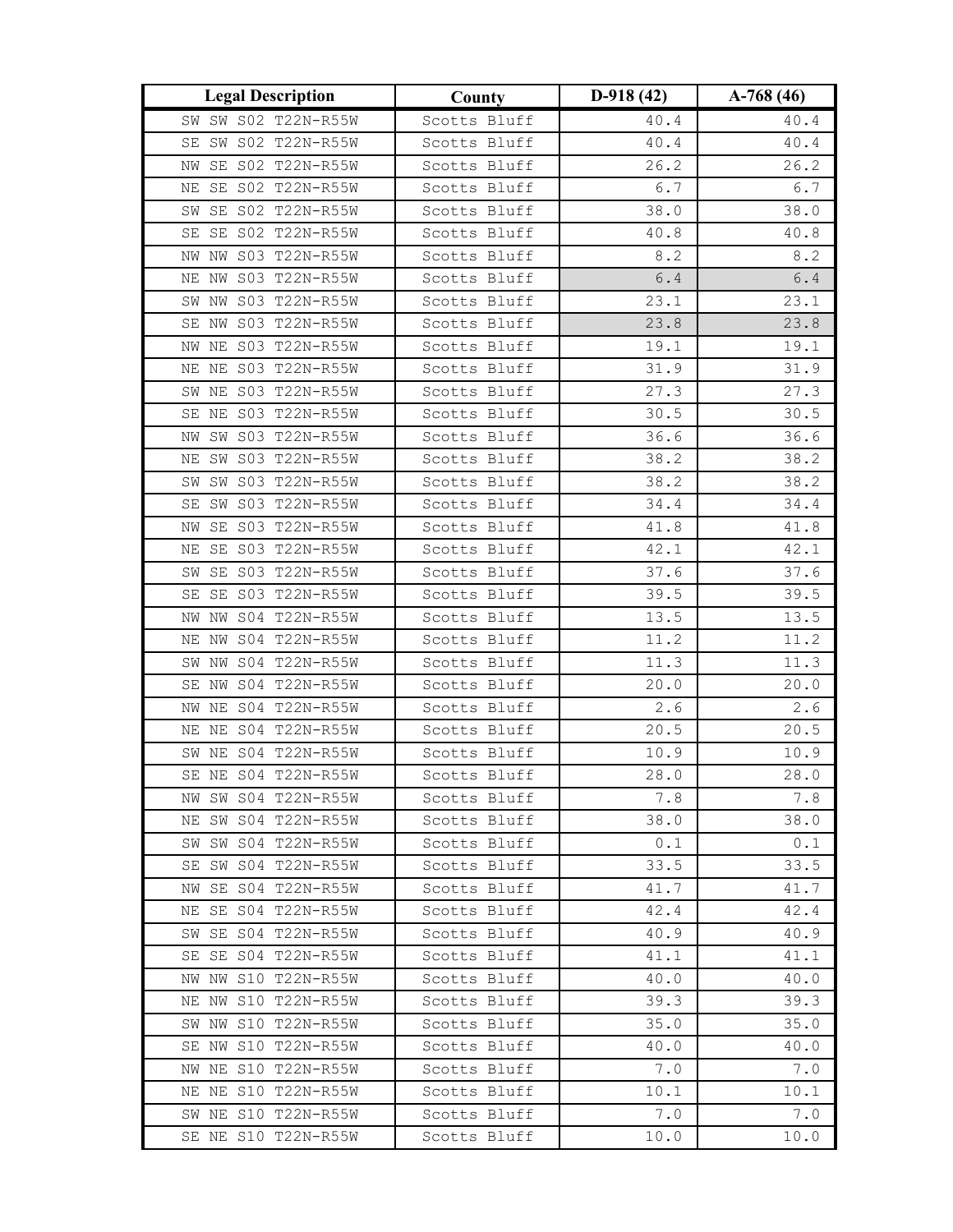| Legal Description | County | D-918 (42) | A-768 (46) |
|---|---|---|---|
| SW SW S02 T22N-R55W | Scotts Bluff | 40.4 | 40.4 |
| SE SW S02 T22N-R55W | Scotts Bluff | 40.4 | 40.4 |
| NW SE S02 T22N-R55W | Scotts Bluff | 26.2 | 26.2 |
| NE SE S02 T22N-R55W | Scotts Bluff | 6.7 | 6.7 |
| SW SE S02 T22N-R55W | Scotts Bluff | 38.0 | 38.0 |
| SE SE S02 T22N-R55W | Scotts Bluff | 40.8 | 40.8 |
| NW NW S03 T22N-R55W | Scotts Bluff | 8.2 | 8.2 |
| NE NW S03 T22N-R55W | Scotts Bluff | 6.4 | 6.4 |
| SW NW S03 T22N-R55W | Scotts Bluff | 23.1 | 23.1 |
| SE NW S03 T22N-R55W | Scotts Bluff | 23.8 | 23.8 |
| NW NE S03 T22N-R55W | Scotts Bluff | 19.1 | 19.1 |
| NE NE S03 T22N-R55W | Scotts Bluff | 31.9 | 31.9 |
| SW NE S03 T22N-R55W | Scotts Bluff | 27.3 | 27.3 |
| SE NE S03 T22N-R55W | Scotts Bluff | 30.5 | 30.5 |
| NW SW S03 T22N-R55W | Scotts Bluff | 36.6 | 36.6 |
| NE SW S03 T22N-R55W | Scotts Bluff | 38.2 | 38.2 |
| SW SW S03 T22N-R55W | Scotts Bluff | 38.2 | 38.2 |
| SE SW S03 T22N-R55W | Scotts Bluff | 34.4 | 34.4 |
| NW SE S03 T22N-R55W | Scotts Bluff | 41.8 | 41.8 |
| NE SE S03 T22N-R55W | Scotts Bluff | 42.1 | 42.1 |
| SW SE S03 T22N-R55W | Scotts Bluff | 37.6 | 37.6 |
| SE SE S03 T22N-R55W | Scotts Bluff | 39.5 | 39.5 |
| NW NW S04 T22N-R55W | Scotts Bluff | 13.5 | 13.5 |
| NE NW S04 T22N-R55W | Scotts Bluff | 11.2 | 11.2 |
| SW NW S04 T22N-R55W | Scotts Bluff | 11.3 | 11.3 |
| SE NW S04 T22N-R55W | Scotts Bluff | 20.0 | 20.0 |
| NW NE S04 T22N-R55W | Scotts Bluff | 2.6 | 2.6 |
| NE NE S04 T22N-R55W | Scotts Bluff | 20.5 | 20.5 |
| SW NE S04 T22N-R55W | Scotts Bluff | 10.9 | 10.9 |
| SE NE S04 T22N-R55W | Scotts Bluff | 28.0 | 28.0 |
| NW SW S04 T22N-R55W | Scotts Bluff | 7.8 | 7.8 |
| NE SW S04 T22N-R55W | Scotts Bluff | 38.0 | 38.0 |
| SW SW S04 T22N-R55W | Scotts Bluff | 0.1 | 0.1 |
| SE SW S04 T22N-R55W | Scotts Bluff | 33.5 | 33.5 |
| NW SE S04 T22N-R55W | Scotts Bluff | 41.7 | 41.7 |
| NE SE S04 T22N-R55W | Scotts Bluff | 42.4 | 42.4 |
| SW SE S04 T22N-R55W | Scotts Bluff | 40.9 | 40.9 |
| SE SE S04 T22N-R55W | Scotts Bluff | 41.1 | 41.1 |
| NW NW S10 T22N-R55W | Scotts Bluff | 40.0 | 40.0 |
| NE NW S10 T22N-R55W | Scotts Bluff | 39.3 | 39.3 |
| SW NW S10 T22N-R55W | Scotts Bluff | 35.0 | 35.0 |
| SE NW S10 T22N-R55W | Scotts Bluff | 40.0 | 40.0 |
| NW NE S10 T22N-R55W | Scotts Bluff | 7.0 | 7.0 |
| NE NE S10 T22N-R55W | Scotts Bluff | 10.1 | 10.1 |
| SW NE S10 T22N-R55W | Scotts Bluff | 7.0 | 7.0 |
| SE NE S10 T22N-R55W | Scotts Bluff | 10.0 | 10.0 |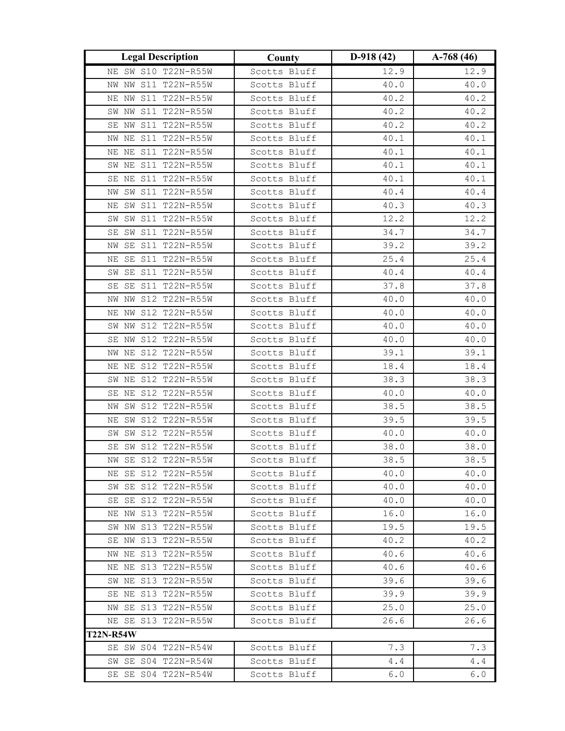| Legal Description | County | D-918 (42) | A-768 (46) |
|---|---|---|---|
| NE SW S10 T22N-R55W | Scotts Bluff | 12.9 | 12.9 |
| NW NW S11 T22N-R55W | Scotts Bluff | 40.0 | 40.0 |
| NE NW S11 T22N-R55W | Scotts Bluff | 40.2 | 40.2 |
| SW NW S11 T22N-R55W | Scotts Bluff | 40.2 | 40.2 |
| SE NW S11 T22N-R55W | Scotts Bluff | 40.2 | 40.2 |
| NW NE S11 T22N-R55W | Scotts Bluff | 40.1 | 40.1 |
| NE NE S11 T22N-R55W | Scotts Bluff | 40.1 | 40.1 |
| SW NE S11 T22N-R55W | Scotts Bluff | 40.1 | 40.1 |
| SE NE S11 T22N-R55W | Scotts Bluff | 40.1 | 40.1 |
| NW SW S11 T22N-R55W | Scotts Bluff | 40.4 | 40.4 |
| NE SW S11 T22N-R55W | Scotts Bluff | 40.3 | 40.3 |
| SW SW S11 T22N-R55W | Scotts Bluff | 12.2 | 12.2 |
| SE SW S11 T22N-R55W | Scotts Bluff | 34.7 | 34.7 |
| NW SE S11 T22N-R55W | Scotts Bluff | 39.2 | 39.2 |
| NE SE S11 T22N-R55W | Scotts Bluff | 25.4 | 25.4 |
| SW SE S11 T22N-R55W | Scotts Bluff | 40.4 | 40.4 |
| SE SE S11 T22N-R55W | Scotts Bluff | 37.8 | 37.8 |
| NW NW S12 T22N-R55W | Scotts Bluff | 40.0 | 40.0 |
| NE NW S12 T22N-R55W | Scotts Bluff | 40.0 | 40.0 |
| SW NW S12 T22N-R55W | Scotts Bluff | 40.0 | 40.0 |
| SE NW S12 T22N-R55W | Scotts Bluff | 40.0 | 40.0 |
| NW NE S12 T22N-R55W | Scotts Bluff | 39.1 | 39.1 |
| NE NE S12 T22N-R55W | Scotts Bluff | 18.4 | 18.4 |
| SW NE S12 T22N-R55W | Scotts Bluff | 38.3 | 38.3 |
| SE NE S12 T22N-R55W | Scotts Bluff | 40.0 | 40.0 |
| NW SW S12 T22N-R55W | Scotts Bluff | 38.5 | 38.5 |
| NE SW S12 T22N-R55W | Scotts Bluff | 39.5 | 39.5 |
| SW SW S12 T22N-R55W | Scotts Bluff | 40.0 | 40.0 |
| SE SW S12 T22N-R55W | Scotts Bluff | 38.0 | 38.0 |
| NW SE S12 T22N-R55W | Scotts Bluff | 38.5 | 38.5 |
| NE SE S12 T22N-R55W | Scotts Bluff | 40.0 | 40.0 |
| SW SE S12 T22N-R55W | Scotts Bluff | 40.0 | 40.0 |
| SE SE S12 T22N-R55W | Scotts Bluff | 40.0 | 40.0 |
| NE NW S13 T22N-R55W | Scotts Bluff | 16.0 | 16.0 |
| SW NW S13 T22N-R55W | Scotts Bluff | 19.5 | 19.5 |
| SE NW S13 T22N-R55W | Scotts Bluff | 40.2 | 40.2 |
| NW NE S13 T22N-R55W | Scotts Bluff | 40.6 | 40.6 |
| NE NE S13 T22N-R55W | Scotts Bluff | 40.6 | 40.6 |
| SW NE S13 T22N-R55W | Scotts Bluff | 39.6 | 39.6 |
| SE NE S13 T22N-R55W | Scotts Bluff | 39.9 | 39.9 |
| NW SE S13 T22N-R55W | Scotts Bluff | 25.0 | 25.0 |
| NE SE S13 T22N-R55W | Scotts Bluff | 26.6 | 26.6 |
| **T22N-R54W** | | | |
| SE SW S04 T22N-R54W | Scotts Bluff | 7.3 | 7.3 |
| SW SE S04 T22N-R54W | Scotts Bluff | 4.4 | 4.4 |
| SE SE S04 T22N-R54W | Scotts Bluff | 6.0 | 6.0 |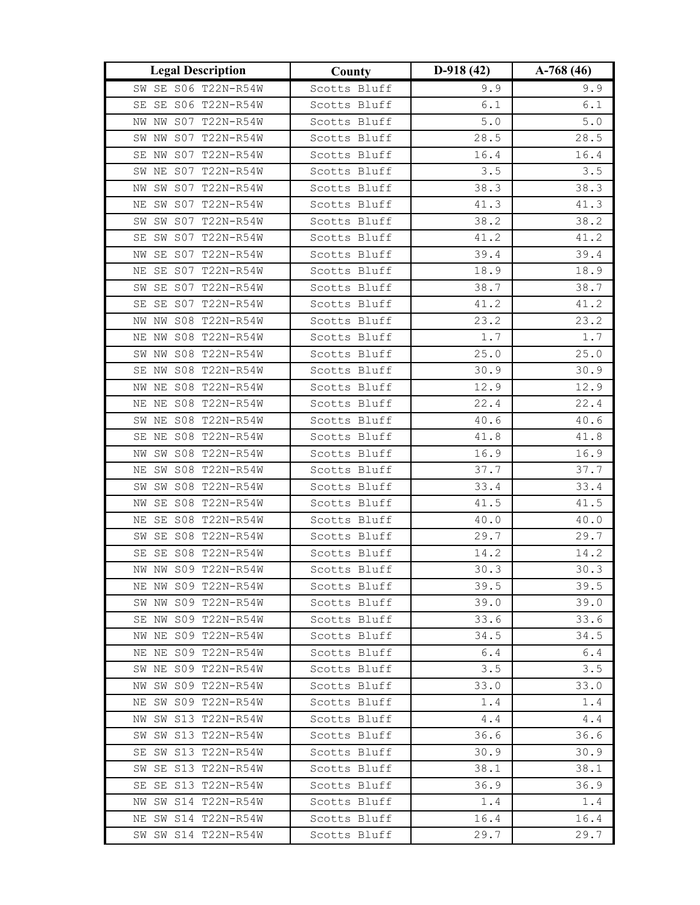| Legal Description | County | D-918 (42) | A-768 (46) |
|---|---|---|---|
| SW SE S06 T22N-R54W | Scotts Bluff | 9.9 | 9.9 |
| SE SE S06 T22N-R54W | Scotts Bluff | 6.1 | 6.1 |
| NW NW S07 T22N-R54W | Scotts Bluff | 5.0 | 5.0 |
| SW NW S07 T22N-R54W | Scotts Bluff | 28.5 | 28.5 |
| SE NW S07 T22N-R54W | Scotts Bluff | 16.4 | 16.4 |
| SW NE S07 T22N-R54W | Scotts Bluff | 3.5 | 3.5 |
| NW SW S07 T22N-R54W | Scotts Bluff | 38.3 | 38.3 |
| NE SW S07 T22N-R54W | Scotts Bluff | 41.3 | 41.3 |
| SW SW S07 T22N-R54W | Scotts Bluff | 38.2 | 38.2 |
| SE SW S07 T22N-R54W | Scotts Bluff | 41.2 | 41.2 |
| NW SE S07 T22N-R54W | Scotts Bluff | 39.4 | 39.4 |
| NE SE S07 T22N-R54W | Scotts Bluff | 18.9 | 18.9 |
| SW SE S07 T22N-R54W | Scotts Bluff | 38.7 | 38.7 |
| SE SE S07 T22N-R54W | Scotts Bluff | 41.2 | 41.2 |
| NW NW S08 T22N-R54W | Scotts Bluff | 23.2 | 23.2 |
| NE NW S08 T22N-R54W | Scotts Bluff | 1.7 | 1.7 |
| SW NW S08 T22N-R54W | Scotts Bluff | 25.0 | 25.0 |
| SE NW S08 T22N-R54W | Scotts Bluff | 30.9 | 30.9 |
| NW NE S08 T22N-R54W | Scotts Bluff | 12.9 | 12.9 |
| NE NE S08 T22N-R54W | Scotts Bluff | 22.4 | 22.4 |
| SW NE S08 T22N-R54W | Scotts Bluff | 40.6 | 40.6 |
| SE NE S08 T22N-R54W | Scotts Bluff | 41.8 | 41.8 |
| NW SW S08 T22N-R54W | Scotts Bluff | 16.9 | 16.9 |
| NE SW S08 T22N-R54W | Scotts Bluff | 37.7 | 37.7 |
| SW SW S08 T22N-R54W | Scotts Bluff | 33.4 | 33.4 |
| NW SE S08 T22N-R54W | Scotts Bluff | 41.5 | 41.5 |
| NE SE S08 T22N-R54W | Scotts Bluff | 40.0 | 40.0 |
| SW SE S08 T22N-R54W | Scotts Bluff | 29.7 | 29.7 |
| SE SE S08 T22N-R54W | Scotts Bluff | 14.2 | 14.2 |
| NW NW S09 T22N-R54W | Scotts Bluff | 30.3 | 30.3 |
| NE NW S09 T22N-R54W | Scotts Bluff | 39.5 | 39.5 |
| SW NW S09 T22N-R54W | Scotts Bluff | 39.0 | 39.0 |
| SE NW S09 T22N-R54W | Scotts Bluff | 33.6 | 33.6 |
| NW NE S09 T22N-R54W | Scotts Bluff | 34.5 | 34.5 |
| NE NE S09 T22N-R54W | Scotts Bluff | 6.4 | 6.4 |
| SW NE S09 T22N-R54W | Scotts Bluff | 3.5 | 3.5 |
| NW SW S09 T22N-R54W | Scotts Bluff | 33.0 | 33.0 |
| NE SW S09 T22N-R54W | Scotts Bluff | 1.4 | 1.4 |
| NW SW S13 T22N-R54W | Scotts Bluff | 4.4 | 4.4 |
| SW SW S13 T22N-R54W | Scotts Bluff | 36.6 | 36.6 |
| SE SW S13 T22N-R54W | Scotts Bluff | 30.9 | 30.9 |
| SW SE S13 T22N-R54W | Scotts Bluff | 38.1 | 38.1 |
| SE SE S13 T22N-R54W | Scotts Bluff | 36.9 | 36.9 |
| NW SW S14 T22N-R54W | Scotts Bluff | 1.4 | 1.4 |
| NE SW S14 T22N-R54W | Scotts Bluff | 16.4 | 16.4 |
| SW SW S14 T22N-R54W | Scotts Bluff | 29.7 | 29.7 |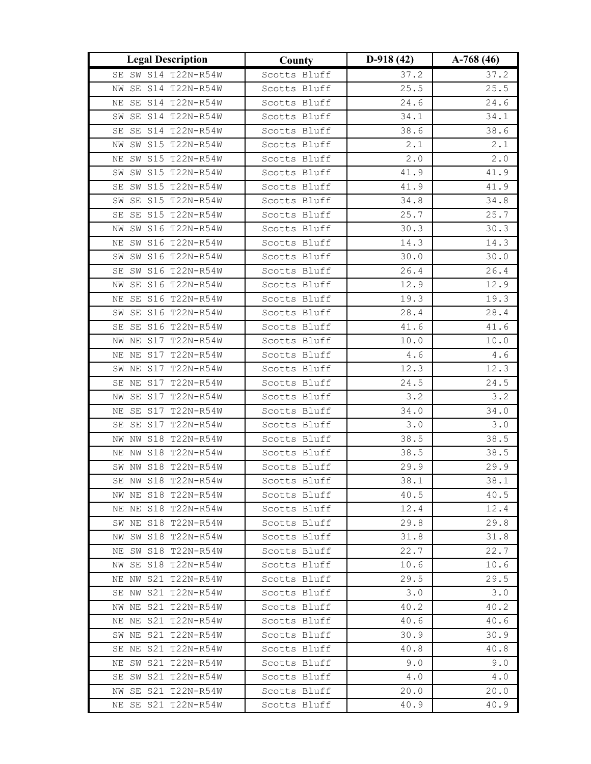| Legal Description | County | D-918 (42) | A-768 (46) |
|---|---|---|---|
| SE SW S14 T22N-R54W | Scotts Bluff | 37.2 | 37.2 |
| NW SE S14 T22N-R54W | Scotts Bluff | 25.5 | 25.5 |
| NE SE S14 T22N-R54W | Scotts Bluff | 24.6 | 24.6 |
| SW SE S14 T22N-R54W | Scotts Bluff | 34.1 | 34.1 |
| SE SE S14 T22N-R54W | Scotts Bluff | 38.6 | 38.6 |
| NW SW S15 T22N-R54W | Scotts Bluff | 2.1 | 2.1 |
| NE SW S15 T22N-R54W | Scotts Bluff | 2.0 | 2.0 |
| SW SW S15 T22N-R54W | Scotts Bluff | 41.9 | 41.9 |
| SE SW S15 T22N-R54W | Scotts Bluff | 41.9 | 41.9 |
| SW SE S15 T22N-R54W | Scotts Bluff | 34.8 | 34.8 |
| SE SE S15 T22N-R54W | Scotts Bluff | 25.7 | 25.7 |
| NW SW S16 T22N-R54W | Scotts Bluff | 30.3 | 30.3 |
| NE SW S16 T22N-R54W | Scotts Bluff | 14.3 | 14.3 |
| SW SW S16 T22N-R54W | Scotts Bluff | 30.0 | 30.0 |
| SE SW S16 T22N-R54W | Scotts Bluff | 26.4 | 26.4 |
| NW SE S16 T22N-R54W | Scotts Bluff | 12.9 | 12.9 |
| NE SE S16 T22N-R54W | Scotts Bluff | 19.3 | 19.3 |
| SW SE S16 T22N-R54W | Scotts Bluff | 28.4 | 28.4 |
| SE SE S16 T22N-R54W | Scotts Bluff | 41.6 | 41.6 |
| NW NE S17 T22N-R54W | Scotts Bluff | 10.0 | 10.0 |
| NE NE S17 T22N-R54W | Scotts Bluff | 4.6 | 4.6 |
| SW NE S17 T22N-R54W | Scotts Bluff | 12.3 | 12.3 |
| SE NE S17 T22N-R54W | Scotts Bluff | 24.5 | 24.5 |
| NW SE S17 T22N-R54W | Scotts Bluff | 3.2 | 3.2 |
| NE SE S17 T22N-R54W | Scotts Bluff | 34.0 | 34.0 |
| SE SE S17 T22N-R54W | Scotts Bluff | 3.0 | 3.0 |
| NW NW S18 T22N-R54W | Scotts Bluff | 38.5 | 38.5 |
| NE NW S18 T22N-R54W | Scotts Bluff | 38.5 | 38.5 |
| SW NW S18 T22N-R54W | Scotts Bluff | 29.9 | 29.9 |
| SE NW S18 T22N-R54W | Scotts Bluff | 38.1 | 38.1 |
| NW NE S18 T22N-R54W | Scotts Bluff | 40.5 | 40.5 |
| NE NE S18 T22N-R54W | Scotts Bluff | 12.4 | 12.4 |
| SW NE S18 T22N-R54W | Scotts Bluff | 29.8 | 29.8 |
| NW SW S18 T22N-R54W | Scotts Bluff | 31.8 | 31.8 |
| NE SW S18 T22N-R54W | Scotts Bluff | 22.7 | 22.7 |
| NW SE S18 T22N-R54W | Scotts Bluff | 10.6 | 10.6 |
| NE NW S21 T22N-R54W | Scotts Bluff | 29.5 | 29.5 |
| SE NW S21 T22N-R54W | Scotts Bluff | 3.0 | 3.0 |
| NW NE S21 T22N-R54W | Scotts Bluff | 40.2 | 40.2 |
| NE NE S21 T22N-R54W | Scotts Bluff | 40.6 | 40.6 |
| SW NE S21 T22N-R54W | Scotts Bluff | 30.9 | 30.9 |
| SE NE S21 T22N-R54W | Scotts Bluff | 40.8 | 40.8 |
| NE SW S21 T22N-R54W | Scotts Bluff | 9.0 | 9.0 |
| SE SW S21 T22N-R54W | Scotts Bluff | 4.0 | 4.0 |
| NW SE S21 T22N-R54W | Scotts Bluff | 20.0 | 20.0 |
| NE SE S21 T22N-R54W | Scotts Bluff | 40.9 | 40.9 |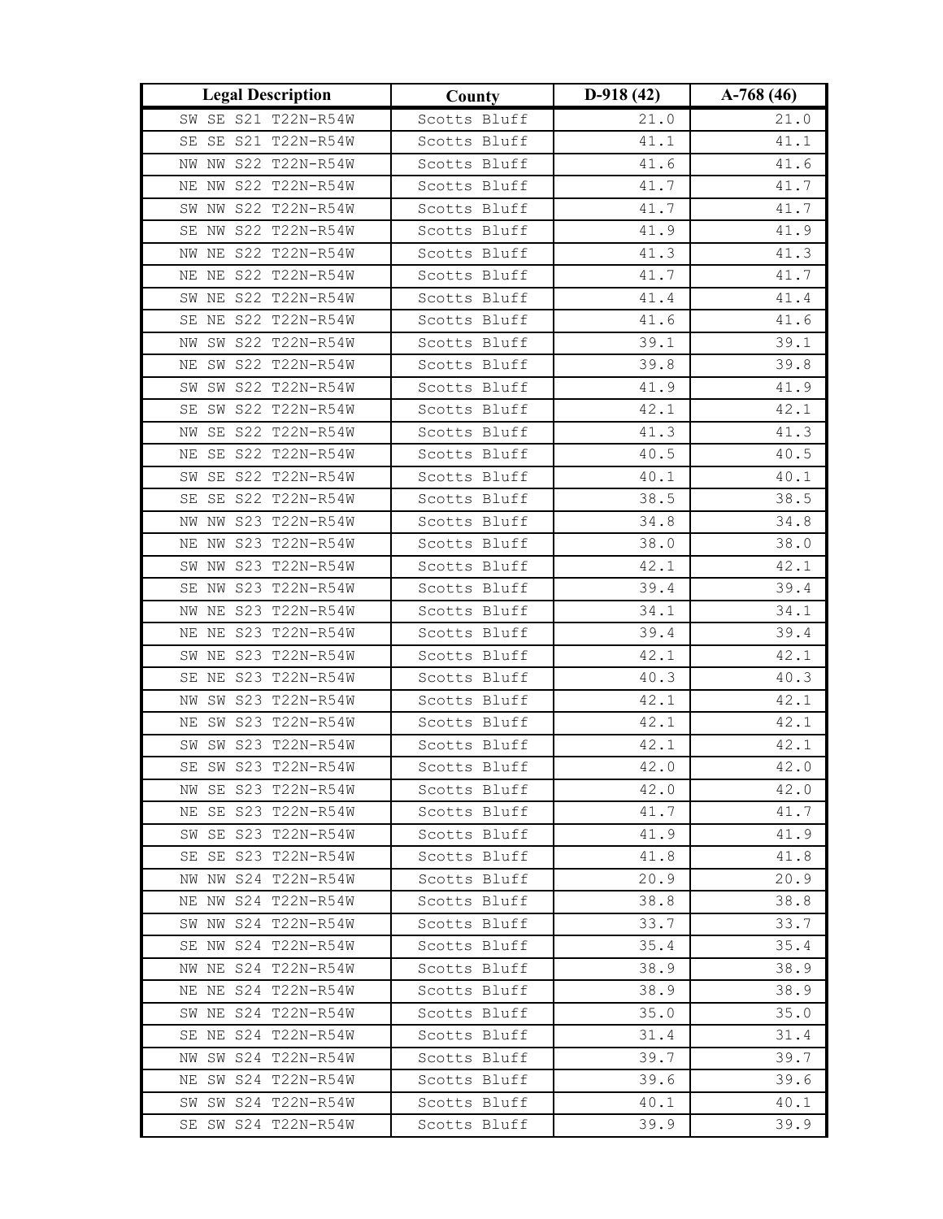| Legal Description | County | D-918 (42) | A-768 (46) |
|---|---|---|---|
| SW SE S21 T22N-R54W | Scotts Bluff | 21.0 | 21.0 |
| SE SE S21 T22N-R54W | Scotts Bluff | 41.1 | 41.1 |
| NW NW S22 T22N-R54W | Scotts Bluff | 41.6 | 41.6 |
| NE NW S22 T22N-R54W | Scotts Bluff | 41.7 | 41.7 |
| SW NW S22 T22N-R54W | Scotts Bluff | 41.7 | 41.7 |
| SE NW S22 T22N-R54W | Scotts Bluff | 41.9 | 41.9 |
| NW NE S22 T22N-R54W | Scotts Bluff | 41.3 | 41.3 |
| NE NE S22 T22N-R54W | Scotts Bluff | 41.7 | 41.7 |
| SW NE S22 T22N-R54W | Scotts Bluff | 41.4 | 41.4 |
| SE NE S22 T22N-R54W | Scotts Bluff | 41.6 | 41.6 |
| NW SW S22 T22N-R54W | Scotts Bluff | 39.1 | 39.1 |
| NE SW S22 T22N-R54W | Scotts Bluff | 39.8 | 39.8 |
| SW SW S22 T22N-R54W | Scotts Bluff | 41.9 | 41.9 |
| SE SW S22 T22N-R54W | Scotts Bluff | 42.1 | 42.1 |
| NW SE S22 T22N-R54W | Scotts Bluff | 41.3 | 41.3 |
| NE SE S22 T22N-R54W | Scotts Bluff | 40.5 | 40.5 |
| SW SE S22 T22N-R54W | Scotts Bluff | 40.1 | 40.1 |
| SE SE S22 T22N-R54W | Scotts Bluff | 38.5 | 38.5 |
| NW NW S23 T22N-R54W | Scotts Bluff | 34.8 | 34.8 |
| NE NW S23 T22N-R54W | Scotts Bluff | 38.0 | 38.0 |
| SW NW S23 T22N-R54W | Scotts Bluff | 42.1 | 42.1 |
| SE NW S23 T22N-R54W | Scotts Bluff | 39.4 | 39.4 |
| NW NE S23 T22N-R54W | Scotts Bluff | 34.1 | 34.1 |
| NE NE S23 T22N-R54W | Scotts Bluff | 39.4 | 39.4 |
| SW NE S23 T22N-R54W | Scotts Bluff | 42.1 | 42.1 |
| SE NE S23 T22N-R54W | Scotts Bluff | 40.3 | 40.3 |
| NW SW S23 T22N-R54W | Scotts Bluff | 42.1 | 42.1 |
| NE SW S23 T22N-R54W | Scotts Bluff | 42.1 | 42.1 |
| SW SW S23 T22N-R54W | Scotts Bluff | 42.1 | 42.1 |
| SE SW S23 T22N-R54W | Scotts Bluff | 42.0 | 42.0 |
| NW SE S23 T22N-R54W | Scotts Bluff | 42.0 | 42.0 |
| NE SE S23 T22N-R54W | Scotts Bluff | 41.7 | 41.7 |
| SW SE S23 T22N-R54W | Scotts Bluff | 41.9 | 41.9 |
| SE SE S23 T22N-R54W | Scotts Bluff | 41.8 | 41.8 |
| NW NW S24 T22N-R54W | Scotts Bluff | 20.9 | 20.9 |
| NE NW S24 T22N-R54W | Scotts Bluff | 38.8 | 38.8 |
| SW NW S24 T22N-R54W | Scotts Bluff | 33.7 | 33.7 |
| SE NW S24 T22N-R54W | Scotts Bluff | 35.4 | 35.4 |
| NW NE S24 T22N-R54W | Scotts Bluff | 38.9 | 38.9 |
| NE NE S24 T22N-R54W | Scotts Bluff | 38.9 | 38.9 |
| SW NE S24 T22N-R54W | Scotts Bluff | 35.0 | 35.0 |
| SE NE S24 T22N-R54W | Scotts Bluff | 31.4 | 31.4 |
| NW SW S24 T22N-R54W | Scotts Bluff | 39.7 | 39.7 |
| NE SW S24 T22N-R54W | Scotts Bluff | 39.6 | 39.6 |
| SW SW S24 T22N-R54W | Scotts Bluff | 40.1 | 40.1 |
| SE SW S24 T22N-R54W | Scotts Bluff | 39.9 | 39.9 |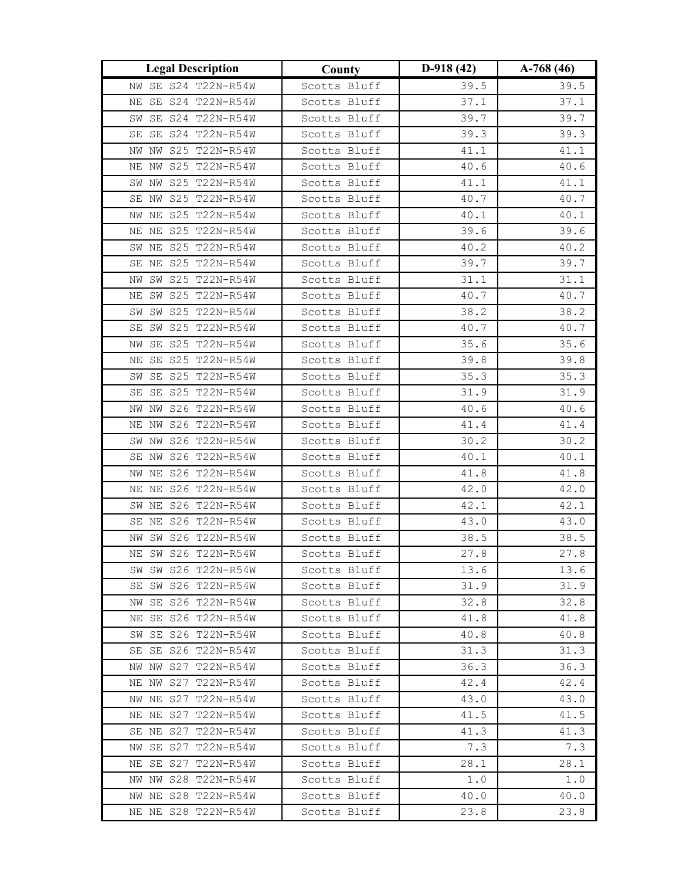| Legal Description | County | D-918 (42) | A-768 (46) |
|---|---|---|---|
| NW SE S24 T22N-R54W | Scotts Bluff | 39.5 | 39.5 |
| NE SE S24 T22N-R54W | Scotts Bluff | 37.1 | 37.1 |
| SW SE S24 T22N-R54W | Scotts Bluff | 39.7 | 39.7 |
| SE SE S24 T22N-R54W | Scotts Bluff | 39.3 | 39.3 |
| NW NW S25 T22N-R54W | Scotts Bluff | 41.1 | 41.1 |
| NE NW S25 T22N-R54W | Scotts Bluff | 40.6 | 40.6 |
| SW NW S25 T22N-R54W | Scotts Bluff | 41.1 | 41.1 |
| SE NW S25 T22N-R54W | Scotts Bluff | 40.7 | 40.7 |
| NW NE S25 T22N-R54W | Scotts Bluff | 40.1 | 40.1 |
| NE NE S25 T22N-R54W | Scotts Bluff | 39.6 | 39.6 |
| SW NE S25 T22N-R54W | Scotts Bluff | 40.2 | 40.2 |
| SE NE S25 T22N-R54W | Scotts Bluff | 39.7 | 39.7 |
| NW SW S25 T22N-R54W | Scotts Bluff | 31.1 | 31.1 |
| NE SW S25 T22N-R54W | Scotts Bluff | 40.7 | 40.7 |
| SW SW S25 T22N-R54W | Scotts Bluff | 38.2 | 38.2 |
| SE SW S25 T22N-R54W | Scotts Bluff | 40.7 | 40.7 |
| NW SE S25 T22N-R54W | Scotts Bluff | 35.6 | 35.6 |
| NE SE S25 T22N-R54W | Scotts Bluff | 39.8 | 39.8 |
| SW SE S25 T22N-R54W | Scotts Bluff | 35.3 | 35.3 |
| SE SE S25 T22N-R54W | Scotts Bluff | 31.9 | 31.9 |
| NW NW S26 T22N-R54W | Scotts Bluff | 40.6 | 40.6 |
| NE NW S26 T22N-R54W | Scotts Bluff | 41.4 | 41.4 |
| SW NW S26 T22N-R54W | Scotts Bluff | 30.2 | 30.2 |
| SE NW S26 T22N-R54W | Scotts Bluff | 40.1 | 40.1 |
| NW NE S26 T22N-R54W | Scotts Bluff | 41.8 | 41.8 |
| NE NE S26 T22N-R54W | Scotts Bluff | 42.0 | 42.0 |
| SW NE S26 T22N-R54W | Scotts Bluff | 42.1 | 42.1 |
| SE NE S26 T22N-R54W | Scotts Bluff | 43.0 | 43.0 |
| NW SW S26 T22N-R54W | Scotts Bluff | 38.5 | 38.5 |
| NE SW S26 T22N-R54W | Scotts Bluff | 27.8 | 27.8 |
| SW SW S26 T22N-R54W | Scotts Bluff | 13.6 | 13.6 |
| SE SW S26 T22N-R54W | Scotts Bluff | 31.9 | 31.9 |
| NW SE S26 T22N-R54W | Scotts Bluff | 32.8 | 32.8 |
| NE SE S26 T22N-R54W | Scotts Bluff | 41.8 | 41.8 |
| SW SE S26 T22N-R54W | Scotts Bluff | 40.8 | 40.8 |
| SE SE S26 T22N-R54W | Scotts Bluff | 31.3 | 31.3 |
| NW NW S27 T22N-R54W | Scotts Bluff | 36.3 | 36.3 |
| NE NW S27 T22N-R54W | Scotts Bluff | 42.4 | 42.4 |
| NW NE S27 T22N-R54W | Scotts Bluff | 43.0 | 43.0 |
| NE NE S27 T22N-R54W | Scotts Bluff | 41.5 | 41.5 |
| SE NE S27 T22N-R54W | Scotts Bluff | 41.3 | 41.3 |
| NW SE S27 T22N-R54W | Scotts Bluff | 7.3 | 7.3 |
| NE SE S27 T22N-R54W | Scotts Bluff | 28.1 | 28.1 |
| NW NW S28 T22N-R54W | Scotts Bluff | 1.0 | 1.0 |
| NW NE S28 T22N-R54W | Scotts Bluff | 40.0 | 40.0 |
| NE NE S28 T22N-R54W | Scotts Bluff | 23.8 | 23.8 |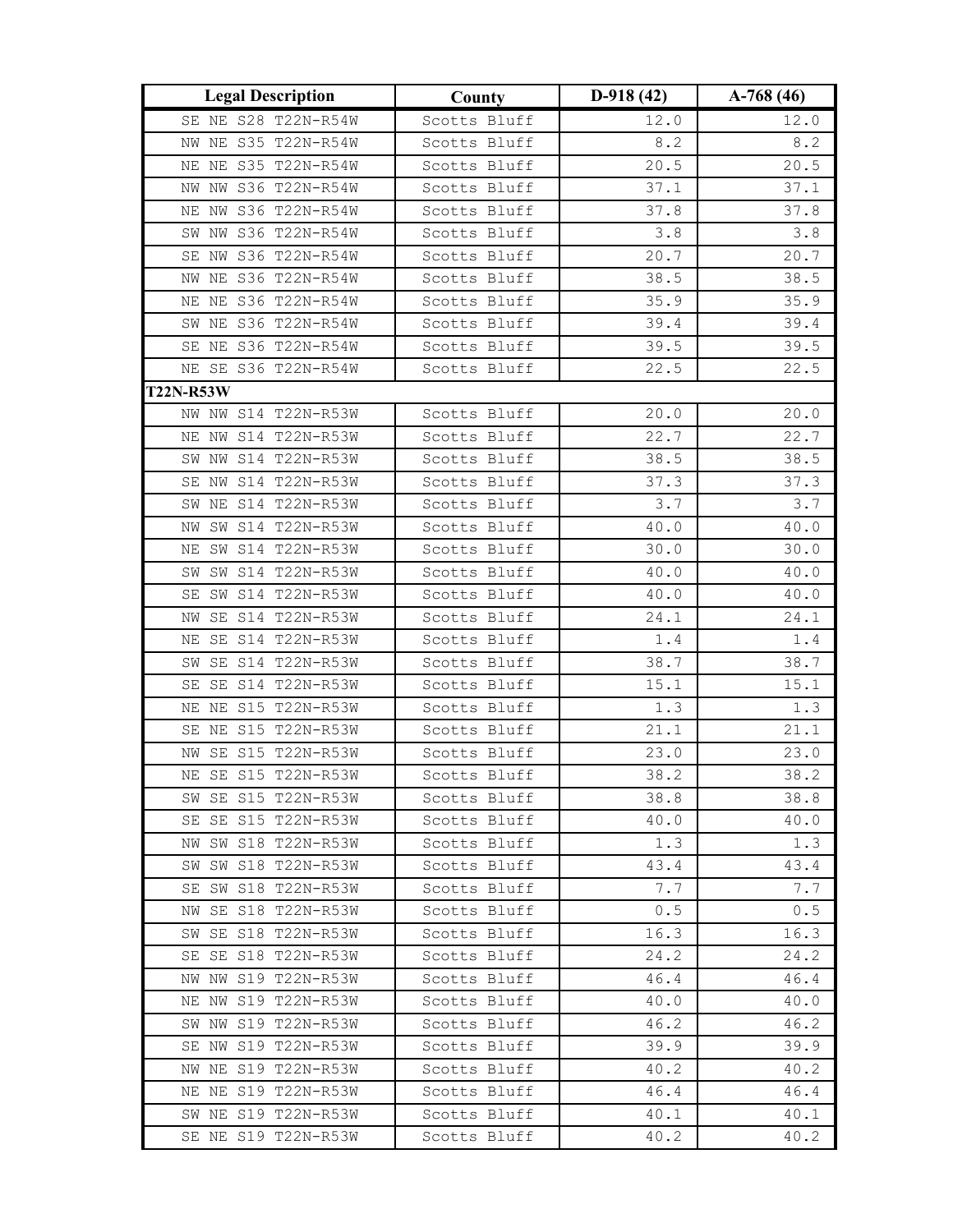| Legal Description | County | D-918 (42) | A-768 (46) |
|---|---|---|---|
| SE NE S28 T22N-R54W | Scotts Bluff | 12.0 | 12.0 |
| NW NE S35 T22N-R54W | Scotts Bluff | 8.2 | 8.2 |
| NE NE S35 T22N-R54W | Scotts Bluff | 20.5 | 20.5 |
| NW NW S36 T22N-R54W | Scotts Bluff | 37.1 | 37.1 |
| NE NW S36 T22N-R54W | Scotts Bluff | 37.8 | 37.8 |
| SW NW S36 T22N-R54W | Scotts Bluff | 3.8 | 3.8 |
| SE NW S36 T22N-R54W | Scotts Bluff | 20.7 | 20.7 |
| NW NE S36 T22N-R54W | Scotts Bluff | 38.5 | 38.5 |
| NE NE S36 T22N-R54W | Scotts Bluff | 35.9 | 35.9 |
| SW NE S36 T22N-R54W | Scotts Bluff | 39.4 | 39.4 |
| SE NE S36 T22N-R54W | Scotts Bluff | 39.5 | 39.5 |
| NE SE S36 T22N-R54W | Scotts Bluff | 22.5 | 22.5 |
| **T22N-R53W** | | | |
| NW NW S14 T22N-R53W | Scotts Bluff | 20.0 | 20.0 |
| NE NW S14 T22N-R53W | Scotts Bluff | 22.7 | 22.7 |
| SW NW S14 T22N-R53W | Scotts Bluff | 38.5 | 38.5 |
| SE NW S14 T22N-R53W | Scotts Bluff | 37.3 | 37.3 |
| SW NE S14 T22N-R53W | Scotts Bluff | 3.7 | 3.7 |
| NW SW S14 T22N-R53W | Scotts Bluff | 40.0 | 40.0 |
| NE SW S14 T22N-R53W | Scotts Bluff | 30.0 | 30.0 |
| SW SW S14 T22N-R53W | Scotts Bluff | 40.0 | 40.0 |
| SE SW S14 T22N-R53W | Scotts Bluff | 40.0 | 40.0 |
| NW SE S14 T22N-R53W | Scotts Bluff | 24.1 | 24.1 |
| NE SE S14 T22N-R53W | Scotts Bluff | 1.4 | 1.4 |
| SW SE S14 T22N-R53W | Scotts Bluff | 38.7 | 38.7 |
| SE SE S14 T22N-R53W | Scotts Bluff | 15.1 | 15.1 |
| NE NE S15 T22N-R53W | Scotts Bluff | 1.3 | 1.3 |
| SE NE S15 T22N-R53W | Scotts Bluff | 21.1 | 21.1 |
| NW SE S15 T22N-R53W | Scotts Bluff | 23.0 | 23.0 |
| NE SE S15 T22N-R53W | Scotts Bluff | 38.2 | 38.2 |
| SW SE S15 T22N-R53W | Scotts Bluff | 38.8 | 38.8 |
| SE SE S15 T22N-R53W | Scotts Bluff | 40.0 | 40.0 |
| NW SW S18 T22N-R53W | Scotts Bluff | 1.3 | 1.3 |
| SW SW S18 T22N-R53W | Scotts Bluff | 43.4 | 43.4 |
| SE SW S18 T22N-R53W | Scotts Bluff | 7.7 | 7.7 |
| NW SE S18 T22N-R53W | Scotts Bluff | 0.5 | 0.5 |
| SW SE S18 T22N-R53W | Scotts Bluff | 16.3 | 16.3 |
| SE SE S18 T22N-R53W | Scotts Bluff | 24.2 | 24.2 |
| NW NW S19 T22N-R53W | Scotts Bluff | 46.4 | 46.4 |
| NE NW S19 T22N-R53W | Scotts Bluff | 40.0 | 40.0 |
| SW NW S19 T22N-R53W | Scotts Bluff | 46.2 | 46.2 |
| SE NW S19 T22N-R53W | Scotts Bluff | 39.9 | 39.9 |
| NW NE S19 T22N-R53W | Scotts Bluff | 40.2 | 40.2 |
| NE NE S19 T22N-R53W | Scotts Bluff | 46.4 | 46.4 |
| SW NE S19 T22N-R53W | Scotts Bluff | 40.1 | 40.1 |
| SE NE S19 T22N-R53W | Scotts Bluff | 40.2 | 40.2 |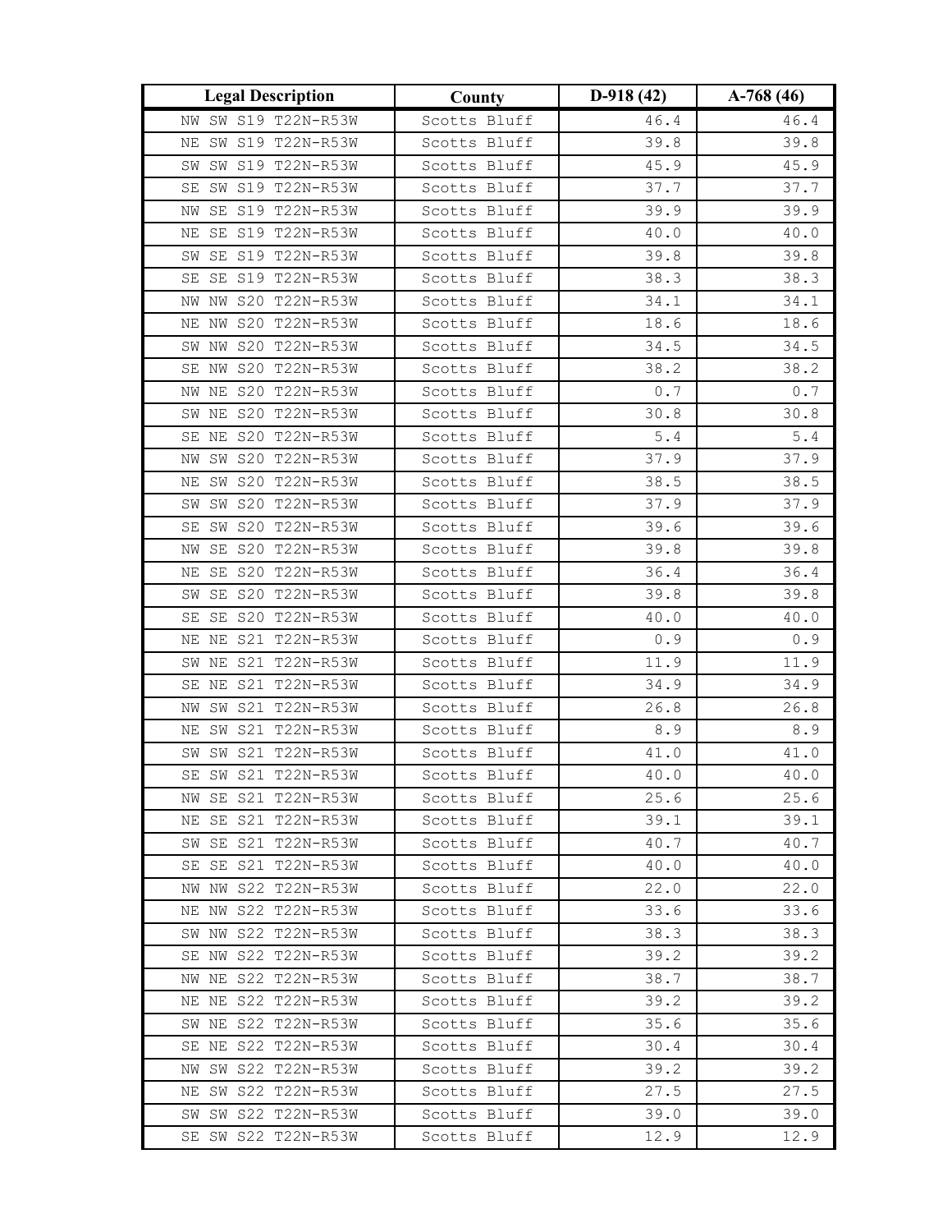| Legal Description | County | D-918 (42) | A-768 (46) |
|---|---|---|---|
| NW SW S19 T22N-R53W | Scotts Bluff | 46.4 | 46.4 |
| NE SW S19 T22N-R53W | Scotts Bluff | 39.8 | 39.8 |
| SW SW S19 T22N-R53W | Scotts Bluff | 45.9 | 45.9 |
| SE SW S19 T22N-R53W | Scotts Bluff | 37.7 | 37.7 |
| NW SE S19 T22N-R53W | Scotts Bluff | 39.9 | 39.9 |
| NE SE S19 T22N-R53W | Scotts Bluff | 40.0 | 40.0 |
| SW SE S19 T22N-R53W | Scotts Bluff | 39.8 | 39.8 |
| SE SE S19 T22N-R53W | Scotts Bluff | 38.3 | 38.3 |
| NW NW S20 T22N-R53W | Scotts Bluff | 34.1 | 34.1 |
| NE NW S20 T22N-R53W | Scotts Bluff | 18.6 | 18.6 |
| SW NW S20 T22N-R53W | Scotts Bluff | 34.5 | 34.5 |
| SE NW S20 T22N-R53W | Scotts Bluff | 38.2 | 38.2 |
| NW NE S20 T22N-R53W | Scotts Bluff | 0.7 | 0.7 |
| SW NE S20 T22N-R53W | Scotts Bluff | 30.8 | 30.8 |
| SE NE S20 T22N-R53W | Scotts Bluff | 5.4 | 5.4 |
| NW SW S20 T22N-R53W | Scotts Bluff | 37.9 | 37.9 |
| NE SW S20 T22N-R53W | Scotts Bluff | 38.5 | 38.5 |
| SW SW S20 T22N-R53W | Scotts Bluff | 37.9 | 37.9 |
| SE SW S20 T22N-R53W | Scotts Bluff | 39.6 | 39.6 |
| NW SE S20 T22N-R53W | Scotts Bluff | 39.8 | 39.8 |
| NE SE S20 T22N-R53W | Scotts Bluff | 36.4 | 36.4 |
| SW SE S20 T22N-R53W | Scotts Bluff | 39.8 | 39.8 |
| SE SE S20 T22N-R53W | Scotts Bluff | 40.0 | 40.0 |
| NE NE S21 T22N-R53W | Scotts Bluff | 0.9 | 0.9 |
| SW NE S21 T22N-R53W | Scotts Bluff | 11.9 | 11.9 |
| SE NE S21 T22N-R53W | Scotts Bluff | 34.9 | 34.9 |
| NW SW S21 T22N-R53W | Scotts Bluff | 26.8 | 26.8 |
| NE SW S21 T22N-R53W | Scotts Bluff | 8.9 | 8.9 |
| SW SW S21 T22N-R53W | Scotts Bluff | 41.0 | 41.0 |
| SE SW S21 T22N-R53W | Scotts Bluff | 40.0 | 40.0 |
| NW SE S21 T22N-R53W | Scotts Bluff | 25.6 | 25.6 |
| NE SE S21 T22N-R53W | Scotts Bluff | 39.1 | 39.1 |
| SW SE S21 T22N-R53W | Scotts Bluff | 40.7 | 40.7 |
| SE SE S21 T22N-R53W | Scotts Bluff | 40.0 | 40.0 |
| NW NW S22 T22N-R53W | Scotts Bluff | 22.0 | 22.0 |
| NE NW S22 T22N-R53W | Scotts Bluff | 33.6 | 33.6 |
| SW NW S22 T22N-R53W | Scotts Bluff | 38.3 | 38.3 |
| SE NW S22 T22N-R53W | Scotts Bluff | 39.2 | 39.2 |
| NW NE S22 T22N-R53W | Scotts Bluff | 38.7 | 38.7 |
| NE NE S22 T22N-R53W | Scotts Bluff | 39.2 | 39.2 |
| SW NE S22 T22N-R53W | Scotts Bluff | 35.6 | 35.6 |
| SE NE S22 T22N-R53W | Scotts Bluff | 30.4 | 30.4 |
| NW SW S22 T22N-R53W | Scotts Bluff | 39.2 | 39.2 |
| NE SW S22 T22N-R53W | Scotts Bluff | 27.5 | 27.5 |
| SW SW S22 T22N-R53W | Scotts Bluff | 39.0 | 39.0 |
| SE SW S22 T22N-R53W | Scotts Bluff | 12.9 | 12.9 |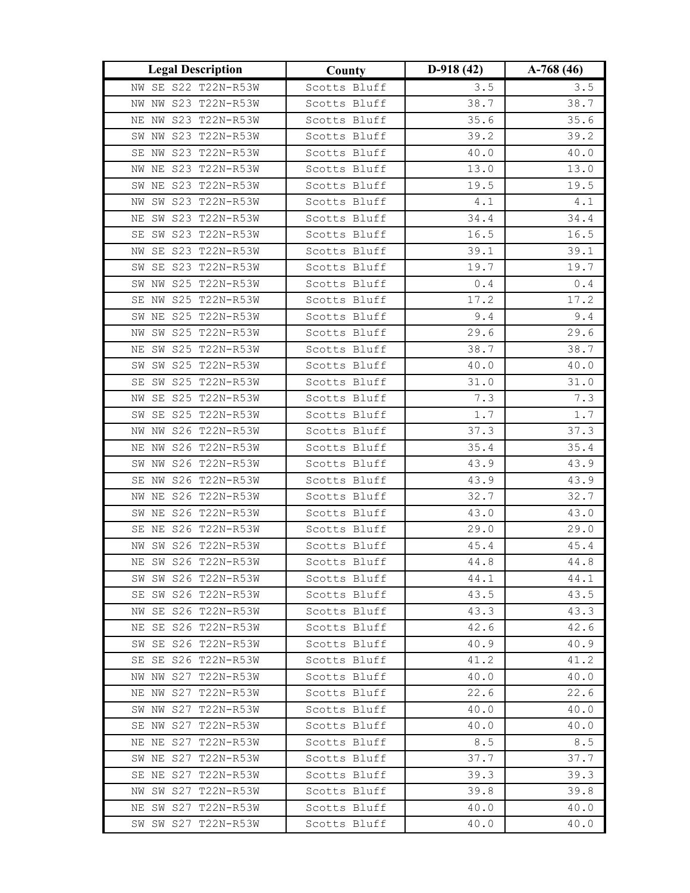| Legal Description | County | D-918 (42) | A-768 (46) |
|---|---|---|---|
| NW SE S22 T22N-R53W | Scotts Bluff | 3.5 | 3.5 |
| NW NW S23 T22N-R53W | Scotts Bluff | 38.7 | 38.7 |
| NE NW S23 T22N-R53W | Scotts Bluff | 35.6 | 35.6 |
| SW NW S23 T22N-R53W | Scotts Bluff | 39.2 | 39.2 |
| SE NW S23 T22N-R53W | Scotts Bluff | 40.0 | 40.0 |
| NW NE S23 T22N-R53W | Scotts Bluff | 13.0 | 13.0 |
| SW NE S23 T22N-R53W | Scotts Bluff | 19.5 | 19.5 |
| NW SW S23 T22N-R53W | Scotts Bluff | 4.1 | 4.1 |
| NE SW S23 T22N-R53W | Scotts Bluff | 34.4 | 34.4 |
| SE SW S23 T22N-R53W | Scotts Bluff | 16.5 | 16.5 |
| NW SE S23 T22N-R53W | Scotts Bluff | 39.1 | 39.1 |
| SW SE S23 T22N-R53W | Scotts Bluff | 19.7 | 19.7 |
| SW NW S25 T22N-R53W | Scotts Bluff | 0.4 | 0.4 |
| SE NW S25 T22N-R53W | Scotts Bluff | 17.2 | 17.2 |
| SW NE S25 T22N-R53W | Scotts Bluff | 9.4 | 9.4 |
| NW SW S25 T22N-R53W | Scotts Bluff | 29.6 | 29.6 |
| NE SW S25 T22N-R53W | Scotts Bluff | 38.7 | 38.7 |
| SW SW S25 T22N-R53W | Scotts Bluff | 40.0 | 40.0 |
| SE SW S25 T22N-R53W | Scotts Bluff | 31.0 | 31.0 |
| NW SE S25 T22N-R53W | Scotts Bluff | 7.3 | 7.3 |
| SW SE S25 T22N-R53W | Scotts Bluff | 1.7 | 1.7 |
| NW NW S26 T22N-R53W | Scotts Bluff | 37.3 | 37.3 |
| NE NW S26 T22N-R53W | Scotts Bluff | 35.4 | 35.4 |
| SW NW S26 T22N-R53W | Scotts Bluff | 43.9 | 43.9 |
| SE NW S26 T22N-R53W | Scotts Bluff | 43.9 | 43.9 |
| NW NE S26 T22N-R53W | Scotts Bluff | 32.7 | 32.7 |
| SW NE S26 T22N-R53W | Scotts Bluff | 43.0 | 43.0 |
| SE NE S26 T22N-R53W | Scotts Bluff | 29.0 | 29.0 |
| NW SW S26 T22N-R53W | Scotts Bluff | 45.4 | 45.4 |
| NE SW S26 T22N-R53W | Scotts Bluff | 44.8 | 44.8 |
| SW SW S26 T22N-R53W | Scotts Bluff | 44.1 | 44.1 |
| SE SW S26 T22N-R53W | Scotts Bluff | 43.5 | 43.5 |
| NW SE S26 T22N-R53W | Scotts Bluff | 43.3 | 43.3 |
| NE SE S26 T22N-R53W | Scotts Bluff | 42.6 | 42.6 |
| SW SE S26 T22N-R53W | Scotts Bluff | 40.9 | 40.9 |
| SE SE S26 T22N-R53W | Scotts Bluff | 41.2 | 41.2 |
| NW NW S27 T22N-R53W | Scotts Bluff | 40.0 | 40.0 |
| NE NW S27 T22N-R53W | Scotts Bluff | 22.6 | 22.6 |
| SW NW S27 T22N-R53W | Scotts Bluff | 40.0 | 40.0 |
| SE NW S27 T22N-R53W | Scotts Bluff | 40.0 | 40.0 |
| NE NE S27 T22N-R53W | Scotts Bluff | 8.5 | 8.5 |
| SW NE S27 T22N-R53W | Scotts Bluff | 37.7 | 37.7 |
| SE NE S27 T22N-R53W | Scotts Bluff | 39.3 | 39.3 |
| NW SW S27 T22N-R53W | Scotts Bluff | 39.8 | 39.8 |
| NE SW S27 T22N-R53W | Scotts Bluff | 40.0 | 40.0 |
| SW SW S27 T22N-R53W | Scotts Bluff | 40.0 | 40.0 |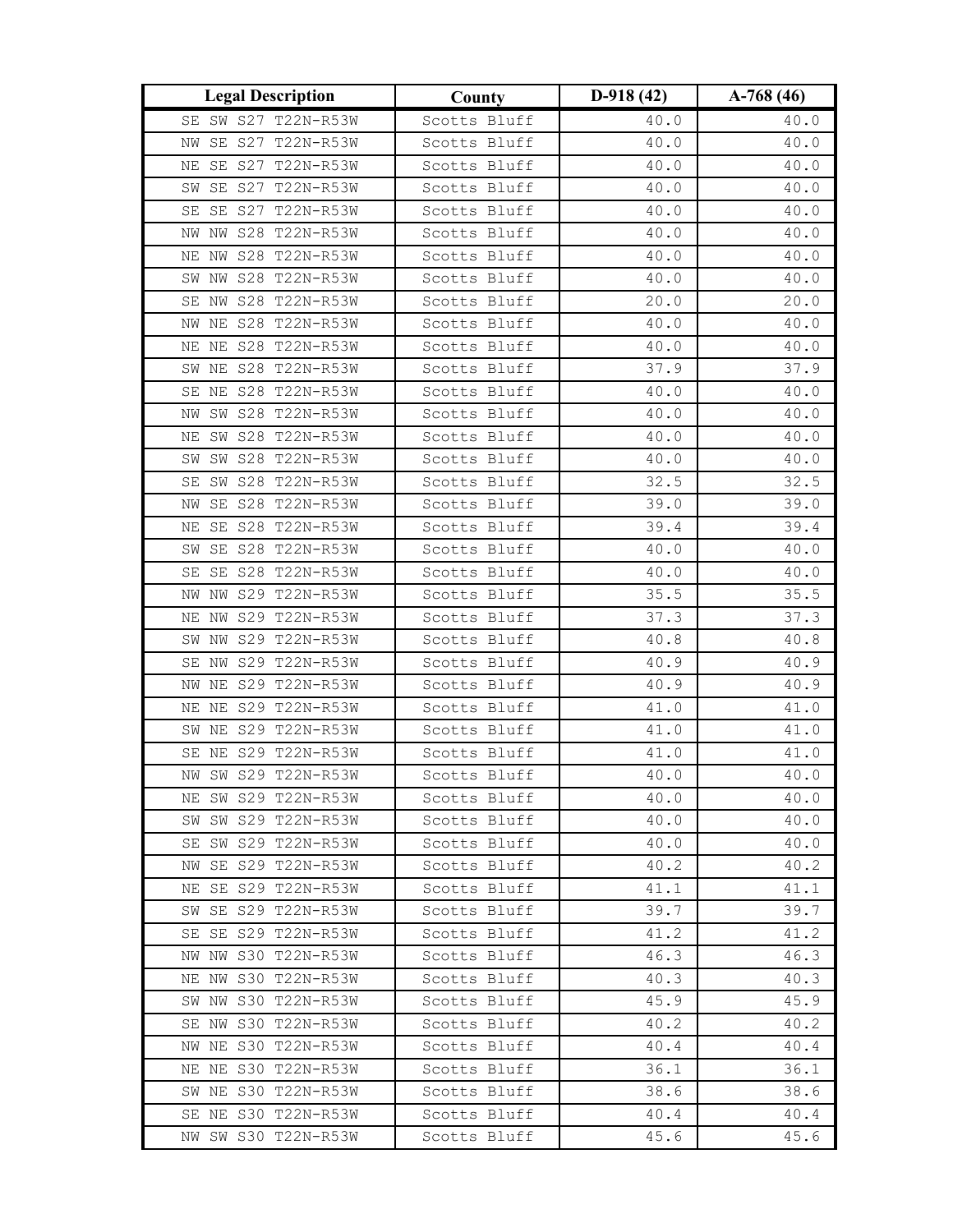| Legal Description | County | D-918 (42) | A-768 (46) |
|---|---|---|---|
| SE SW S27 T22N-R53W | Scotts Bluff | 40.0 | 40.0 |
| NW SE S27 T22N-R53W | Scotts Bluff | 40.0 | 40.0 |
| NE SE S27 T22N-R53W | Scotts Bluff | 40.0 | 40.0 |
| SW SE S27 T22N-R53W | Scotts Bluff | 40.0 | 40.0 |
| SE SE S27 T22N-R53W | Scotts Bluff | 40.0 | 40.0 |
| NW NW S28 T22N-R53W | Scotts Bluff | 40.0 | 40.0 |
| NE NW S28 T22N-R53W | Scotts Bluff | 40.0 | 40.0 |
| SW NW S28 T22N-R53W | Scotts Bluff | 40.0 | 40.0 |
| SE NW S28 T22N-R53W | Scotts Bluff | 20.0 | 20.0 |
| NW NE S28 T22N-R53W | Scotts Bluff | 40.0 | 40.0 |
| NE NE S28 T22N-R53W | Scotts Bluff | 40.0 | 40.0 |
| SW NE S28 T22N-R53W | Scotts Bluff | 37.9 | 37.9 |
| SE NE S28 T22N-R53W | Scotts Bluff | 40.0 | 40.0 |
| NW SW S28 T22N-R53W | Scotts Bluff | 40.0 | 40.0 |
| NE SW S28 T22N-R53W | Scotts Bluff | 40.0 | 40.0 |
| SW SW S28 T22N-R53W | Scotts Bluff | 40.0 | 40.0 |
| SE SW S28 T22N-R53W | Scotts Bluff | 32.5 | 32.5 |
| NW SE S28 T22N-R53W | Scotts Bluff | 39.0 | 39.0 |
| NE SE S28 T22N-R53W | Scotts Bluff | 39.4 | 39.4 |
| SW SE S28 T22N-R53W | Scotts Bluff | 40.0 | 40.0 |
| SE SE S28 T22N-R53W | Scotts Bluff | 40.0 | 40.0 |
| NW NW S29 T22N-R53W | Scotts Bluff | 35.5 | 35.5 |
| NE NW S29 T22N-R53W | Scotts Bluff | 37.3 | 37.3 |
| SW NW S29 T22N-R53W | Scotts Bluff | 40.8 | 40.8 |
| SE NW S29 T22N-R53W | Scotts Bluff | 40.9 | 40.9 |
| NW NE S29 T22N-R53W | Scotts Bluff | 40.9 | 40.9 |
| NE NE S29 T22N-R53W | Scotts Bluff | 41.0 | 41.0 |
| SW NE S29 T22N-R53W | Scotts Bluff | 41.0 | 41.0 |
| SE NE S29 T22N-R53W | Scotts Bluff | 41.0 | 41.0 |
| NW SW S29 T22N-R53W | Scotts Bluff | 40.0 | 40.0 |
| NE SW S29 T22N-R53W | Scotts Bluff | 40.0 | 40.0 |
| SW SW S29 T22N-R53W | Scotts Bluff | 40.0 | 40.0 |
| SE SW S29 T22N-R53W | Scotts Bluff | 40.0 | 40.0 |
| NW SE S29 T22N-R53W | Scotts Bluff | 40.2 | 40.2 |
| NE SE S29 T22N-R53W | Scotts Bluff | 41.1 | 41.1 |
| SW SE S29 T22N-R53W | Scotts Bluff | 39.7 | 39.7 |
| SE SE S29 T22N-R53W | Scotts Bluff | 41.2 | 41.2 |
| NW NW S30 T22N-R53W | Scotts Bluff | 46.3 | 46.3 |
| NE NW S30 T22N-R53W | Scotts Bluff | 40.3 | 40.3 |
| SW NW S30 T22N-R53W | Scotts Bluff | 45.9 | 45.9 |
| SE NW S30 T22N-R53W | Scotts Bluff | 40.2 | 40.2 |
| NW NE S30 T22N-R53W | Scotts Bluff | 40.4 | 40.4 |
| NE NE S30 T22N-R53W | Scotts Bluff | 36.1 | 36.1 |
| SW NE S30 T22N-R53W | Scotts Bluff | 38.6 | 38.6 |
| SE NE S30 T22N-R53W | Scotts Bluff | 40.4 | 40.4 |
| NW SW S30 T22N-R53W | Scotts Bluff | 45.6 | 45.6 |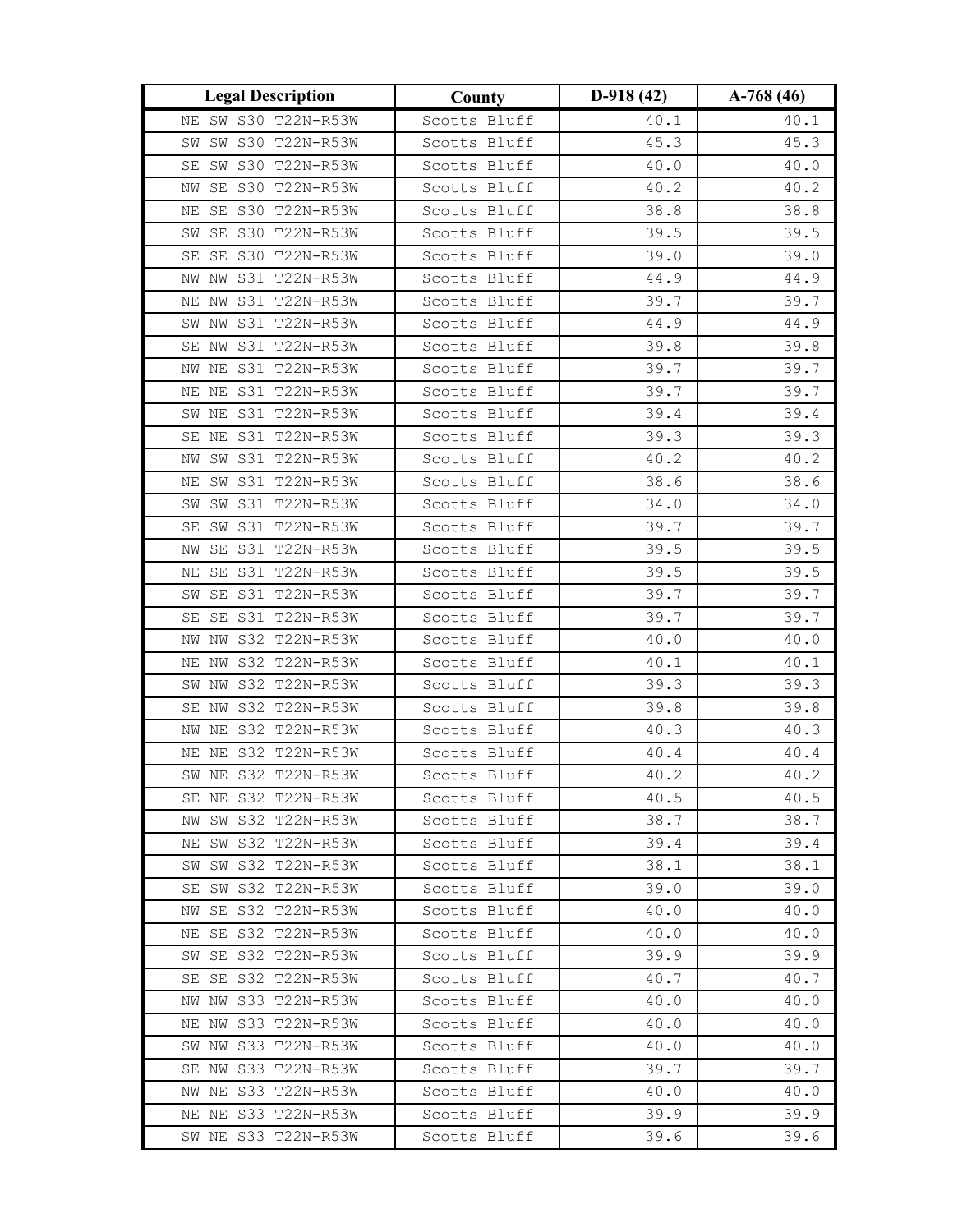| Legal Description | County | D-918 (42) | A-768 (46) |
|---|---|---|---|
| NE SW S30 T22N-R53W | Scotts Bluff | 40.1 | 40.1 |
| SW SW S30 T22N-R53W | Scotts Bluff | 45.3 | 45.3 |
| SE SW S30 T22N-R53W | Scotts Bluff | 40.0 | 40.0 |
| NW SE S30 T22N-R53W | Scotts Bluff | 40.2 | 40.2 |
| NE SE S30 T22N-R53W | Scotts Bluff | 38.8 | 38.8 |
| SW SE S30 T22N-R53W | Scotts Bluff | 39.5 | 39.5 |
| SE SE S30 T22N-R53W | Scotts Bluff | 39.0 | 39.0 |
| NW NW S31 T22N-R53W | Scotts Bluff | 44.9 | 44.9 |
| NE NW S31 T22N-R53W | Scotts Bluff | 39.7 | 39.7 |
| SW NW S31 T22N-R53W | Scotts Bluff | 44.9 | 44.9 |
| SE NW S31 T22N-R53W | Scotts Bluff | 39.8 | 39.8 |
| NW NE S31 T22N-R53W | Scotts Bluff | 39.7 | 39.7 |
| NE NE S31 T22N-R53W | Scotts Bluff | 39.7 | 39.7 |
| SW NE S31 T22N-R53W | Scotts Bluff | 39.4 | 39.4 |
| SE NE S31 T22N-R53W | Scotts Bluff | 39.3 | 39.3 |
| NW SW S31 T22N-R53W | Scotts Bluff | 40.2 | 40.2 |
| NE SW S31 T22N-R53W | Scotts Bluff | 38.6 | 38.6 |
| SW SW S31 T22N-R53W | Scotts Bluff | 34.0 | 34.0 |
| SE SW S31 T22N-R53W | Scotts Bluff | 39.7 | 39.7 |
| NW SE S31 T22N-R53W | Scotts Bluff | 39.5 | 39.5 |
| NE SE S31 T22N-R53W | Scotts Bluff | 39.5 | 39.5 |
| SW SE S31 T22N-R53W | Scotts Bluff | 39.7 | 39.7 |
| SE SE S31 T22N-R53W | Scotts Bluff | 39.7 | 39.7 |
| NW NW S32 T22N-R53W | Scotts Bluff | 40.0 | 40.0 |
| NE NW S32 T22N-R53W | Scotts Bluff | 40.1 | 40.1 |
| SW NW S32 T22N-R53W | Scotts Bluff | 39.3 | 39.3 |
| SE NW S32 T22N-R53W | Scotts Bluff | 39.8 | 39.8 |
| NW NE S32 T22N-R53W | Scotts Bluff | 40.3 | 40.3 |
| NE NE S32 T22N-R53W | Scotts Bluff | 40.4 | 40.4 |
| SW NE S32 T22N-R53W | Scotts Bluff | 40.2 | 40.2 |
| SE NE S32 T22N-R53W | Scotts Bluff | 40.5 | 40.5 |
| NW SW S32 T22N-R53W | Scotts Bluff | 38.7 | 38.7 |
| NE SW S32 T22N-R53W | Scotts Bluff | 39.4 | 39.4 |
| SW SW S32 T22N-R53W | Scotts Bluff | 38.1 | 38.1 |
| SE SW S32 T22N-R53W | Scotts Bluff | 39.0 | 39.0 |
| NW SE S32 T22N-R53W | Scotts Bluff | 40.0 | 40.0 |
| NE SE S32 T22N-R53W | Scotts Bluff | 40.0 | 40.0 |
| SW SE S32 T22N-R53W | Scotts Bluff | 39.9 | 39.9 |
| SE SE S32 T22N-R53W | Scotts Bluff | 40.7 | 40.7 |
| NW NW S33 T22N-R53W | Scotts Bluff | 40.0 | 40.0 |
| NE NW S33 T22N-R53W | Scotts Bluff | 40.0 | 40.0 |
| SW NW S33 T22N-R53W | Scotts Bluff | 40.0 | 40.0 |
| SE NW S33 T22N-R53W | Scotts Bluff | 39.7 | 39.7 |
| NW NE S33 T22N-R53W | Scotts Bluff | 40.0 | 40.0 |
| NE NE S33 T22N-R53W | Scotts Bluff | 39.9 | 39.9 |
| SW NE S33 T22N-R53W | Scotts Bluff | 39.6 | 39.6 |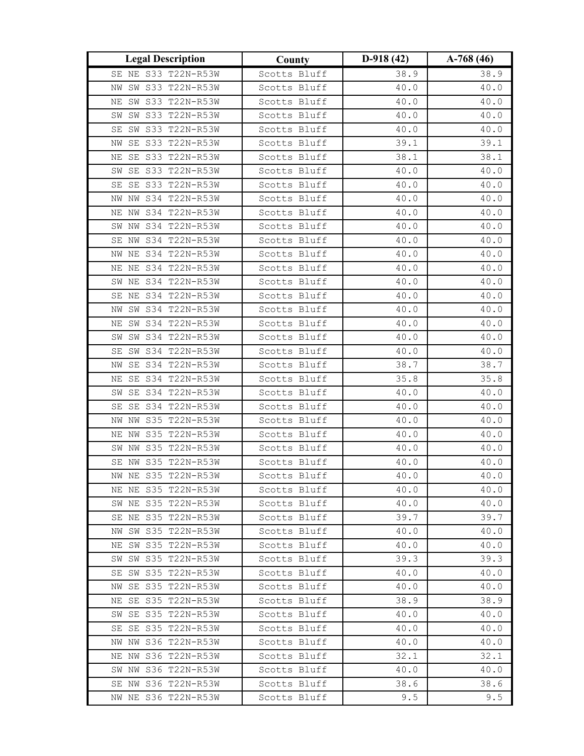| Legal Description | County | D-918 (42) | A-768 (46) |
|---|---|---|---|
| SE NE S33 T22N-R53W | Scotts Bluff | 38.9 | 38.9 |
| NW SW S33 T22N-R53W | Scotts Bluff | 40.0 | 40.0 |
| NE SW S33 T22N-R53W | Scotts Bluff | 40.0 | 40.0 |
| SW SW S33 T22N-R53W | Scotts Bluff | 40.0 | 40.0 |
| SE SW S33 T22N-R53W | Scotts Bluff | 40.0 | 40.0 |
| NW SE S33 T22N-R53W | Scotts Bluff | 39.1 | 39.1 |
| NE SE S33 T22N-R53W | Scotts Bluff | 38.1 | 38.1 |
| SW SE S33 T22N-R53W | Scotts Bluff | 40.0 | 40.0 |
| SE SE S33 T22N-R53W | Scotts Bluff | 40.0 | 40.0 |
| NW NW S34 T22N-R53W | Scotts Bluff | 40.0 | 40.0 |
| NE NW S34 T22N-R53W | Scotts Bluff | 40.0 | 40.0 |
| SW NW S34 T22N-R53W | Scotts Bluff | 40.0 | 40.0 |
| SE NW S34 T22N-R53W | Scotts Bluff | 40.0 | 40.0 |
| NW NE S34 T22N-R53W | Scotts Bluff | 40.0 | 40.0 |
| NE NE S34 T22N-R53W | Scotts Bluff | 40.0 | 40.0 |
| SW NE S34 T22N-R53W | Scotts Bluff | 40.0 | 40.0 |
| SE NE S34 T22N-R53W | Scotts Bluff | 40.0 | 40.0 |
| NW SW S34 T22N-R53W | Scotts Bluff | 40.0 | 40.0 |
| NE SW S34 T22N-R53W | Scotts Bluff | 40.0 | 40.0 |
| SW SW S34 T22N-R53W | Scotts Bluff | 40.0 | 40.0 |
| SE SW S34 T22N-R53W | Scotts Bluff | 40.0 | 40.0 |
| NW SE S34 T22N-R53W | Scotts Bluff | 38.7 | 38.7 |
| NE SE S34 T22N-R53W | Scotts Bluff | 35.8 | 35.8 |
| SW SE S34 T22N-R53W | Scotts Bluff | 40.0 | 40.0 |
| SE SE S34 T22N-R53W | Scotts Bluff | 40.0 | 40.0 |
| NW NW S35 T22N-R53W | Scotts Bluff | 40.0 | 40.0 |
| NE NW S35 T22N-R53W | Scotts Bluff | 40.0 | 40.0 |
| SW NW S35 T22N-R53W | Scotts Bluff | 40.0 | 40.0 |
| SE NW S35 T22N-R53W | Scotts Bluff | 40.0 | 40.0 |
| NW NE S35 T22N-R53W | Scotts Bluff | 40.0 | 40.0 |
| NE NE S35 T22N-R53W | Scotts Bluff | 40.0 | 40.0 |
| SW NE S35 T22N-R53W | Scotts Bluff | 40.0 | 40.0 |
| SE NE S35 T22N-R53W | Scotts Bluff | 39.7 | 39.7 |
| NW SW S35 T22N-R53W | Scotts Bluff | 40.0 | 40.0 |
| NE SW S35 T22N-R53W | Scotts Bluff | 40.0 | 40.0 |
| SW SW S35 T22N-R53W | Scotts Bluff | 39.3 | 39.3 |
| SE SW S35 T22N-R53W | Scotts Bluff | 40.0 | 40.0 |
| NW SE S35 T22N-R53W | Scotts Bluff | 40.0 | 40.0 |
| NE SE S35 T22N-R53W | Scotts Bluff | 38.9 | 38.9 |
| SW SE S35 T22N-R53W | Scotts Bluff | 40.0 | 40.0 |
| SE SE S35 T22N-R53W | Scotts Bluff | 40.0 | 40.0 |
| NW NW S36 T22N-R53W | Scotts Bluff | 40.0 | 40.0 |
| NE NW S36 T22N-R53W | Scotts Bluff | 32.1 | 32.1 |
| SW NW S36 T22N-R53W | Scotts Bluff | 40.0 | 40.0 |
| SE NW S36 T22N-R53W | Scotts Bluff | 38.6 | 38.6 |
| NW NE S36 T22N-R53W | Scotts Bluff | 9.5 | 9.5 |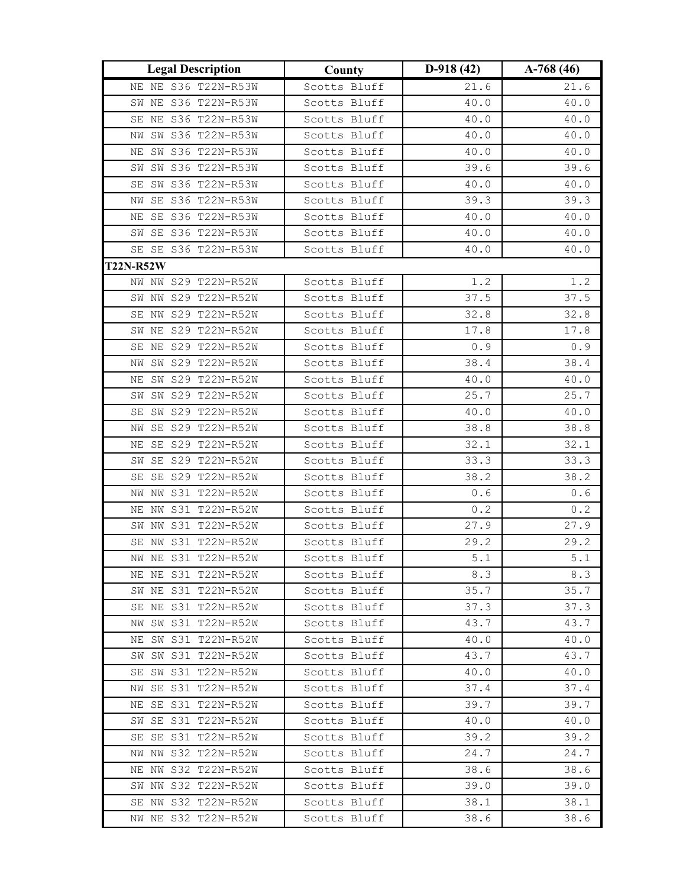| Legal Description | County | D-918 (42) | A-768 (46) |
|---|---|---|---|
| NE NE S36 T22N-R53W | Scotts Bluff | 21.6 | 21.6 |
| SW NE S36 T22N-R53W | Scotts Bluff | 40.0 | 40.0 |
| SE NE S36 T22N-R53W | Scotts Bluff | 40.0 | 40.0 |
| NW SW S36 T22N-R53W | Scotts Bluff | 40.0 | 40.0 |
| NE SW S36 T22N-R53W | Scotts Bluff | 40.0 | 40.0 |
| SW SW S36 T22N-R53W | Scotts Bluff | 39.6 | 39.6 |
| SE SW S36 T22N-R53W | Scotts Bluff | 40.0 | 40.0 |
| NW SE S36 T22N-R53W | Scotts Bluff | 39.3 | 39.3 |
| NE SE S36 T22N-R53W | Scotts Bluff | 40.0 | 40.0 |
| SW SE S36 T22N-R53W | Scotts Bluff | 40.0 | 40.0 |
| SE SE S36 T22N-R53W | Scotts Bluff | 40.0 | 40.0 |
| **T22N-R52W** | | | |
| NW NW S29 T22N-R52W | Scotts Bluff | 1.2 | 1.2 |
| SW NW S29 T22N-R52W | Scotts Bluff | 37.5 | 37.5 |
| SE NW S29 T22N-R52W | Scotts Bluff | 32.8 | 32.8 |
| SW NE S29 T22N-R52W | Scotts Bluff | 17.8 | 17.8 |
| SE NE S29 T22N-R52W | Scotts Bluff | 0.9 | 0.9 |
| NW SW S29 T22N-R52W | Scotts Bluff | 38.4 | 38.4 |
| NE SW S29 T22N-R52W | Scotts Bluff | 40.0 | 40.0 |
| SW SW S29 T22N-R52W | Scotts Bluff | 25.7 | 25.7 |
| SE SW S29 T22N-R52W | Scotts Bluff | 40.0 | 40.0 |
| NW SE S29 T22N-R52W | Scotts Bluff | 38.8 | 38.8 |
| NE SE S29 T22N-R52W | Scotts Bluff | 32.1 | 32.1 |
| SW SE S29 T22N-R52W | Scotts Bluff | 33.3 | 33.3 |
| SE SE S29 T22N-R52W | Scotts Bluff | 38.2 | 38.2 |
| NW NW S31 T22N-R52W | Scotts Bluff | 0.6 | 0.6 |
| NE NW S31 T22N-R52W | Scotts Bluff | 0.2 | 0.2 |
| SW NW S31 T22N-R52W | Scotts Bluff | 27.9 | 27.9 |
| SE NW S31 T22N-R52W | Scotts Bluff | 29.2 | 29.2 |
| NW NE S31 T22N-R52W | Scotts Bluff | 5.1 | 5.1 |
| NE NE S31 T22N-R52W | Scotts Bluff | 8.3 | 8.3 |
| SW NE S31 T22N-R52W | Scotts Bluff | 35.7 | 35.7 |
| SE NE S31 T22N-R52W | Scotts Bluff | 37.3 | 37.3 |
| NW SW S31 T22N-R52W | Scotts Bluff | 43.7 | 43.7 |
| NE SW S31 T22N-R52W | Scotts Bluff | 40.0 | 40.0 |
| SW SW S31 T22N-R52W | Scotts Bluff | 43.7 | 43.7 |
| SE SW S31 T22N-R52W | Scotts Bluff | 40.0 | 40.0 |
| NW SE S31 T22N-R52W | Scotts Bluff | 37.4 | 37.4 |
| NE SE S31 T22N-R52W | Scotts Bluff | 39.7 | 39.7 |
| SW SE S31 T22N-R52W | Scotts Bluff | 40.0 | 40.0 |
| SE SE S31 T22N-R52W | Scotts Bluff | 39.2 | 39.2 |
| NW NW S32 T22N-R52W | Scotts Bluff | 24.7 | 24.7 |
| NE NW S32 T22N-R52W | Scotts Bluff | 38.6 | 38.6 |
| SW NW S32 T22N-R52W | Scotts Bluff | 39.0 | 39.0 |
| SE NW S32 T22N-R52W | Scotts Bluff | 38.1 | 38.1 |
| NW NE S32 T22N-R52W | Scotts Bluff | 38.6 | 38.6 |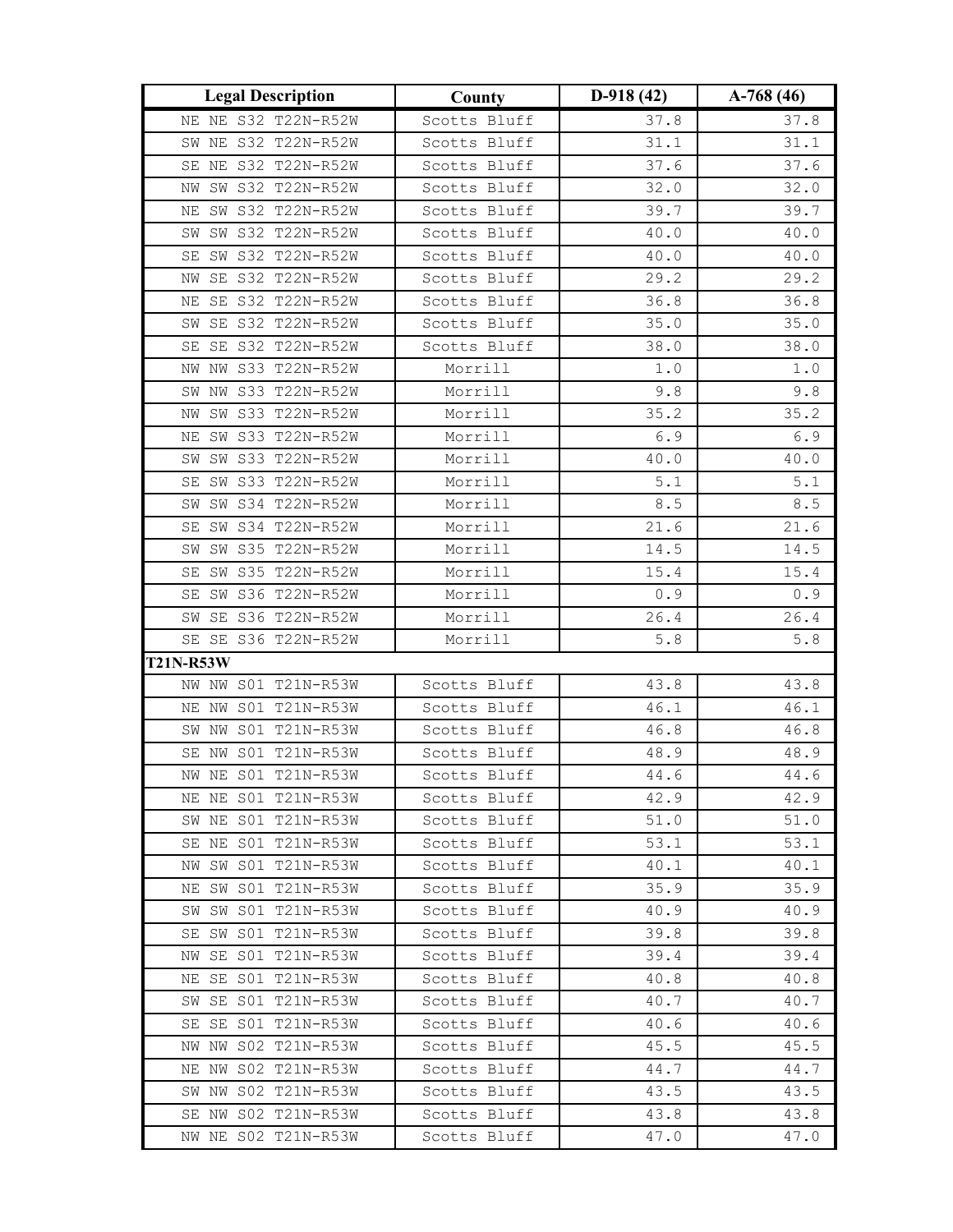| Legal Description | County | D-918 (42) | A-768 (46) |
|---|---|---|---|
| NE NE S32 T22N-R52W | Scotts Bluff | 37.8 | 37.8 |
| SW NE S32 T22N-R52W | Scotts Bluff | 31.1 | 31.1 |
| SE NE S32 T22N-R52W | Scotts Bluff | 37.6 | 37.6 |
| NW SW S32 T22N-R52W | Scotts Bluff | 32.0 | 32.0 |
| NE SW S32 T22N-R52W | Scotts Bluff | 39.7 | 39.7 |
| SW SW S32 T22N-R52W | Scotts Bluff | 40.0 | 40.0 |
| SE SW S32 T22N-R52W | Scotts Bluff | 40.0 | 40.0 |
| NW SE S32 T22N-R52W | Scotts Bluff | 29.2 | 29.2 |
| NE SE S32 T22N-R52W | Scotts Bluff | 36.8 | 36.8 |
| SW SE S32 T22N-R52W | Scotts Bluff | 35.0 | 35.0 |
| SE SE S32 T22N-R52W | Scotts Bluff | 38.0 | 38.0 |
| NW NW S33 T22N-R52W | Morrill | 1.0 | 1.0 |
| SW NW S33 T22N-R52W | Morrill | 9.8 | 9.8 |
| NW SW S33 T22N-R52W | Morrill | 35.2 | 35.2 |
| NE SW S33 T22N-R52W | Morrill | 6.9 | 6.9 |
| SW SW S33 T22N-R52W | Morrill | 40.0 | 40.0 |
| SE SW S33 T22N-R52W | Morrill | 5.1 | 5.1 |
| SW SW S34 T22N-R52W | Morrill | 8.5 | 8.5 |
| SE SW S34 T22N-R52W | Morrill | 21.6 | 21.6 |
| SW SW S35 T22N-R52W | Morrill | 14.5 | 14.5 |
| SE SW S35 T22N-R52W | Morrill | 15.4 | 15.4 |
| SE SW S36 T22N-R52W | Morrill | 0.9 | 0.9 |
| SW SE S36 T22N-R52W | Morrill | 26.4 | 26.4 |
| SE SE S36 T22N-R52W | Morrill | 5.8 | 5.8 |
| **T21N-R53W** | | | |
| NW NW S01 T21N-R53W | Scotts Bluff | 43.8 | 43.8 |
| NE NW S01 T21N-R53W | Scotts Bluff | 46.1 | 46.1 |
| SW NW S01 T21N-R53W | Scotts Bluff | 46.8 | 46.8 |
| SE NW S01 T21N-R53W | Scotts Bluff | 48.9 | 48.9 |
| NW NE S01 T21N-R53W | Scotts Bluff | 44.6 | 44.6 |
| NE NE S01 T21N-R53W | Scotts Bluff | 42.9 | 42.9 |
| SW NE S01 T21N-R53W | Scotts Bluff | 51.0 | 51.0 |
| SE NE S01 T21N-R53W | Scotts Bluff | 53.1 | 53.1 |
| NW SW S01 T21N-R53W | Scotts Bluff | 40.1 | 40.1 |
| NE SW S01 T21N-R53W | Scotts Bluff | 35.9 | 35.9 |
| SW SW S01 T21N-R53W | Scotts Bluff | 40.9 | 40.9 |
| SE SW S01 T21N-R53W | Scotts Bluff | 39.8 | 39.8 |
| NW SE S01 T21N-R53W | Scotts Bluff | 39.4 | 39.4 |
| NE SE S01 T21N-R53W | Scotts Bluff | 40.8 | 40.8 |
| SW SE S01 T21N-R53W | Scotts Bluff | 40.7 | 40.7 |
| SE SE S01 T21N-R53W | Scotts Bluff | 40.6 | 40.6 |
| NW NW S02 T21N-R53W | Scotts Bluff | 45.5 | 45.5 |
| NE NW S02 T21N-R53W | Scotts Bluff | 44.7 | 44.7 |
| SW NW S02 T21N-R53W | Scotts Bluff | 43.5 | 43.5 |
| SE NW S02 T21N-R53W | Scotts Bluff | 43.8 | 43.8 |
| NW NE S02 T21N-R53W | Scotts Bluff | 47.0 | 47.0 |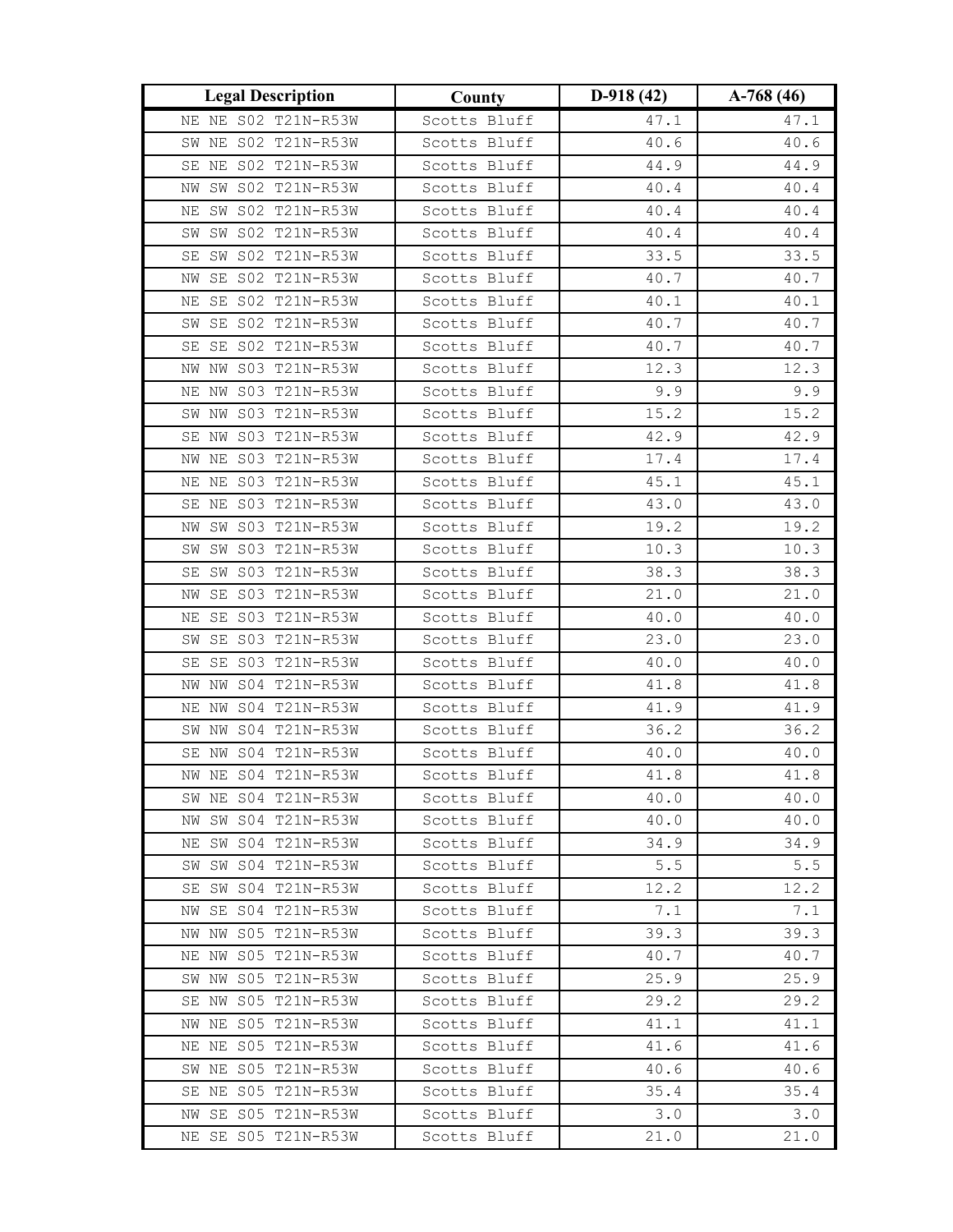| Legal Description | County | D-918 (42) | A-768 (46) |
|---|---|---|---|
| NE NE S02 T21N-R53W | Scotts Bluff | 47.1 | 47.1 |
| SW NE S02 T21N-R53W | Scotts Bluff | 40.6 | 40.6 |
| SE NE S02 T21N-R53W | Scotts Bluff | 44.9 | 44.9 |
| NW SW S02 T21N-R53W | Scotts Bluff | 40.4 | 40.4 |
| NE SW S02 T21N-R53W | Scotts Bluff | 40.4 | 40.4 |
| SW SW S02 T21N-R53W | Scotts Bluff | 40.4 | 40.4 |
| SE SW S02 T21N-R53W | Scotts Bluff | 33.5 | 33.5 |
| NW SE S02 T21N-R53W | Scotts Bluff | 40.7 | 40.7 |
| NE SE S02 T21N-R53W | Scotts Bluff | 40.1 | 40.1 |
| SW SE S02 T21N-R53W | Scotts Bluff | 40.7 | 40.7 |
| SE SE S02 T21N-R53W | Scotts Bluff | 40.7 | 40.7 |
| NW NW S03 T21N-R53W | Scotts Bluff | 12.3 | 12.3 |
| NE NW S03 T21N-R53W | Scotts Bluff | 9.9 | 9.9 |
| SW NW S03 T21N-R53W | Scotts Bluff | 15.2 | 15.2 |
| SE NW S03 T21N-R53W | Scotts Bluff | 42.9 | 42.9 |
| NW NE S03 T21N-R53W | Scotts Bluff | 17.4 | 17.4 |
| NE NE S03 T21N-R53W | Scotts Bluff | 45.1 | 45.1 |
| SE NE S03 T21N-R53W | Scotts Bluff | 43.0 | 43.0 |
| NW SW S03 T21N-R53W | Scotts Bluff | 19.2 | 19.2 |
| SW SW S03 T21N-R53W | Scotts Bluff | 10.3 | 10.3 |
| SE SW S03 T21N-R53W | Scotts Bluff | 38.3 | 38.3 |
| NW SE S03 T21N-R53W | Scotts Bluff | 21.0 | 21.0 |
| NE SE S03 T21N-R53W | Scotts Bluff | 40.0 | 40.0 |
| SW SE S03 T21N-R53W | Scotts Bluff | 23.0 | 23.0 |
| SE SE S03 T21N-R53W | Scotts Bluff | 40.0 | 40.0 |
| NW NW S04 T21N-R53W | Scotts Bluff | 41.8 | 41.8 |
| NE NW S04 T21N-R53W | Scotts Bluff | 41.9 | 41.9 |
| SW NW S04 T21N-R53W | Scotts Bluff | 36.2 | 36.2 |
| SE NW S04 T21N-R53W | Scotts Bluff | 40.0 | 40.0 |
| NW NE S04 T21N-R53W | Scotts Bluff | 41.8 | 41.8 |
| SW NE S04 T21N-R53W | Scotts Bluff | 40.0 | 40.0 |
| NW SW S04 T21N-R53W | Scotts Bluff | 40.0 | 40.0 |
| NE SW S04 T21N-R53W | Scotts Bluff | 34.9 | 34.9 |
| SW SW S04 T21N-R53W | Scotts Bluff | 5.5 | 5.5 |
| SE SW S04 T21N-R53W | Scotts Bluff | 12.2 | 12.2 |
| NW SE S04 T21N-R53W | Scotts Bluff | 7.1 | 7.1 |
| NW NW S05 T21N-R53W | Scotts Bluff | 39.3 | 39.3 |
| NE NW S05 T21N-R53W | Scotts Bluff | 40.7 | 40.7 |
| SW NW S05 T21N-R53W | Scotts Bluff | 25.9 | 25.9 |
| SE NW S05 T21N-R53W | Scotts Bluff | 29.2 | 29.2 |
| NW NE S05 T21N-R53W | Scotts Bluff | 41.1 | 41.1 |
| NE NE S05 T21N-R53W | Scotts Bluff | 41.6 | 41.6 |
| SW NE S05 T21N-R53W | Scotts Bluff | 40.6 | 40.6 |
| SE NE S05 T21N-R53W | Scotts Bluff | 35.4 | 35.4 |
| NW SE S05 T21N-R53W | Scotts Bluff | 3.0 | 3.0 |
| NE SE S05 T21N-R53W | Scotts Bluff | 21.0 | 21.0 |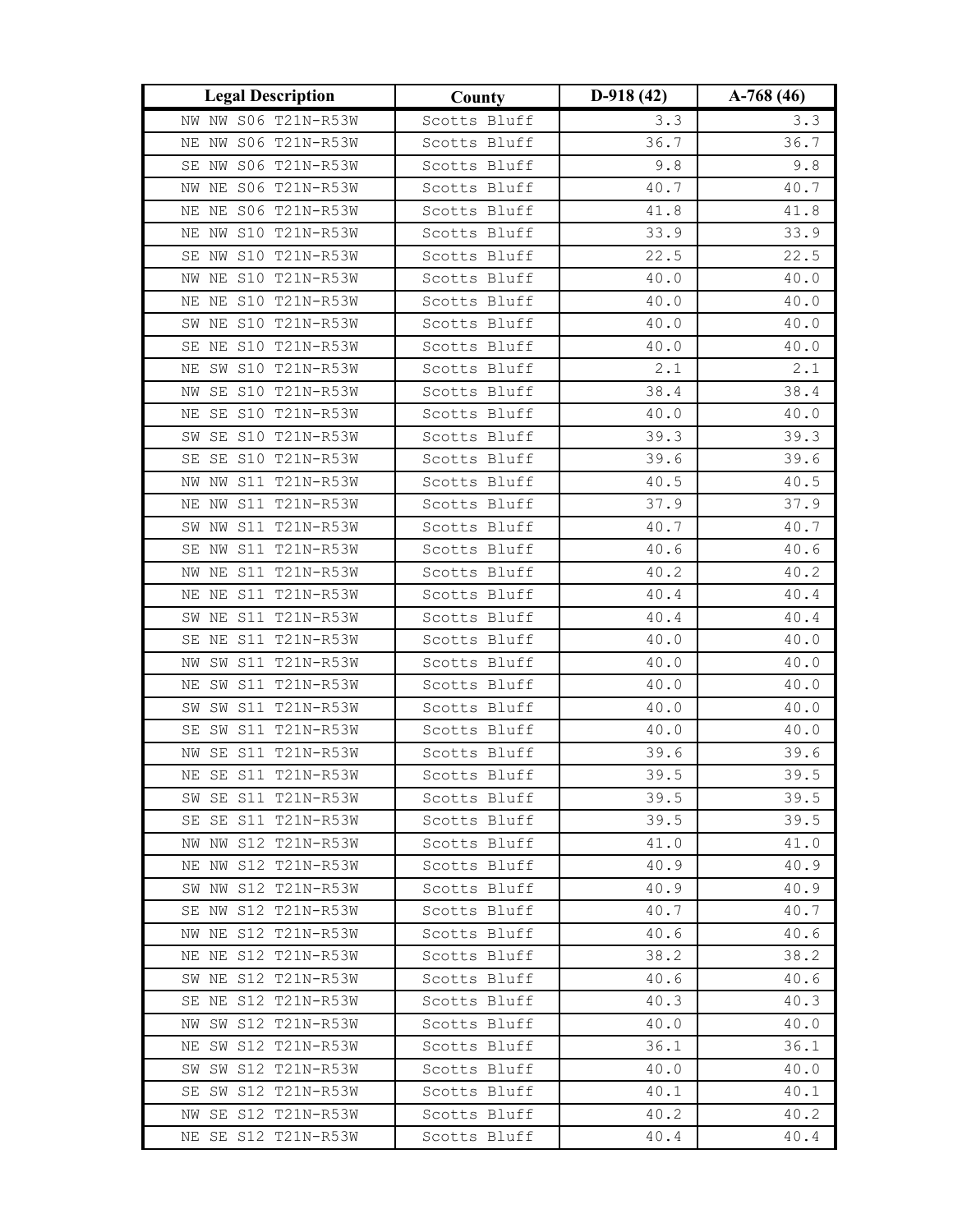| Legal Description | County | D-918 (42) | A-768 (46) |
|---|---|---|---|
| NW NW S06 T21N-R53W | Scotts Bluff | 3.3 | 3.3 |
| NE NW S06 T21N-R53W | Scotts Bluff | 36.7 | 36.7 |
| SE NW S06 T21N-R53W | Scotts Bluff | 9.8 | 9.8 |
| NW NE S06 T21N-R53W | Scotts Bluff | 40.7 | 40.7 |
| NE NE S06 T21N-R53W | Scotts Bluff | 41.8 | 41.8 |
| NE NW S10 T21N-R53W | Scotts Bluff | 33.9 | 33.9 |
| SE NW S10 T21N-R53W | Scotts Bluff | 22.5 | 22.5 |
| NW NE S10 T21N-R53W | Scotts Bluff | 40.0 | 40.0 |
| NE NE S10 T21N-R53W | Scotts Bluff | 40.0 | 40.0 |
| SW NE S10 T21N-R53W | Scotts Bluff | 40.0 | 40.0 |
| SE NE S10 T21N-R53W | Scotts Bluff | 40.0 | 40.0 |
| NE SW S10 T21N-R53W | Scotts Bluff | 2.1 | 2.1 |
| NW SE S10 T21N-R53W | Scotts Bluff | 38.4 | 38.4 |
| NE SE S10 T21N-R53W | Scotts Bluff | 40.0 | 40.0 |
| SW SE S10 T21N-R53W | Scotts Bluff | 39.3 | 39.3 |
| SE SE S10 T21N-R53W | Scotts Bluff | 39.6 | 39.6 |
| NW NW S11 T21N-R53W | Scotts Bluff | 40.5 | 40.5 |
| NE NW S11 T21N-R53W | Scotts Bluff | 37.9 | 37.9 |
| SW NW S11 T21N-R53W | Scotts Bluff | 40.7 | 40.7 |
| SE NW S11 T21N-R53W | Scotts Bluff | 40.6 | 40.6 |
| NW NE S11 T21N-R53W | Scotts Bluff | 40.2 | 40.2 |
| NE NE S11 T21N-R53W | Scotts Bluff | 40.4 | 40.4 |
| SW NE S11 T21N-R53W | Scotts Bluff | 40.4 | 40.4 |
| SE NE S11 T21N-R53W | Scotts Bluff | 40.0 | 40.0 |
| NW SW S11 T21N-R53W | Scotts Bluff | 40.0 | 40.0 |
| NE SW S11 T21N-R53W | Scotts Bluff | 40.0 | 40.0 |
| SW SW S11 T21N-R53W | Scotts Bluff | 40.0 | 40.0 |
| SE SW S11 T21N-R53W | Scotts Bluff | 40.0 | 40.0 |
| NW SE S11 T21N-R53W | Scotts Bluff | 39.6 | 39.6 |
| NE SE S11 T21N-R53W | Scotts Bluff | 39.5 | 39.5 |
| SW SE S11 T21N-R53W | Scotts Bluff | 39.5 | 39.5 |
| SE SE S11 T21N-R53W | Scotts Bluff | 39.5 | 39.5 |
| NW NW S12 T21N-R53W | Scotts Bluff | 41.0 | 41.0 |
| NE NW S12 T21N-R53W | Scotts Bluff | 40.9 | 40.9 |
| SW NW S12 T21N-R53W | Scotts Bluff | 40.9 | 40.9 |
| SE NW S12 T21N-R53W | Scotts Bluff | 40.7 | 40.7 |
| NW NE S12 T21N-R53W | Scotts Bluff | 40.6 | 40.6 |
| NE NE S12 T21N-R53W | Scotts Bluff | 38.2 | 38.2 |
| SW NE S12 T21N-R53W | Scotts Bluff | 40.6 | 40.6 |
| SE NE S12 T21N-R53W | Scotts Bluff | 40.3 | 40.3 |
| NW SW S12 T21N-R53W | Scotts Bluff | 40.0 | 40.0 |
| NE SW S12 T21N-R53W | Scotts Bluff | 36.1 | 36.1 |
| SW SW S12 T21N-R53W | Scotts Bluff | 40.0 | 40.0 |
| SE SW S12 T21N-R53W | Scotts Bluff | 40.1 | 40.1 |
| NW SE S12 T21N-R53W | Scotts Bluff | 40.2 | 40.2 |
| NE SE S12 T21N-R53W | Scotts Bluff | 40.4 | 40.4 |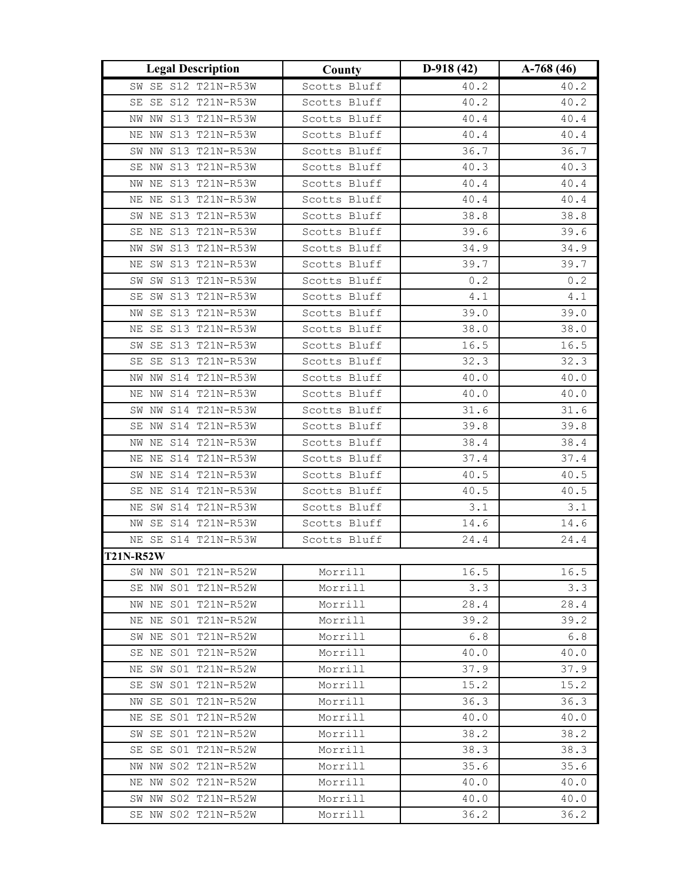| Legal Description | County | D-918 (42) | A-768 (46) |
|---|---|---|---|
| SW SE S12 T21N-R53W | Scotts Bluff | 40.2 | 40.2 |
| SE SE S12 T21N-R53W | Scotts Bluff | 40.2 | 40.2 |
| NW NW S13 T21N-R53W | Scotts Bluff | 40.4 | 40.4 |
| NE NW S13 T21N-R53W | Scotts Bluff | 40.4 | 40.4 |
| SW NW S13 T21N-R53W | Scotts Bluff | 36.7 | 36.7 |
| SE NW S13 T21N-R53W | Scotts Bluff | 40.3 | 40.3 |
| NW NE S13 T21N-R53W | Scotts Bluff | 40.4 | 40.4 |
| NE NE S13 T21N-R53W | Scotts Bluff | 40.4 | 40.4 |
| SW NE S13 T21N-R53W | Scotts Bluff | 38.8 | 38.8 |
| SE NE S13 T21N-R53W | Scotts Bluff | 39.6 | 39.6 |
| NW SW S13 T21N-R53W | Scotts Bluff | 34.9 | 34.9 |
| NE SW S13 T21N-R53W | Scotts Bluff | 39.7 | 39.7 |
| SW SW S13 T21N-R53W | Scotts Bluff | 0.2 | 0.2 |
| SE SW S13 T21N-R53W | Scotts Bluff | 4.1 | 4.1 |
| NW SE S13 T21N-R53W | Scotts Bluff | 39.0 | 39.0 |
| NE SE S13 T21N-R53W | Scotts Bluff | 38.0 | 38.0 |
| SW SE S13 T21N-R53W | Scotts Bluff | 16.5 | 16.5 |
| SE SE S13 T21N-R53W | Scotts Bluff | 32.3 | 32.3 |
| NW NW S14 T21N-R53W | Scotts Bluff | 40.0 | 40.0 |
| NE NW S14 T21N-R53W | Scotts Bluff | 40.0 | 40.0 |
| SW NW S14 T21N-R53W | Scotts Bluff | 31.6 | 31.6 |
| SE NW S14 T21N-R53W | Scotts Bluff | 39.8 | 39.8 |
| NW NE S14 T21N-R53W | Scotts Bluff | 38.4 | 38.4 |
| NE NE S14 T21N-R53W | Scotts Bluff | 37.4 | 37.4 |
| SW NE S14 T21N-R53W | Scotts Bluff | 40.5 | 40.5 |
| SE NE S14 T21N-R53W | Scotts Bluff | 40.5 | 40.5 |
| NE SW S14 T21N-R53W | Scotts Bluff | 3.1 | 3.1 |
| NW SE S14 T21N-R53W | Scotts Bluff | 14.6 | 14.6 |
| NE SE S14 T21N-R53W | Scotts Bluff | 24.4 | 24.4 |
| **T21N-R52W** | | | |
| SW NW S01 T21N-R52W | Morrill | 16.5 | 16.5 |
| SE NW S01 T21N-R52W | Morrill | 3.3 | 3.3 |
| NW NE S01 T21N-R52W | Morrill | 28.4 | 28.4 |
| NE NE S01 T21N-R52W | Morrill | 39.2 | 39.2 |
| SW NE S01 T21N-R52W | Morrill | 6.8 | 6.8 |
| SE NE S01 T21N-R52W | Morrill | 40.0 | 40.0 |
| NE SW S01 T21N-R52W | Morrill | 37.9 | 37.9 |
| SE SW S01 T21N-R52W | Morrill | 15.2 | 15.2 |
| NW SE S01 T21N-R52W | Morrill | 36.3 | 36.3 |
| NE SE S01 T21N-R52W | Morrill | 40.0 | 40.0 |
| SW SE S01 T21N-R52W | Morrill | 38.2 | 38.2 |
| SE SE S01 T21N-R52W | Morrill | 38.3 | 38.3 |
| NW NW S02 T21N-R52W | Morrill | 35.6 | 35.6 |
| NE NW S02 T21N-R52W | Morrill | 40.0 | 40.0 |
| SW NW S02 T21N-R52W | Morrill | 40.0 | 40.0 |
| SE NW S02 T21N-R52W | Morrill | 36.2 | 36.2 |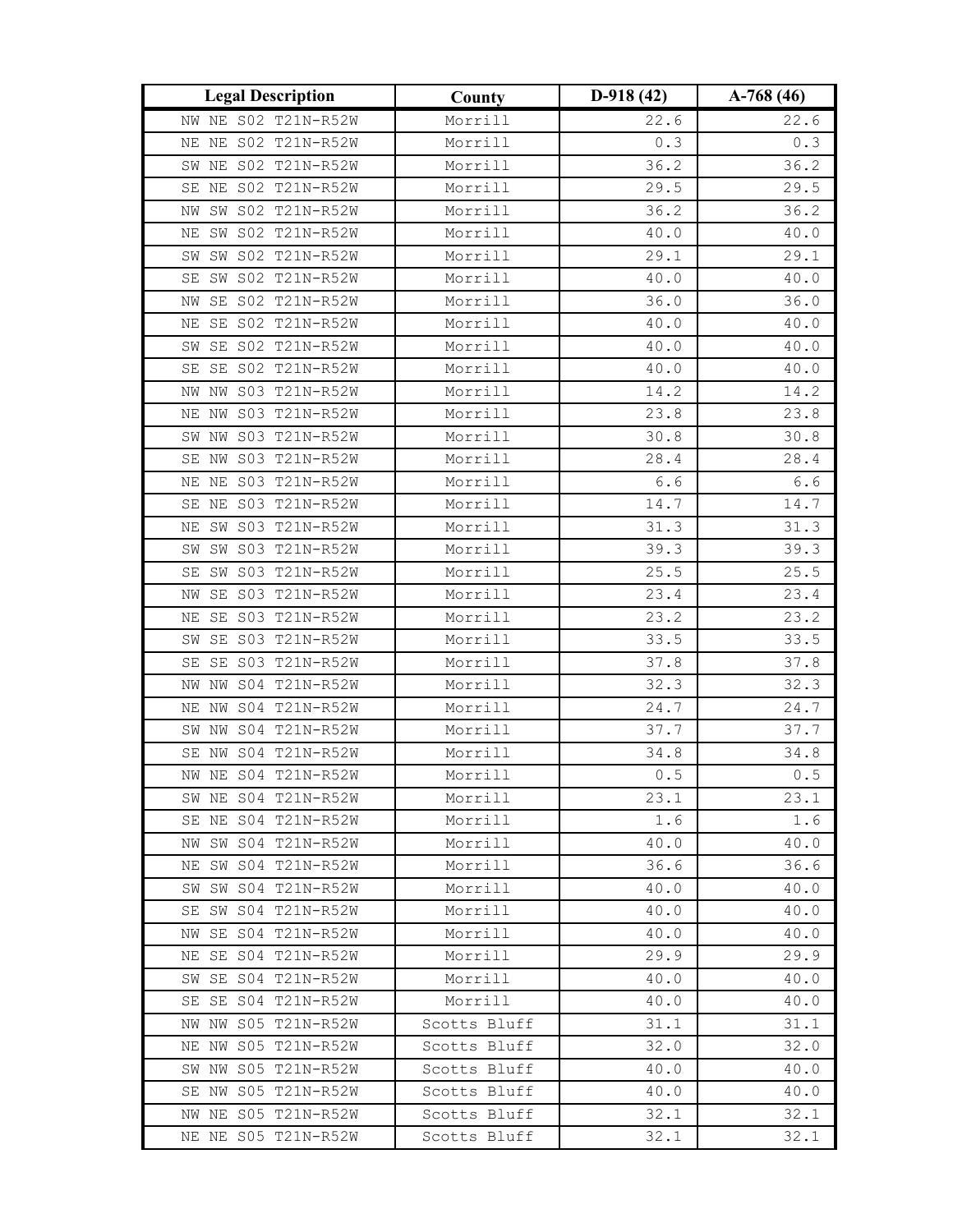| Legal Description | County | D-918 (42) | A-768 (46) |
|---|---|---|---|
| NW NE S02 T21N-R52W | Morrill | 22.6 | 22.6 |
| NE NE S02 T21N-R52W | Morrill | 0.3 | 0.3 |
| SW NE S02 T21N-R52W | Morrill | 36.2 | 36.2 |
| SE NE S02 T21N-R52W | Morrill | 29.5 | 29.5 |
| NW SW S02 T21N-R52W | Morrill | 36.2 | 36.2 |
| NE SW S02 T21N-R52W | Morrill | 40.0 | 40.0 |
| SW SW S02 T21N-R52W | Morrill | 29.1 | 29.1 |
| SE SW S02 T21N-R52W | Morrill | 40.0 | 40.0 |
| NW SE S02 T21N-R52W | Morrill | 36.0 | 36.0 |
| NE SE S02 T21N-R52W | Morrill | 40.0 | 40.0 |
| SW SE S02 T21N-R52W | Morrill | 40.0 | 40.0 |
| SE SE S02 T21N-R52W | Morrill | 40.0 | 40.0 |
| NW NW S03 T21N-R52W | Morrill | 14.2 | 14.2 |
| NE NW S03 T21N-R52W | Morrill | 23.8 | 23.8 |
| SW NW S03 T21N-R52W | Morrill | 30.8 | 30.8 |
| SE NW S03 T21N-R52W | Morrill | 28.4 | 28.4 |
| NE NE S03 T21N-R52W | Morrill | 6.6 | 6.6 |
| SE NE S03 T21N-R52W | Morrill | 14.7 | 14.7 |
| NE SW S03 T21N-R52W | Morrill | 31.3 | 31.3 |
| SW SW S03 T21N-R52W | Morrill | 39.3 | 39.3 |
| SE SW S03 T21N-R52W | Morrill | 25.5 | 25.5 |
| NW SE S03 T21N-R52W | Morrill | 23.4 | 23.4 |
| NE SE S03 T21N-R52W | Morrill | 23.2 | 23.2 |
| SW SE S03 T21N-R52W | Morrill | 33.5 | 33.5 |
| SE SE S03 T21N-R52W | Morrill | 37.8 | 37.8 |
| NW NW S04 T21N-R52W | Morrill | 32.3 | 32.3 |
| NE NW S04 T21N-R52W | Morrill | 24.7 | 24.7 |
| SW NW S04 T21N-R52W | Morrill | 37.7 | 37.7 |
| SE NW S04 T21N-R52W | Morrill | 34.8 | 34.8 |
| NW NE S04 T21N-R52W | Morrill | 0.5 | 0.5 |
| SW NE S04 T21N-R52W | Morrill | 23.1 | 23.1 |
| SE NE S04 T21N-R52W | Morrill | 1.6 | 1.6 |
| NW SW S04 T21N-R52W | Morrill | 40.0 | 40.0 |
| NE SW S04 T21N-R52W | Morrill | 36.6 | 36.6 |
| SW SW S04 T21N-R52W | Morrill | 40.0 | 40.0 |
| SE SW S04 T21N-R52W | Morrill | 40.0 | 40.0 |
| NW SE S04 T21N-R52W | Morrill | 40.0 | 40.0 |
| NE SE S04 T21N-R52W | Morrill | 29.9 | 29.9 |
| SW SE S04 T21N-R52W | Morrill | 40.0 | 40.0 |
| SE SE S04 T21N-R52W | Morrill | 40.0 | 40.0 |
| NW NW S05 T21N-R52W | Scotts Bluff | 31.1 | 31.1 |
| NE NW S05 T21N-R52W | Scotts Bluff | 32.0 | 32.0 |
| SW NW S05 T21N-R52W | Scotts Bluff | 40.0 | 40.0 |
| SE NW S05 T21N-R52W | Scotts Bluff | 40.0 | 40.0 |
| NW NE S05 T21N-R52W | Scotts Bluff | 32.1 | 32.1 |
| NE NE S05 T21N-R52W | Scotts Bluff | 32.1 | 32.1 |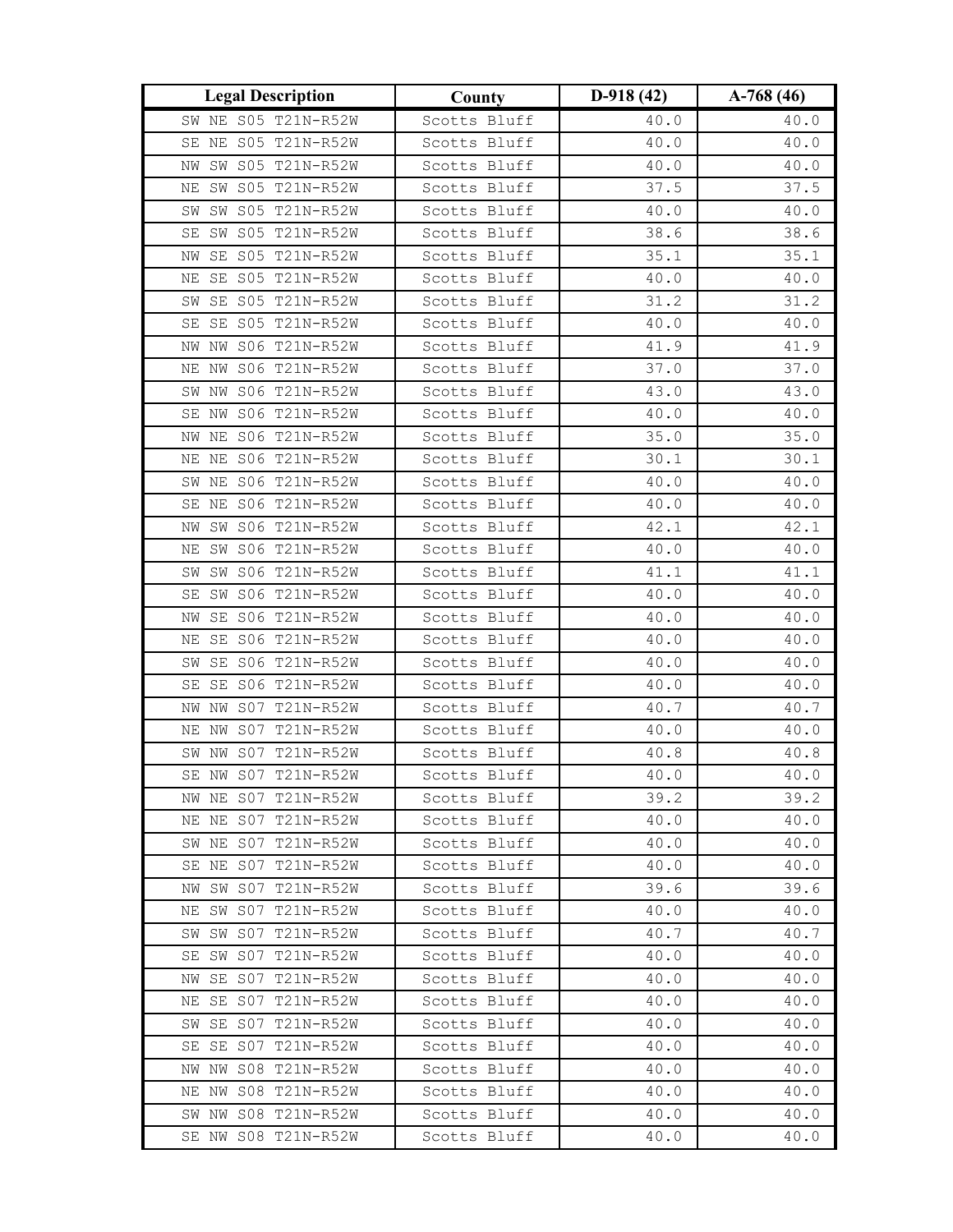| Legal Description | County | D-918 (42) | A-768 (46) |
|---|---|---|---|
| SW NE S05 T21N-R52W | Scotts Bluff | 40.0 | 40.0 |
| SE NE S05 T21N-R52W | Scotts Bluff | 40.0 | 40.0 |
| NW SW S05 T21N-R52W | Scotts Bluff | 40.0 | 40.0 |
| NE SW S05 T21N-R52W | Scotts Bluff | 37.5 | 37.5 |
| SW SW S05 T21N-R52W | Scotts Bluff | 40.0 | 40.0 |
| SE SW S05 T21N-R52W | Scotts Bluff | 38.6 | 38.6 |
| NW SE S05 T21N-R52W | Scotts Bluff | 35.1 | 35.1 |
| NE SE S05 T21N-R52W | Scotts Bluff | 40.0 | 40.0 |
| SW SE S05 T21N-R52W | Scotts Bluff | 31.2 | 31.2 |
| SE SE S05 T21N-R52W | Scotts Bluff | 40.0 | 40.0 |
| NW NW S06 T21N-R52W | Scotts Bluff | 41.9 | 41.9 |
| NE NW S06 T21N-R52W | Scotts Bluff | 37.0 | 37.0 |
| SW NW S06 T21N-R52W | Scotts Bluff | 43.0 | 43.0 |
| SE NW S06 T21N-R52W | Scotts Bluff | 40.0 | 40.0 |
| NW NE S06 T21N-R52W | Scotts Bluff | 35.0 | 35.0 |
| NE NE S06 T21N-R52W | Scotts Bluff | 30.1 | 30.1 |
| SW NE S06 T21N-R52W | Scotts Bluff | 40.0 | 40.0 |
| SE NE S06 T21N-R52W | Scotts Bluff | 40.0 | 40.0 |
| NW SW S06 T21N-R52W | Scotts Bluff | 42.1 | 42.1 |
| NE SW S06 T21N-R52W | Scotts Bluff | 40.0 | 40.0 |
| SW SW S06 T21N-R52W | Scotts Bluff | 41.1 | 41.1 |
| SE SW S06 T21N-R52W | Scotts Bluff | 40.0 | 40.0 |
| NW SE S06 T21N-R52W | Scotts Bluff | 40.0 | 40.0 |
| NE SE S06 T21N-R52W | Scotts Bluff | 40.0 | 40.0 |
| SW SE S06 T21N-R52W | Scotts Bluff | 40.0 | 40.0 |
| SE SE S06 T21N-R52W | Scotts Bluff | 40.0 | 40.0 |
| NW NW S07 T21N-R52W | Scotts Bluff | 40.7 | 40.7 |
| NE NW S07 T21N-R52W | Scotts Bluff | 40.0 | 40.0 |
| SW NW S07 T21N-R52W | Scotts Bluff | 40.8 | 40.8 |
| SE NW S07 T21N-R52W | Scotts Bluff | 40.0 | 40.0 |
| NW NE S07 T21N-R52W | Scotts Bluff | 39.2 | 39.2 |
| NE NE S07 T21N-R52W | Scotts Bluff | 40.0 | 40.0 |
| SW NE S07 T21N-R52W | Scotts Bluff | 40.0 | 40.0 |
| SE NE S07 T21N-R52W | Scotts Bluff | 40.0 | 40.0 |
| NW SW S07 T21N-R52W | Scotts Bluff | 39.6 | 39.6 |
| NE SW S07 T21N-R52W | Scotts Bluff | 40.0 | 40.0 |
| SW SW S07 T21N-R52W | Scotts Bluff | 40.7 | 40.7 |
| SE SW S07 T21N-R52W | Scotts Bluff | 40.0 | 40.0 |
| NW SE S07 T21N-R52W | Scotts Bluff | 40.0 | 40.0 |
| NE SE S07 T21N-R52W | Scotts Bluff | 40.0 | 40.0 |
| SW SE S07 T21N-R52W | Scotts Bluff | 40.0 | 40.0 |
| SE SE S07 T21N-R52W | Scotts Bluff | 40.0 | 40.0 |
| NW NW S08 T21N-R52W | Scotts Bluff | 40.0 | 40.0 |
| NE NW S08 T21N-R52W | Scotts Bluff | 40.0 | 40.0 |
| SW NW S08 T21N-R52W | Scotts Bluff | 40.0 | 40.0 |
| SE NW S08 T21N-R52W | Scotts Bluff | 40.0 | 40.0 |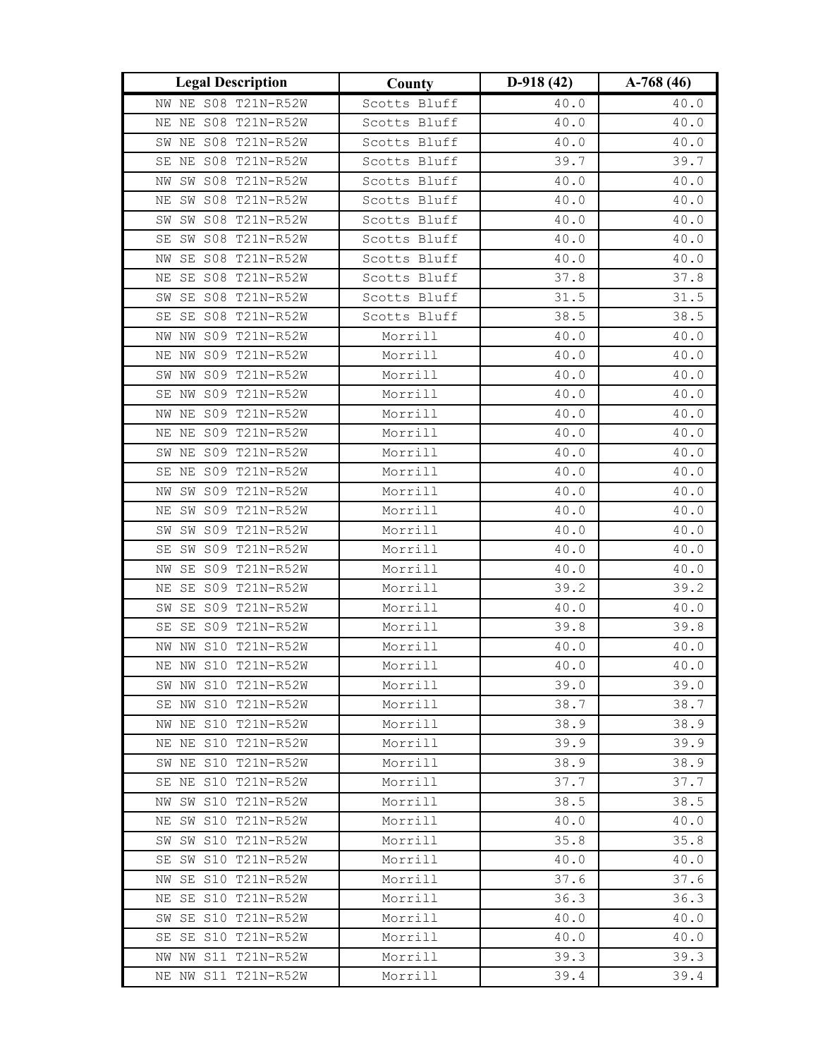| Legal Description | County | D-918 (42) | A-768 (46) |
|---|---|---|---|
| NW NE S08 T21N-R52W | Scotts Bluff | 40.0 | 40.0 |
| NE NE S08 T21N-R52W | Scotts Bluff | 40.0 | 40.0 |
| SW NE S08 T21N-R52W | Scotts Bluff | 40.0 | 40.0 |
| SE NE S08 T21N-R52W | Scotts Bluff | 39.7 | 39.7 |
| NW SW S08 T21N-R52W | Scotts Bluff | 40.0 | 40.0 |
| NE SW S08 T21N-R52W | Scotts Bluff | 40.0 | 40.0 |
| SW SW S08 T21N-R52W | Scotts Bluff | 40.0 | 40.0 |
| SE SW S08 T21N-R52W | Scotts Bluff | 40.0 | 40.0 |
| NW SE S08 T21N-R52W | Scotts Bluff | 40.0 | 40.0 |
| NE SE S08 T21N-R52W | Scotts Bluff | 37.8 | 37.8 |
| SW SE S08 T21N-R52W | Scotts Bluff | 31.5 | 31.5 |
| SE SE S08 T21N-R52W | Scotts Bluff | 38.5 | 38.5 |
| NW NW S09 T21N-R52W | Morrill | 40.0 | 40.0 |
| NE NW S09 T21N-R52W | Morrill | 40.0 | 40.0 |
| SW NW S09 T21N-R52W | Morrill | 40.0 | 40.0 |
| SE NW S09 T21N-R52W | Morrill | 40.0 | 40.0 |
| NW NE S09 T21N-R52W | Morrill | 40.0 | 40.0 |
| NE NE S09 T21N-R52W | Morrill | 40.0 | 40.0 |
| SW NE S09 T21N-R52W | Morrill | 40.0 | 40.0 |
| SE NE S09 T21N-R52W | Morrill | 40.0 | 40.0 |
| NW SW S09 T21N-R52W | Morrill | 40.0 | 40.0 |
| NE SW S09 T21N-R52W | Morrill | 40.0 | 40.0 |
| SW SW S09 T21N-R52W | Morrill | 40.0 | 40.0 |
| SE SW S09 T21N-R52W | Morrill | 40.0 | 40.0 |
| NW SE S09 T21N-R52W | Morrill | 40.0 | 40.0 |
| NE SE S09 T21N-R52W | Morrill | 39.2 | 39.2 |
| SW SE S09 T21N-R52W | Morrill | 40.0 | 40.0 |
| SE SE S09 T21N-R52W | Morrill | 39.8 | 39.8 |
| NW NW S10 T21N-R52W | Morrill | 40.0 | 40.0 |
| NE NW S10 T21N-R52W | Morrill | 40.0 | 40.0 |
| SW NW S10 T21N-R52W | Morrill | 39.0 | 39.0 |
| SE NW S10 T21N-R52W | Morrill | 38.7 | 38.7 |
| NW NE S10 T21N-R52W | Morrill | 38.9 | 38.9 |
| NE NE S10 T21N-R52W | Morrill | 39.9 | 39.9 |
| SW NE S10 T21N-R52W | Morrill | 38.9 | 38.9 |
| SE NE S10 T21N-R52W | Morrill | 37.7 | 37.7 |
| NW SW S10 T21N-R52W | Morrill | 38.5 | 38.5 |
| NE SW S10 T21N-R52W | Morrill | 40.0 | 40.0 |
| SW SW S10 T21N-R52W | Morrill | 35.8 | 35.8 |
| SE SW S10 T21N-R52W | Morrill | 40.0 | 40.0 |
| NW SE S10 T21N-R52W | Morrill | 37.6 | 37.6 |
| NE SE S10 T21N-R52W | Morrill | 36.3 | 36.3 |
| SW SE S10 T21N-R52W | Morrill | 40.0 | 40.0 |
| SE SE S10 T21N-R52W | Morrill | 40.0 | 40.0 |
| NW NW S11 T21N-R52W | Morrill | 39.3 | 39.3 |
| NE NW S11 T21N-R52W | Morrill | 39.4 | 39.4 |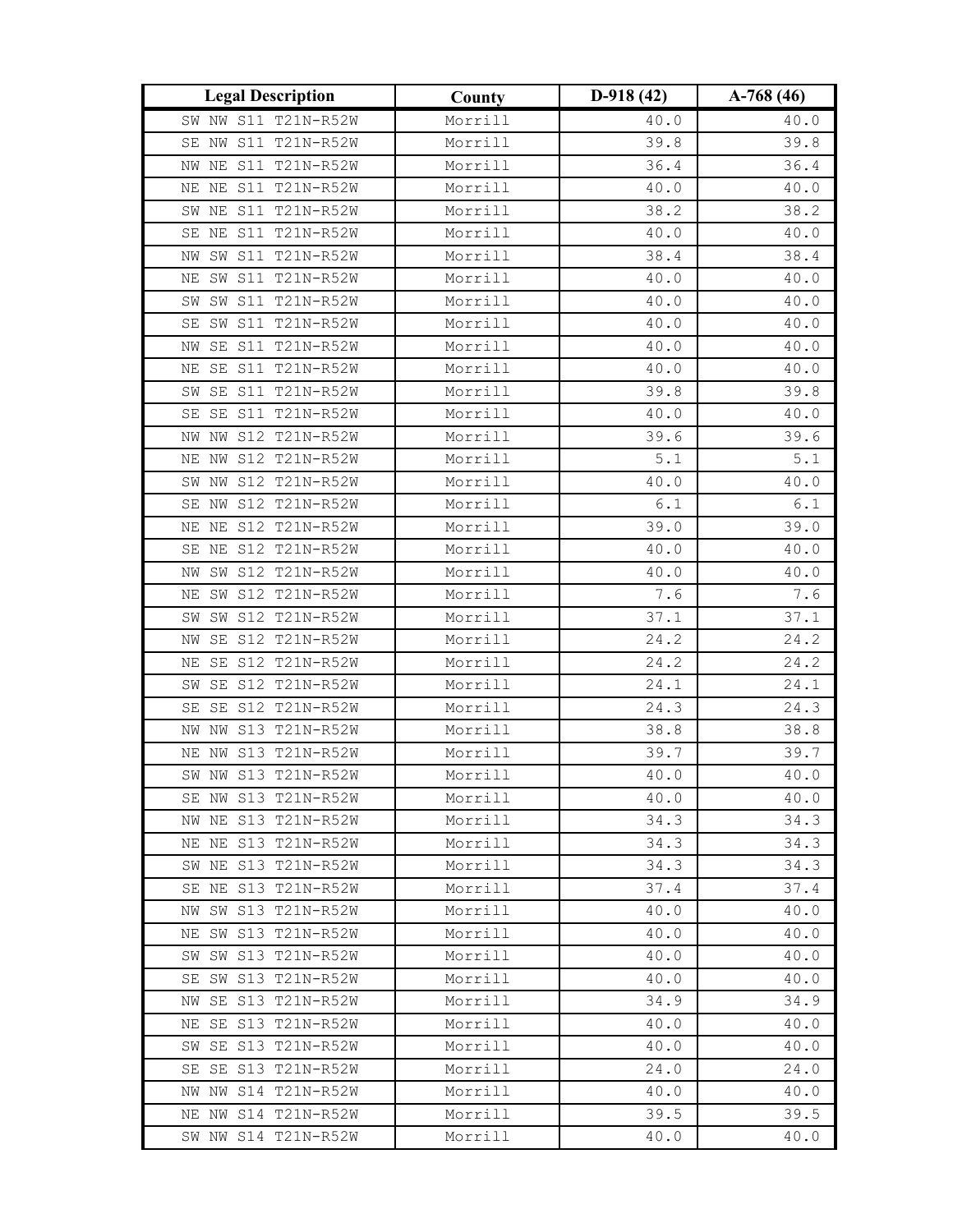| Legal Description | County | D-918 (42) | A-768 (46) |
|---|---|---|---|
| SW NW S11 T21N-R52W | Morrill | 40.0 | 40.0 |
| SE NW S11 T21N-R52W | Morrill | 39.8 | 39.8 |
| NW NE S11 T21N-R52W | Morrill | 36.4 | 36.4 |
| NE NE S11 T21N-R52W | Morrill | 40.0 | 40.0 |
| SW NE S11 T21N-R52W | Morrill | 38.2 | 38.2 |
| SE NE S11 T21N-R52W | Morrill | 40.0 | 40.0 |
| NW SW S11 T21N-R52W | Morrill | 38.4 | 38.4 |
| NE SW S11 T21N-R52W | Morrill | 40.0 | 40.0 |
| SW SW S11 T21N-R52W | Morrill | 40.0 | 40.0 |
| SE SW S11 T21N-R52W | Morrill | 40.0 | 40.0 |
| NW SE S11 T21N-R52W | Morrill | 40.0 | 40.0 |
| NE SE S11 T21N-R52W | Morrill | 40.0 | 40.0 |
| SW SE S11 T21N-R52W | Morrill | 39.8 | 39.8 |
| SE SE S11 T21N-R52W | Morrill | 40.0 | 40.0 |
| NW NW S12 T21N-R52W | Morrill | 39.6 | 39.6 |
| NE NW S12 T21N-R52W | Morrill | 5.1 | 5.1 |
| SW NW S12 T21N-R52W | Morrill | 40.0 | 40.0 |
| SE NW S12 T21N-R52W | Morrill | 6.1 | 6.1 |
| NE NE S12 T21N-R52W | Morrill | 39.0 | 39.0 |
| SE NE S12 T21N-R52W | Morrill | 40.0 | 40.0 |
| NW SW S12 T21N-R52W | Morrill | 40.0 | 40.0 |
| NE SW S12 T21N-R52W | Morrill | 7.6 | 7.6 |
| SW SW S12 T21N-R52W | Morrill | 37.1 | 37.1 |
| NW SE S12 T21N-R52W | Morrill | 24.2 | 24.2 |
| NE SE S12 T21N-R52W | Morrill | 24.2 | 24.2 |
| SW SE S12 T21N-R52W | Morrill | 24.1 | 24.1 |
| SE SE S12 T21N-R52W | Morrill | 24.3 | 24.3 |
| NW NW S13 T21N-R52W | Morrill | 38.8 | 38.8 |
| NE NW S13 T21N-R52W | Morrill | 39.7 | 39.7 |
| SW NW S13 T21N-R52W | Morrill | 40.0 | 40.0 |
| SE NW S13 T21N-R52W | Morrill | 40.0 | 40.0 |
| NW NE S13 T21N-R52W | Morrill | 34.3 | 34.3 |
| NE NE S13 T21N-R52W | Morrill | 34.3 | 34.3 |
| SW NE S13 T21N-R52W | Morrill | 34.3 | 34.3 |
| SE NE S13 T21N-R52W | Morrill | 37.4 | 37.4 |
| NW SW S13 T21N-R52W | Morrill | 40.0 | 40.0 |
| NE SW S13 T21N-R52W | Morrill | 40.0 | 40.0 |
| SW SW S13 T21N-R52W | Morrill | 40.0 | 40.0 |
| SE SW S13 T21N-R52W | Morrill | 40.0 | 40.0 |
| NW SE S13 T21N-R52W | Morrill | 34.9 | 34.9 |
| NE SE S13 T21N-R52W | Morrill | 40.0 | 40.0 |
| SW SE S13 T21N-R52W | Morrill | 40.0 | 40.0 |
| SE SE S13 T21N-R52W | Morrill | 24.0 | 24.0 |
| NW NW S14 T21N-R52W | Morrill | 40.0 | 40.0 |
| NE NW S14 T21N-R52W | Morrill | 39.5 | 39.5 |
| SW NW S14 T21N-R52W | Morrill | 40.0 | 40.0 |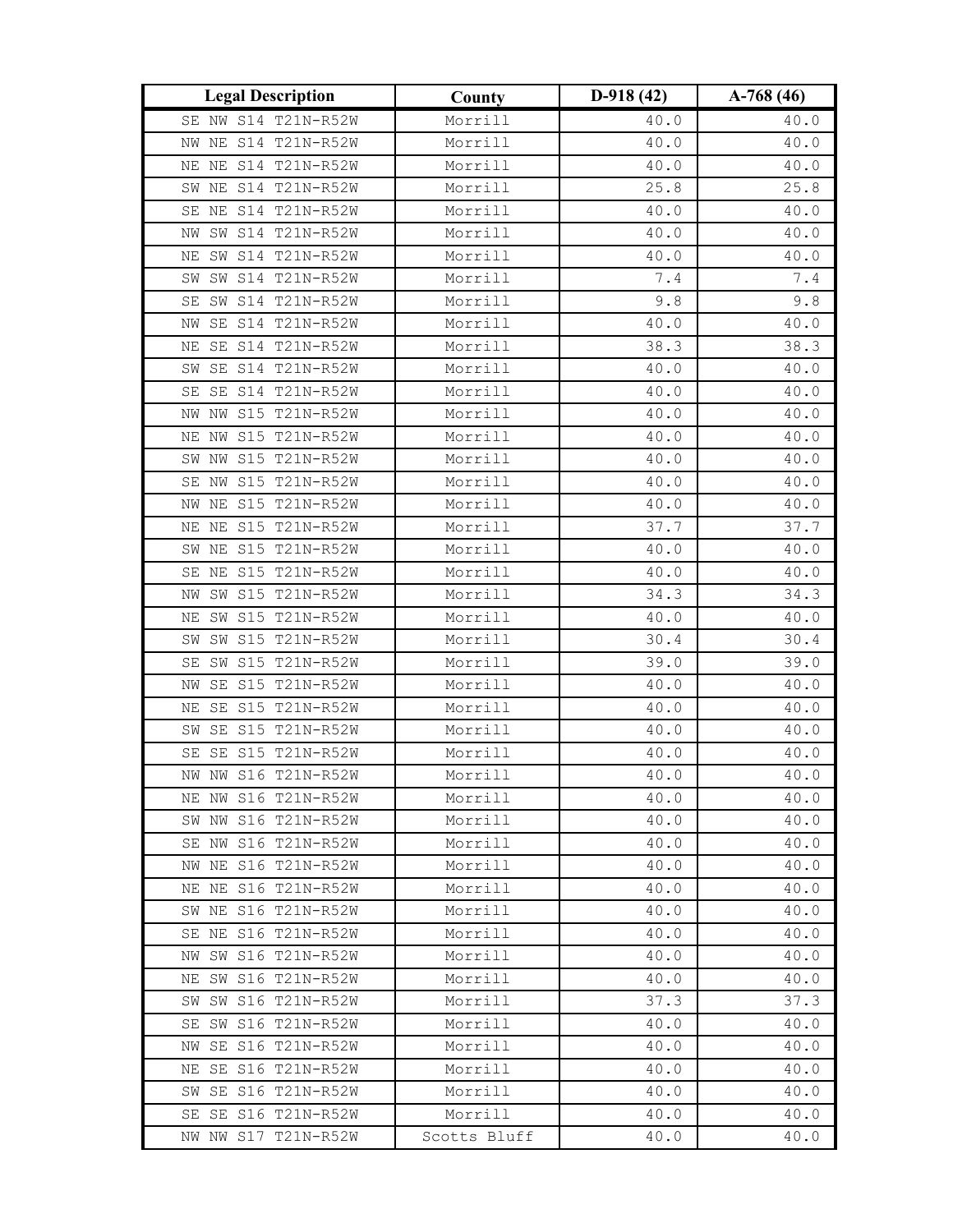| Legal Description | County | D-918 (42) | A-768 (46) |
|---|---|---|---|
| SE NW S14 T21N-R52W | Morrill | 40.0 | 40.0 |
| NW NE S14 T21N-R52W | Morrill | 40.0 | 40.0 |
| NE NE S14 T21N-R52W | Morrill | 40.0 | 40.0 |
| SW NE S14 T21N-R52W | Morrill | 25.8 | 25.8 |
| SE NE S14 T21N-R52W | Morrill | 40.0 | 40.0 |
| NW SW S14 T21N-R52W | Morrill | 40.0 | 40.0 |
| NE SW S14 T21N-R52W | Morrill | 40.0 | 40.0 |
| SW SW S14 T21N-R52W | Morrill | 7.4 | 7.4 |
| SE SW S14 T21N-R52W | Morrill | 9.8 | 9.8 |
| NW SE S14 T21N-R52W | Morrill | 40.0 | 40.0 |
| NE SE S14 T21N-R52W | Morrill | 38.3 | 38.3 |
| SW SE S14 T21N-R52W | Morrill | 40.0 | 40.0 |
| SE SE S14 T21N-R52W | Morrill | 40.0 | 40.0 |
| NW NW S15 T21N-R52W | Morrill | 40.0 | 40.0 |
| NE NW S15 T21N-R52W | Morrill | 40.0 | 40.0 |
| SW NW S15 T21N-R52W | Morrill | 40.0 | 40.0 |
| SE NW S15 T21N-R52W | Morrill | 40.0 | 40.0 |
| NW NE S15 T21N-R52W | Morrill | 40.0 | 40.0 |
| NE NE S15 T21N-R52W | Morrill | 37.7 | 37.7 |
| SW NE S15 T21N-R52W | Morrill | 40.0 | 40.0 |
| SE NE S15 T21N-R52W | Morrill | 40.0 | 40.0 |
| NW SW S15 T21N-R52W | Morrill | 34.3 | 34.3 |
| NE SW S15 T21N-R52W | Morrill | 40.0 | 40.0 |
| SW SW S15 T21N-R52W | Morrill | 30.4 | 30.4 |
| SE SW S15 T21N-R52W | Morrill | 39.0 | 39.0 |
| NW SE S15 T21N-R52W | Morrill | 40.0 | 40.0 |
| NE SE S15 T21N-R52W | Morrill | 40.0 | 40.0 |
| SW SE S15 T21N-R52W | Morrill | 40.0 | 40.0 |
| SE SE S15 T21N-R52W | Morrill | 40.0 | 40.0 |
| NW NW S16 T21N-R52W | Morrill | 40.0 | 40.0 |
| NE NW S16 T21N-R52W | Morrill | 40.0 | 40.0 |
| SW NW S16 T21N-R52W | Morrill | 40.0 | 40.0 |
| SE NW S16 T21N-R52W | Morrill | 40.0 | 40.0 |
| NW NE S16 T21N-R52W | Morrill | 40.0 | 40.0 |
| NE NE S16 T21N-R52W | Morrill | 40.0 | 40.0 |
| SW NE S16 T21N-R52W | Morrill | 40.0 | 40.0 |
| SE NE S16 T21N-R52W | Morrill | 40.0 | 40.0 |
| NW SW S16 T21N-R52W | Morrill | 40.0 | 40.0 |
| NE SW S16 T21N-R52W | Morrill | 40.0 | 40.0 |
| SW SW S16 T21N-R52W | Morrill | 37.3 | 37.3 |
| SE SW S16 T21N-R52W | Morrill | 40.0 | 40.0 |
| NW SE S16 T21N-R52W | Morrill | 40.0 | 40.0 |
| NE SE S16 T21N-R52W | Morrill | 40.0 | 40.0 |
| SW SE S16 T21N-R52W | Morrill | 40.0 | 40.0 |
| SE SE S16 T21N-R52W | Morrill | 40.0 | 40.0 |
| NW NW S17 T21N-R52W | Scotts Bluff | 40.0 | 40.0 |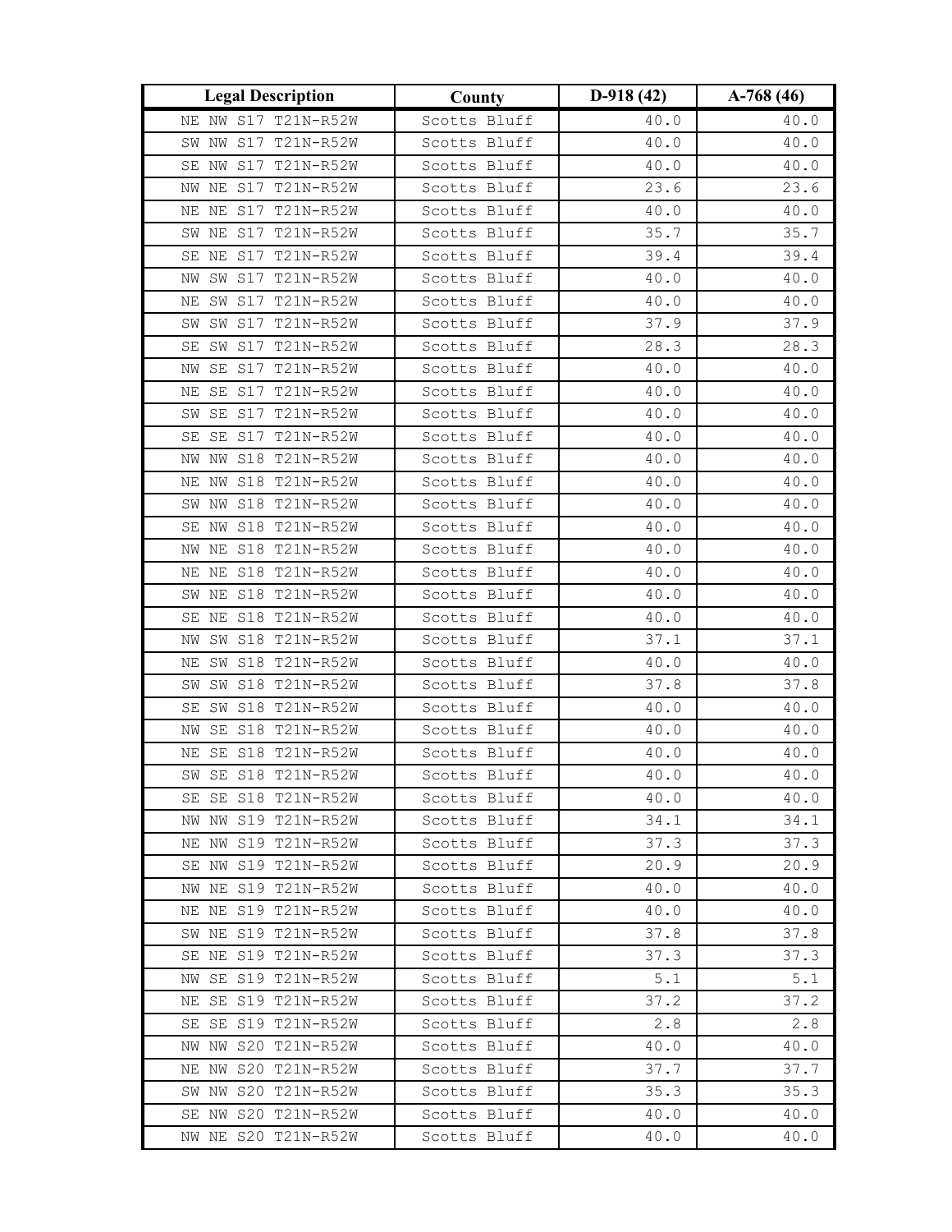| Legal Description | County | D-918 (42) | A-768 (46) |
| --- | --- | --- | --- |
| NE NW S17 T21N-R52W | Scotts Bluff | 40.0 | 40.0 |
| SW NW S17 T21N-R52W | Scotts Bluff | 40.0 | 40.0 |
| SE NW S17 T21N-R52W | Scotts Bluff | 40.0 | 40.0 |
| NW NE S17 T21N-R52W | Scotts Bluff | 23.6 | 23.6 |
| NE NE S17 T21N-R52W | Scotts Bluff | 40.0 | 40.0 |
| SW NE S17 T21N-R52W | Scotts Bluff | 35.7 | 35.7 |
| SE NE S17 T21N-R52W | Scotts Bluff | 39.4 | 39.4 |
| NW SW S17 T21N-R52W | Scotts Bluff | 40.0 | 40.0 |
| NE SW S17 T21N-R52W | Scotts Bluff | 40.0 | 40.0 |
| SW SW S17 T21N-R52W | Scotts Bluff | 37.9 | 37.9 |
| SE SW S17 T21N-R52W | Scotts Bluff | 28.3 | 28.3 |
| NW SE S17 T21N-R52W | Scotts Bluff | 40.0 | 40.0 |
| NE SE S17 T21N-R52W | Scotts Bluff | 40.0 | 40.0 |
| SW SE S17 T21N-R52W | Scotts Bluff | 40.0 | 40.0 |
| SE SE S17 T21N-R52W | Scotts Bluff | 40.0 | 40.0 |
| NW NW S18 T21N-R52W | Scotts Bluff | 40.0 | 40.0 |
| NE NW S18 T21N-R52W | Scotts Bluff | 40.0 | 40.0 |
| SW NW S18 T21N-R52W | Scotts Bluff | 40.0 | 40.0 |
| SE NW S18 T21N-R52W | Scotts Bluff | 40.0 | 40.0 |
| NW NE S18 T21N-R52W | Scotts Bluff | 40.0 | 40.0 |
| NE NE S18 T21N-R52W | Scotts Bluff | 40.0 | 40.0 |
| SW NE S18 T21N-R52W | Scotts Bluff | 40.0 | 40.0 |
| SE NE S18 T21N-R52W | Scotts Bluff | 40.0 | 40.0 |
| NW SW S18 T21N-R52W | Scotts Bluff | 37.1 | 37.1 |
| NE SW S18 T21N-R52W | Scotts Bluff | 40.0 | 40.0 |
| SW SW S18 T21N-R52W | Scotts Bluff | 37.8 | 37.8 |
| SE SW S18 T21N-R52W | Scotts Bluff | 40.0 | 40.0 |
| NW SE S18 T21N-R52W | Scotts Bluff | 40.0 | 40.0 |
| NE SE S18 T21N-R52W | Scotts Bluff | 40.0 | 40.0 |
| SW SE S18 T21N-R52W | Scotts Bluff | 40.0 | 40.0 |
| SE SE S18 T21N-R52W | Scotts Bluff | 40.0 | 40.0 |
| NW NW S19 T21N-R52W | Scotts Bluff | 34.1 | 34.1 |
| NE NW S19 T21N-R52W | Scotts Bluff | 37.3 | 37.3 |
| SE NW S19 T21N-R52W | Scotts Bluff | 20.9 | 20.9 |
| NW NE S19 T21N-R52W | Scotts Bluff | 40.0 | 40.0 |
| NE NE S19 T21N-R52W | Scotts Bluff | 40.0 | 40.0 |
| SW NE S19 T21N-R52W | Scotts Bluff | 37.8 | 37.8 |
| SE NE S19 T21N-R52W | Scotts Bluff | 37.3 | 37.3 |
| NW SE S19 T21N-R52W | Scotts Bluff | 5.1 | 5.1 |
| NE SE S19 T21N-R52W | Scotts Bluff | 37.2 | 37.2 |
| SE SE S19 T21N-R52W | Scotts Bluff | 2.8 | 2.8 |
| NW NW S20 T21N-R52W | Scotts Bluff | 40.0 | 40.0 |
| NE NW S20 T21N-R52W | Scotts Bluff | 37.7 | 37.7 |
| SW NW S20 T21N-R52W | Scotts Bluff | 35.3 | 35.3 |
| SE NW S20 T21N-R52W | Scotts Bluff | 40.0 | 40.0 |
| NW NE S20 T21N-R52W | Scotts Bluff | 40.0 | 40.0 |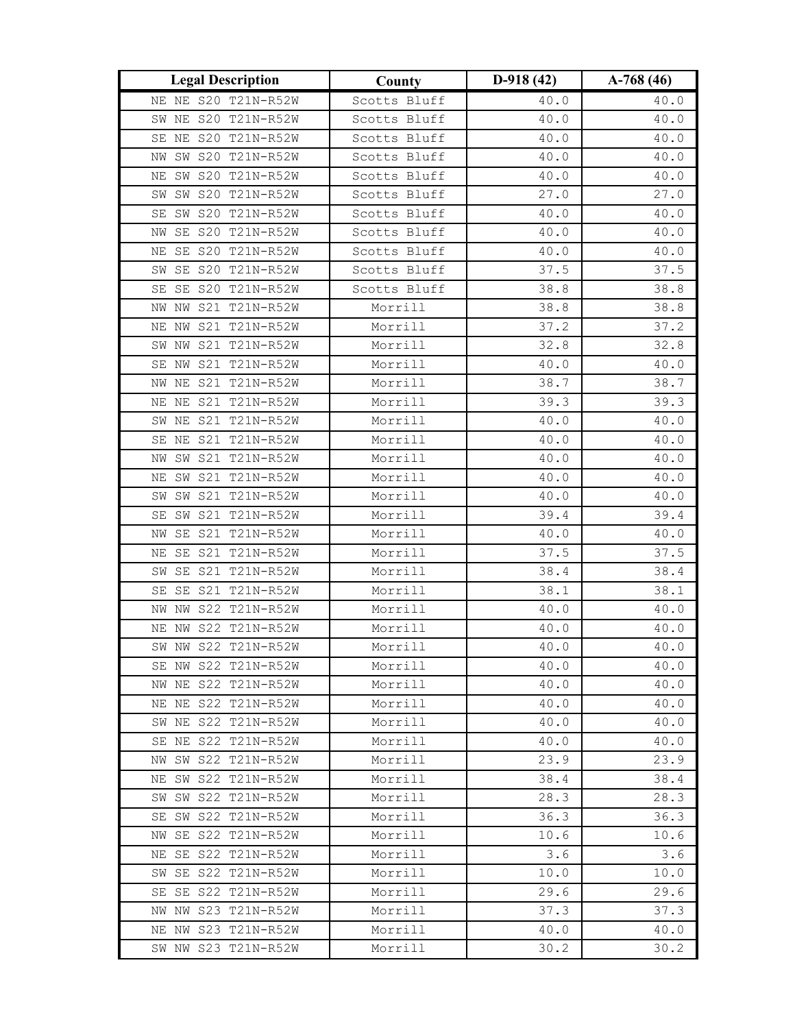| Legal Description | County | D-918 (42) | A-768 (46) |
|---|---|---|---|
| NE NE S20 T21N-R52W | Scotts Bluff | 40.0 | 40.0 |
| SW NE S20 T21N-R52W | Scotts Bluff | 40.0 | 40.0 |
| SE NE S20 T21N-R52W | Scotts Bluff | 40.0 | 40.0 |
| NW SW S20 T21N-R52W | Scotts Bluff | 40.0 | 40.0 |
| NE SW S20 T21N-R52W | Scotts Bluff | 40.0 | 40.0 |
| SW SW S20 T21N-R52W | Scotts Bluff | 27.0 | 27.0 |
| SE SW S20 T21N-R52W | Scotts Bluff | 40.0 | 40.0 |
| NW SE S20 T21N-R52W | Scotts Bluff | 40.0 | 40.0 |
| NE SE S20 T21N-R52W | Scotts Bluff | 40.0 | 40.0 |
| SW SE S20 T21N-R52W | Scotts Bluff | 37.5 | 37.5 |
| SE SE S20 T21N-R52W | Scotts Bluff | 38.8 | 38.8 |
| NW NW S21 T21N-R52W | Morrill | 38.8 | 38.8 |
| NE NW S21 T21N-R52W | Morrill | 37.2 | 37.2 |
| SW NW S21 T21N-R52W | Morrill | 32.8 | 32.8 |
| SE NW S21 T21N-R52W | Morrill | 40.0 | 40.0 |
| NW NE S21 T21N-R52W | Morrill | 38.7 | 38.7 |
| NE NE S21 T21N-R52W | Morrill | 39.3 | 39.3 |
| SW NE S21 T21N-R52W | Morrill | 40.0 | 40.0 |
| SE NE S21 T21N-R52W | Morrill | 40.0 | 40.0 |
| NW SW S21 T21N-R52W | Morrill | 40.0 | 40.0 |
| NE SW S21 T21N-R52W | Morrill | 40.0 | 40.0 |
| SW SW S21 T21N-R52W | Morrill | 40.0 | 40.0 |
| SE SW S21 T21N-R52W | Morrill | 39.4 | 39.4 |
| NW SE S21 T21N-R52W | Morrill | 40.0 | 40.0 |
| NE SE S21 T21N-R52W | Morrill | 37.5 | 37.5 |
| SW SE S21 T21N-R52W | Morrill | 38.4 | 38.4 |
| SE SE S21 T21N-R52W | Morrill | 38.1 | 38.1 |
| NW NW S22 T21N-R52W | Morrill | 40.0 | 40.0 |
| NE NW S22 T21N-R52W | Morrill | 40.0 | 40.0 |
| SW NW S22 T21N-R52W | Morrill | 40.0 | 40.0 |
| SE NW S22 T21N-R52W | Morrill | 40.0 | 40.0 |
| NW NE S22 T21N-R52W | Morrill | 40.0 | 40.0 |
| NE NE S22 T21N-R52W | Morrill | 40.0 | 40.0 |
| SW NE S22 T21N-R52W | Morrill | 40.0 | 40.0 |
| SE NE S22 T21N-R52W | Morrill | 40.0 | 40.0 |
| NW SW S22 T21N-R52W | Morrill | 23.9 | 23.9 |
| NE SW S22 T21N-R52W | Morrill | 38.4 | 38.4 |
| SW SW S22 T21N-R52W | Morrill | 28.3 | 28.3 |
| SE SW S22 T21N-R52W | Morrill | 36.3 | 36.3 |
| NW SE S22 T21N-R52W | Morrill | 10.6 | 10.6 |
| NE SE S22 T21N-R52W | Morrill | 3.6 | 3.6 |
| SW SE S22 T21N-R52W | Morrill | 10.0 | 10.0 |
| SE SE S22 T21N-R52W | Morrill | 29.6 | 29.6 |
| NW NW S23 T21N-R52W | Morrill | 37.3 | 37.3 |
| NE NW S23 T21N-R52W | Morrill | 40.0 | 40.0 |
| SW NW S23 T21N-R52W | Morrill | 30.2 | 30.2 |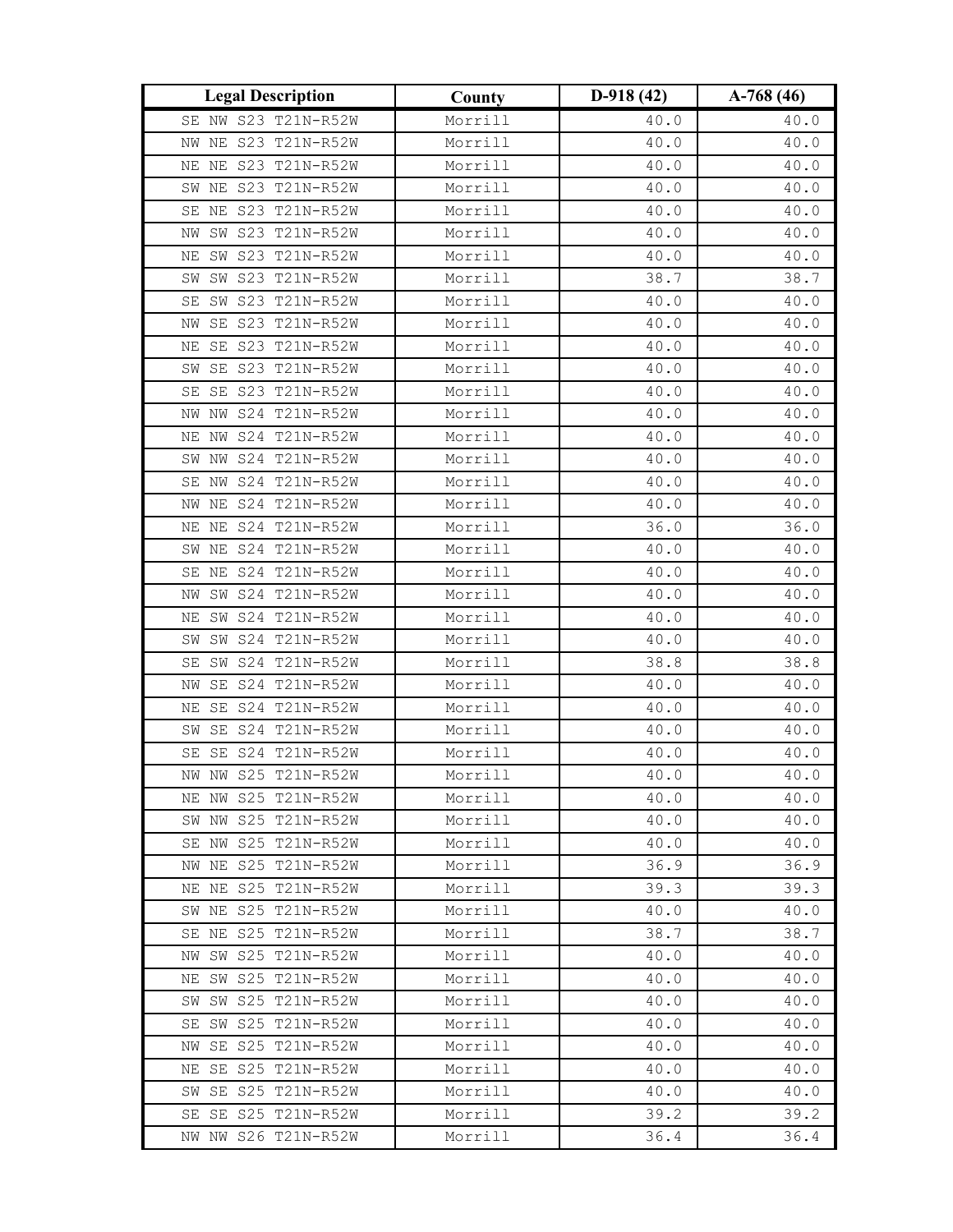| Legal Description | County | D-918 (42) | A-768 (46) |
|---|---|---|---|
| SE NW S23 T21N-R52W | Morrill | 40.0 | 40.0 |
| NW NE S23 T21N-R52W | Morrill | 40.0 | 40.0 |
| NE NE S23 T21N-R52W | Morrill | 40.0 | 40.0 |
| SW NE S23 T21N-R52W | Morrill | 40.0 | 40.0 |
| SE NE S23 T21N-R52W | Morrill | 40.0 | 40.0 |
| NW SW S23 T21N-R52W | Morrill | 40.0 | 40.0 |
| NE SW S23 T21N-R52W | Morrill | 40.0 | 40.0 |
| SW SW S23 T21N-R52W | Morrill | 38.7 | 38.7 |
| SE SW S23 T21N-R52W | Morrill | 40.0 | 40.0 |
| NW SE S23 T21N-R52W | Morrill | 40.0 | 40.0 |
| NE SE S23 T21N-R52W | Morrill | 40.0 | 40.0 |
| SW SE S23 T21N-R52W | Morrill | 40.0 | 40.0 |
| SE SE S23 T21N-R52W | Morrill | 40.0 | 40.0 |
| NW NW S24 T21N-R52W | Morrill | 40.0 | 40.0 |
| NE NW S24 T21N-R52W | Morrill | 40.0 | 40.0 |
| SW NW S24 T21N-R52W | Morrill | 40.0 | 40.0 |
| SE NW S24 T21N-R52W | Morrill | 40.0 | 40.0 |
| NW NE S24 T21N-R52W | Morrill | 40.0 | 40.0 |
| NE NE S24 T21N-R52W | Morrill | 36.0 | 36.0 |
| SW NE S24 T21N-R52W | Morrill | 40.0 | 40.0 |
| SE NE S24 T21N-R52W | Morrill | 40.0 | 40.0 |
| NW SW S24 T21N-R52W | Morrill | 40.0 | 40.0 |
| NE SW S24 T21N-R52W | Morrill | 40.0 | 40.0 |
| SW SW S24 T21N-R52W | Morrill | 40.0 | 40.0 |
| SE SW S24 T21N-R52W | Morrill | 38.8 | 38.8 |
| NW SE S24 T21N-R52W | Morrill | 40.0 | 40.0 |
| NE SE S24 T21N-R52W | Morrill | 40.0 | 40.0 |
| SW SE S24 T21N-R52W | Morrill | 40.0 | 40.0 |
| SE SE S24 T21N-R52W | Morrill | 40.0 | 40.0 |
| NW NW S25 T21N-R52W | Morrill | 40.0 | 40.0 |
| NE NW S25 T21N-R52W | Morrill | 40.0 | 40.0 |
| SW NW S25 T21N-R52W | Morrill | 40.0 | 40.0 |
| SE NW S25 T21N-R52W | Morrill | 40.0 | 40.0 |
| NW NE S25 T21N-R52W | Morrill | 36.9 | 36.9 |
| NE NE S25 T21N-R52W | Morrill | 39.3 | 39.3 |
| SW NE S25 T21N-R52W | Morrill | 40.0 | 40.0 |
| SE NE S25 T21N-R52W | Morrill | 38.7 | 38.7 |
| NW SW S25 T21N-R52W | Morrill | 40.0 | 40.0 |
| NE SW S25 T21N-R52W | Morrill | 40.0 | 40.0 |
| SW SW S25 T21N-R52W | Morrill | 40.0 | 40.0 |
| SE SW S25 T21N-R52W | Morrill | 40.0 | 40.0 |
| NW SE S25 T21N-R52W | Morrill | 40.0 | 40.0 |
| NE SE S25 T21N-R52W | Morrill | 40.0 | 40.0 |
| SW SE S25 T21N-R52W | Morrill | 40.0 | 40.0 |
| SE SE S25 T21N-R52W | Morrill | 39.2 | 39.2 |
| NW NW S26 T21N-R52W | Morrill | 36.4 | 36.4 |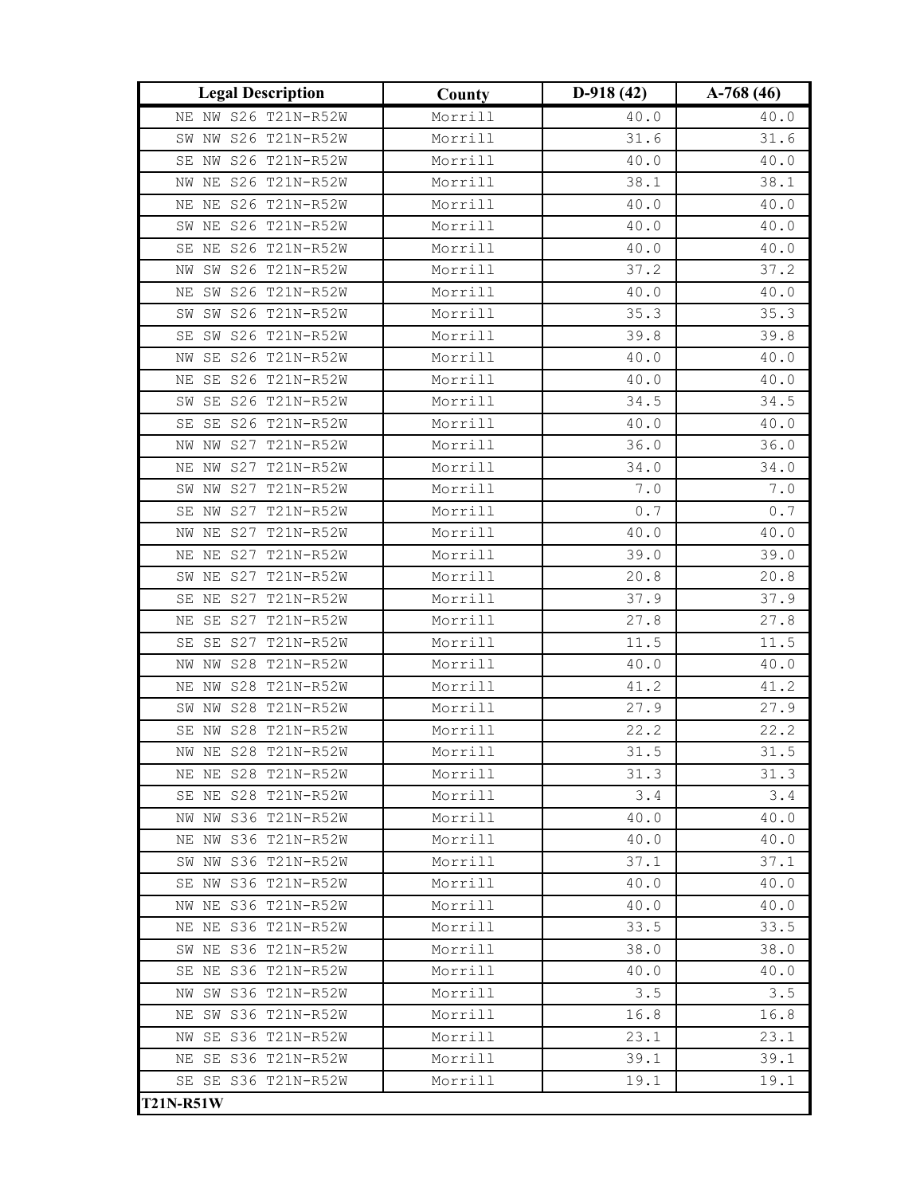| Legal Description | County | D-918 (42) | A-768 (46) |
|---|---|---|---|
| NE NW S26 T21N-R52W | Morrill | 40.0 | 40.0 |
| SW NW S26 T21N-R52W | Morrill | 31.6 | 31.6 |
| SE NW S26 T21N-R52W | Morrill | 40.0 | 40.0 |
| NW NE S26 T21N-R52W | Morrill | 38.1 | 38.1 |
| NE NE S26 T21N-R52W | Morrill | 40.0 | 40.0 |
| SW NE S26 T21N-R52W | Morrill | 40.0 | 40.0 |
| SE NE S26 T21N-R52W | Morrill | 40.0 | 40.0 |
| NW SW S26 T21N-R52W | Morrill | 37.2 | 37.2 |
| NE SW S26 T21N-R52W | Morrill | 40.0 | 40.0 |
| SW SW S26 T21N-R52W | Morrill | 35.3 | 35.3 |
| SE SW S26 T21N-R52W | Morrill | 39.8 | 39.8 |
| NW SE S26 T21N-R52W | Morrill | 40.0 | 40.0 |
| NE SE S26 T21N-R52W | Morrill | 40.0 | 40.0 |
| SW SE S26 T21N-R52W | Morrill | 34.5 | 34.5 |
| SE SE S26 T21N-R52W | Morrill | 40.0 | 40.0 |
| NW NW S27 T21N-R52W | Morrill | 36.0 | 36.0 |
| NE NW S27 T21N-R52W | Morrill | 34.0 | 34.0 |
| SW NW S27 T21N-R52W | Morrill | 7.0 | 7.0 |
| SE NW S27 T21N-R52W | Morrill | 0.7 | 0.7 |
| NW NE S27 T21N-R52W | Morrill | 40.0 | 40.0 |
| NE NE S27 T21N-R52W | Morrill | 39.0 | 39.0 |
| SW NE S27 T21N-R52W | Morrill | 20.8 | 20.8 |
| SE NE S27 T21N-R52W | Morrill | 37.9 | 37.9 |
| NE SE S27 T21N-R52W | Morrill | 27.8 | 27.8 |
| SE SE S27 T21N-R52W | Morrill | 11.5 | 11.5 |
| NW NW S28 T21N-R52W | Morrill | 40.0 | 40.0 |
| NE NW S28 T21N-R52W | Morrill | 41.2 | 41.2 |
| SW NW S28 T21N-R52W | Morrill | 27.9 | 27.9 |
| SE NW S28 T21N-R52W | Morrill | 22.2 | 22.2 |
| NW NE S28 T21N-R52W | Morrill | 31.5 | 31.5 |
| NE NE S28 T21N-R52W | Morrill | 31.3 | 31.3 |
| SE NE S28 T21N-R52W | Morrill | 3.4 | 3.4 |
| NW NW S36 T21N-R52W | Morrill | 40.0 | 40.0 |
| NE NW S36 T21N-R52W | Morrill | 40.0 | 40.0 |
| SW NW S36 T21N-R52W | Morrill | 37.1 | 37.1 |
| SE NW S36 T21N-R52W | Morrill | 40.0 | 40.0 |
| NW NE S36 T21N-R52W | Morrill | 40.0 | 40.0 |
| NE NE S36 T21N-R52W | Morrill | 33.5 | 33.5 |
| SW NE S36 T21N-R52W | Morrill | 38.0 | 38.0 |
| SE NE S36 T21N-R52W | Morrill | 40.0 | 40.0 |
| NW SW S36 T21N-R52W | Morrill | 3.5 | 3.5 |
| NE SW S36 T21N-R52W | Morrill | 16.8 | 16.8 |
| NW SE S36 T21N-R52W | Morrill | 23.1 | 23.1 |
| NE SE S36 T21N-R52W | Morrill | 39.1 | 39.1 |
| SE SE S36 T21N-R52W | Morrill | 19.1 | 19.1 |
| **T21N-R51W** | | | |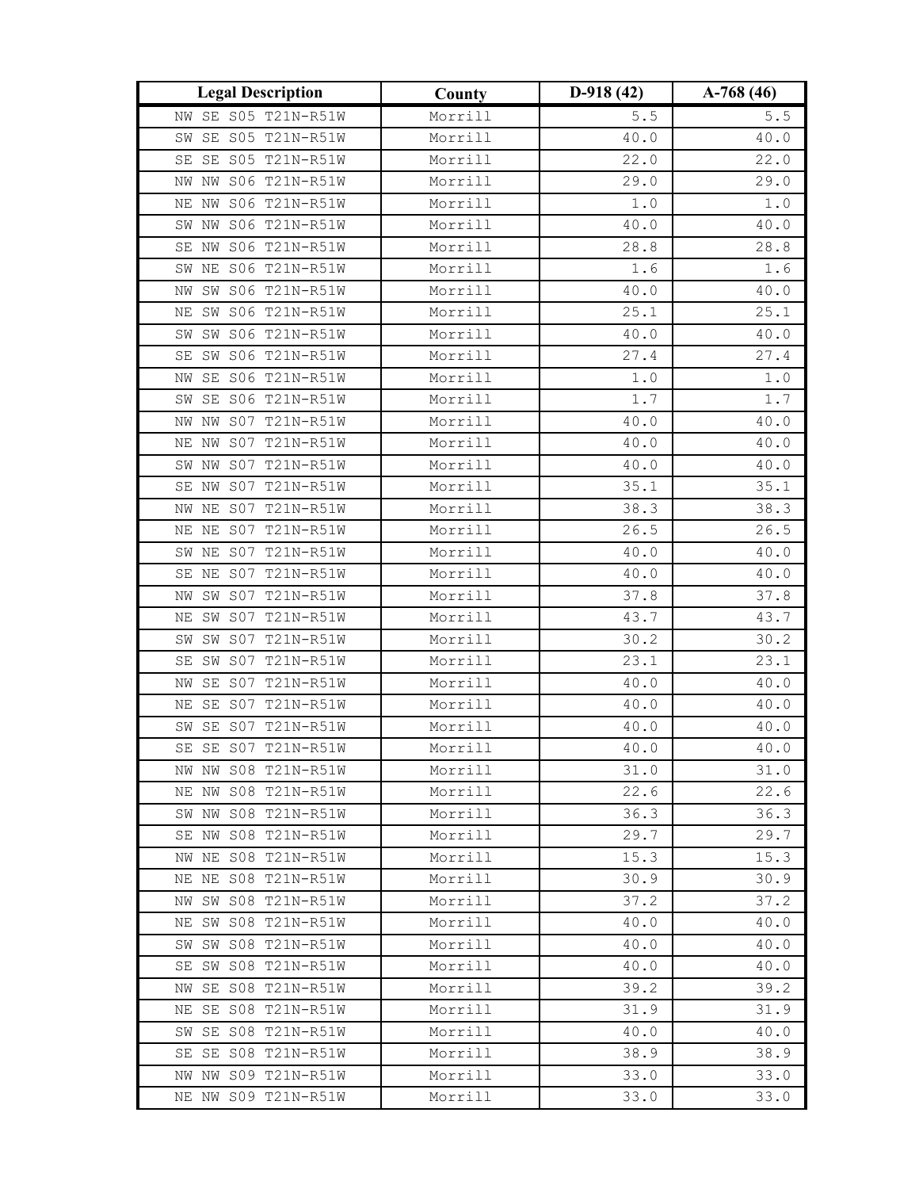| Legal Description | County | D-918 (42) | A-768 (46) |
|---|---|---|---|
| NW SE S05 T21N-R51W | Morrill | 5.5 | 5.5 |
| SW SE S05 T21N-R51W | Morrill | 40.0 | 40.0 |
| SE SE S05 T21N-R51W | Morrill | 22.0 | 22.0 |
| NW NW S06 T21N-R51W | Morrill | 29.0 | 29.0 |
| NE NW S06 T21N-R51W | Morrill | 1.0 | 1.0 |
| SW NW S06 T21N-R51W | Morrill | 40.0 | 40.0 |
| SE NW S06 T21N-R51W | Morrill | 28.8 | 28.8 |
| SW NE S06 T21N-R51W | Morrill | 1.6 | 1.6 |
| NW SW S06 T21N-R51W | Morrill | 40.0 | 40.0 |
| NE SW S06 T21N-R51W | Morrill | 25.1 | 25.1 |
| SW SW S06 T21N-R51W | Morrill | 40.0 | 40.0 |
| SE SW S06 T21N-R51W | Morrill | 27.4 | 27.4 |
| NW SE S06 T21N-R51W | Morrill | 1.0 | 1.0 |
| SW SE S06 T21N-R51W | Morrill | 1.7 | 1.7 |
| NW NW S07 T21N-R51W | Morrill | 40.0 | 40.0 |
| NE NW S07 T21N-R51W | Morrill | 40.0 | 40.0 |
| SW NW S07 T21N-R51W | Morrill | 40.0 | 40.0 |
| SE NW S07 T21N-R51W | Morrill | 35.1 | 35.1 |
| NW NE S07 T21N-R51W | Morrill | 38.3 | 38.3 |
| NE NE S07 T21N-R51W | Morrill | 26.5 | 26.5 |
| SW NE S07 T21N-R51W | Morrill | 40.0 | 40.0 |
| SE NE S07 T21N-R51W | Morrill | 40.0 | 40.0 |
| NW SW S07 T21N-R51W | Morrill | 37.8 | 37.8 |
| NE SW S07 T21N-R51W | Morrill | 43.7 | 43.7 |
| SW SW S07 T21N-R51W | Morrill | 30.2 | 30.2 |
| SE SW S07 T21N-R51W | Morrill | 23.1 | 23.1 |
| NW SE S07 T21N-R51W | Morrill | 40.0 | 40.0 |
| NE SE S07 T21N-R51W | Morrill | 40.0 | 40.0 |
| SW SE S07 T21N-R51W | Morrill | 40.0 | 40.0 |
| SE SE S07 T21N-R51W | Morrill | 40.0 | 40.0 |
| NW NW S08 T21N-R51W | Morrill | 31.0 | 31.0 |
| NE NW S08 T21N-R51W | Morrill | 22.6 | 22.6 |
| SW NW S08 T21N-R51W | Morrill | 36.3 | 36.3 |
| SE NW S08 T21N-R51W | Morrill | 29.7 | 29.7 |
| NW NE S08 T21N-R51W | Morrill | 15.3 | 15.3 |
| NE NE S08 T21N-R51W | Morrill | 30.9 | 30.9 |
| NW SW S08 T21N-R51W | Morrill | 37.2 | 37.2 |
| NE SW S08 T21N-R51W | Morrill | 40.0 | 40.0 |
| SW SW S08 T21N-R51W | Morrill | 40.0 | 40.0 |
| SE SW S08 T21N-R51W | Morrill | 40.0 | 40.0 |
| NW SE S08 T21N-R51W | Morrill | 39.2 | 39.2 |
| NE SE S08 T21N-R51W | Morrill | 31.9 | 31.9 |
| SW SE S08 T21N-R51W | Morrill | 40.0 | 40.0 |
| SE SE S08 T21N-R51W | Morrill | 38.9 | 38.9 |
| NW NW S09 T21N-R51W | Morrill | 33.0 | 33.0 |
| NE NW S09 T21N-R51W | Morrill | 33.0 | 33.0 |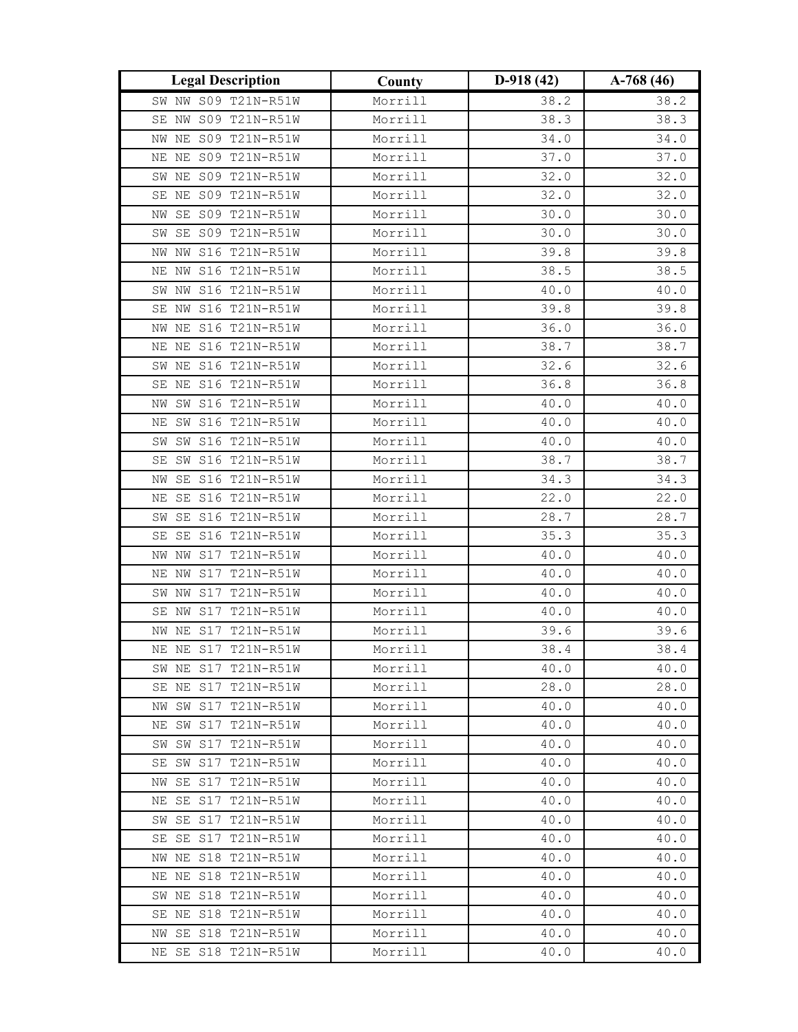| Legal Description | County | D-918 (42) | A-768 (46) |
|---|---|---|---|
| SW NW S09 T21N-R51W | Morrill | 38.2 | 38.2 |
| SE NW S09 T21N-R51W | Morrill | 38.3 | 38.3 |
| NW NE S09 T21N-R51W | Morrill | 34.0 | 34.0 |
| NE NE S09 T21N-R51W | Morrill | 37.0 | 37.0 |
| SW NE S09 T21N-R51W | Morrill | 32.0 | 32.0 |
| SE NE S09 T21N-R51W | Morrill | 32.0 | 32.0 |
| NW SE S09 T21N-R51W | Morrill | 30.0 | 30.0 |
| SW SE S09 T21N-R51W | Morrill | 30.0 | 30.0 |
| NW NW S16 T21N-R51W | Morrill | 39.8 | 39.8 |
| NE NW S16 T21N-R51W | Morrill | 38.5 | 38.5 |
| SW NW S16 T21N-R51W | Morrill | 40.0 | 40.0 |
| SE NW S16 T21N-R51W | Morrill | 39.8 | 39.8 |
| NW NE S16 T21N-R51W | Morrill | 36.0 | 36.0 |
| NE NE S16 T21N-R51W | Morrill | 38.7 | 38.7 |
| SW NE S16 T21N-R51W | Morrill | 32.6 | 32.6 |
| SE NE S16 T21N-R51W | Morrill | 36.8 | 36.8 |
| NW SW S16 T21N-R51W | Morrill | 40.0 | 40.0 |
| NE SW S16 T21N-R51W | Morrill | 40.0 | 40.0 |
| SW SW S16 T21N-R51W | Morrill | 40.0 | 40.0 |
| SE SW S16 T21N-R51W | Morrill | 38.7 | 38.7 |
| NW SE S16 T21N-R51W | Morrill | 34.3 | 34.3 |
| NE SE S16 T21N-R51W | Morrill | 22.0 | 22.0 |
| SW SE S16 T21N-R51W | Morrill | 28.7 | 28.7 |
| SE SE S16 T21N-R51W | Morrill | 35.3 | 35.3 |
| NW NW S17 T21N-R51W | Morrill | 40.0 | 40.0 |
| NE NW S17 T21N-R51W | Morrill | 40.0 | 40.0 |
| SW NW S17 T21N-R51W | Morrill | 40.0 | 40.0 |
| SE NW S17 T21N-R51W | Morrill | 40.0 | 40.0 |
| NW NE S17 T21N-R51W | Morrill | 39.6 | 39.6 |
| NE NE S17 T21N-R51W | Morrill | 38.4 | 38.4 |
| SW NE S17 T21N-R51W | Morrill | 40.0 | 40.0 |
| SE NE S17 T21N-R51W | Morrill | 28.0 | 28.0 |
| NW SW S17 T21N-R51W | Morrill | 40.0 | 40.0 |
| NE SW S17 T21N-R51W | Morrill | 40.0 | 40.0 |
| SW SW S17 T21N-R51W | Morrill | 40.0 | 40.0 |
| SE SW S17 T21N-R51W | Morrill | 40.0 | 40.0 |
| NW SE S17 T21N-R51W | Morrill | 40.0 | 40.0 |
| NE SE S17 T21N-R51W | Morrill | 40.0 | 40.0 |
| SW SE S17 T21N-R51W | Morrill | 40.0 | 40.0 |
| SE SE S17 T21N-R51W | Morrill | 40.0 | 40.0 |
| NW NE S18 T21N-R51W | Morrill | 40.0 | 40.0 |
| NE NE S18 T21N-R51W | Morrill | 40.0 | 40.0 |
| SW NE S18 T21N-R51W | Morrill | 40.0 | 40.0 |
| SE NE S18 T21N-R51W | Morrill | 40.0 | 40.0 |
| NW SE S18 T21N-R51W | Morrill | 40.0 | 40.0 |
| NE SE S18 T21N-R51W | Morrill | 40.0 | 40.0 |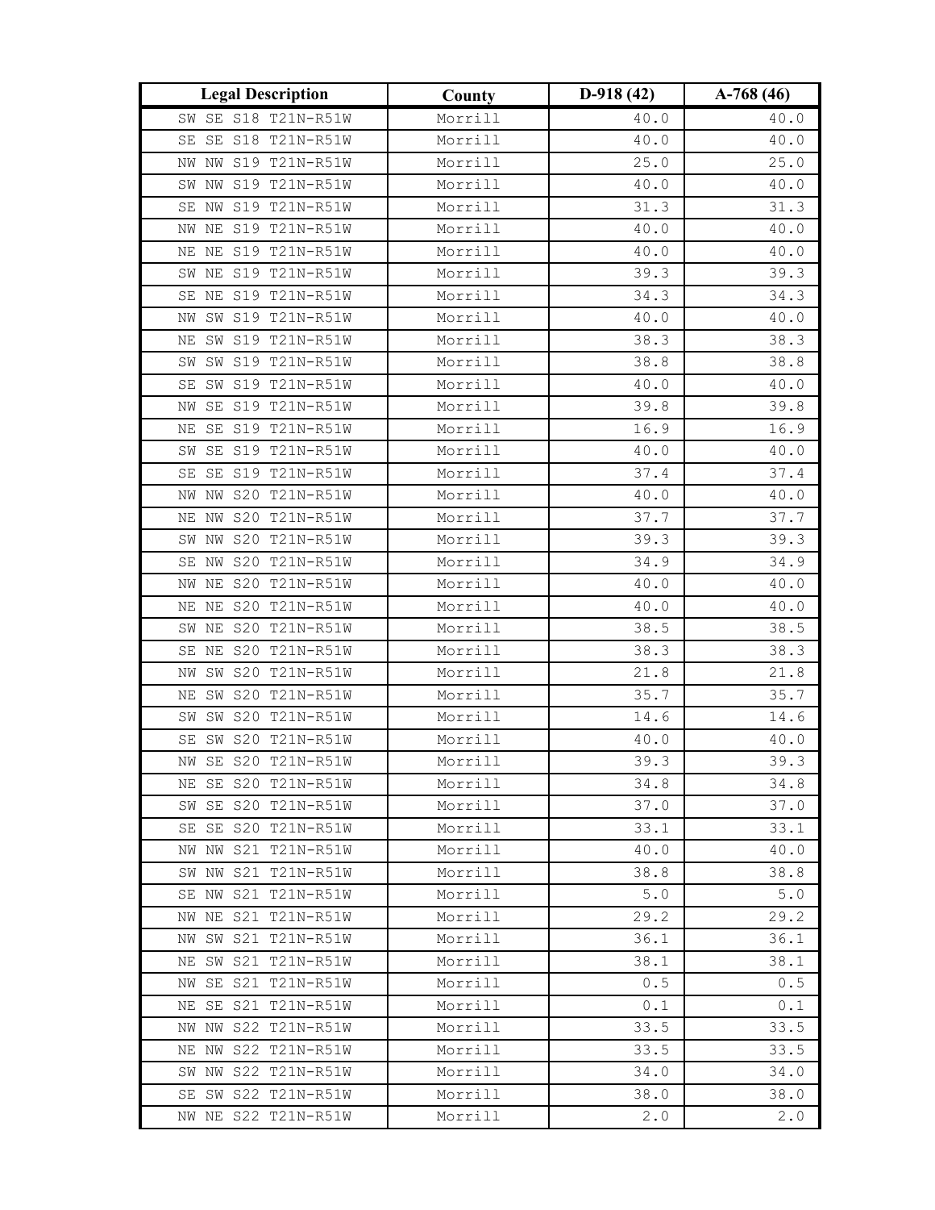| Legal Description | County | D-918 (42) | A-768 (46) |
|---|---|---|---|
| SW SE S18 T21N-R51W | Morrill | 40.0 | 40.0 |
| SE SE S18 T21N-R51W | Morrill | 40.0 | 40.0 |
| NW NW S19 T21N-R51W | Morrill | 25.0 | 25.0 |
| SW NW S19 T21N-R51W | Morrill | 40.0 | 40.0 |
| SE NW S19 T21N-R51W | Morrill | 31.3 | 31.3 |
| NW NE S19 T21N-R51W | Morrill | 40.0 | 40.0 |
| NE NE S19 T21N-R51W | Morrill | 40.0 | 40.0 |
| SW NE S19 T21N-R51W | Morrill | 39.3 | 39.3 |
| SE NE S19 T21N-R51W | Morrill | 34.3 | 34.3 |
| NW SW S19 T21N-R51W | Morrill | 40.0 | 40.0 |
| NE SW S19 T21N-R51W | Morrill | 38.3 | 38.3 |
| SW SW S19 T21N-R51W | Morrill | 38.8 | 38.8 |
| SE SW S19 T21N-R51W | Morrill | 40.0 | 40.0 |
| NW SE S19 T21N-R51W | Morrill | 39.8 | 39.8 |
| NE SE S19 T21N-R51W | Morrill | 16.9 | 16.9 |
| SW SE S19 T21N-R51W | Morrill | 40.0 | 40.0 |
| SE SE S19 T21N-R51W | Morrill | 37.4 | 37.4 |
| NW NW S20 T21N-R51W | Morrill | 40.0 | 40.0 |
| NE NW S20 T21N-R51W | Morrill | 37.7 | 37.7 |
| SW NW S20 T21N-R51W | Morrill | 39.3 | 39.3 |
| SE NW S20 T21N-R51W | Morrill | 34.9 | 34.9 |
| NW NE S20 T21N-R51W | Morrill | 40.0 | 40.0 |
| NE NE S20 T21N-R51W | Morrill | 40.0 | 40.0 |
| SW NE S20 T21N-R51W | Morrill | 38.5 | 38.5 |
| SE NE S20 T21N-R51W | Morrill | 38.3 | 38.3 |
| NW SW S20 T21N-R51W | Morrill | 21.8 | 21.8 |
| NE SW S20 T21N-R51W | Morrill | 35.7 | 35.7 |
| SW SW S20 T21N-R51W | Morrill | 14.6 | 14.6 |
| SE SW S20 T21N-R51W | Morrill | 40.0 | 40.0 |
| NW SE S20 T21N-R51W | Morrill | 39.3 | 39.3 |
| NE SE S20 T21N-R51W | Morrill | 34.8 | 34.8 |
| SW SE S20 T21N-R51W | Morrill | 37.0 | 37.0 |
| SE SE S20 T21N-R51W | Morrill | 33.1 | 33.1 |
| NW NW S21 T21N-R51W | Morrill | 40.0 | 40.0 |
| SW NW S21 T21N-R51W | Morrill | 38.8 | 38.8 |
| SE NW S21 T21N-R51W | Morrill | 5.0 | 5.0 |
| NW NE S21 T21N-R51W | Morrill | 29.2 | 29.2 |
| NW SW S21 T21N-R51W | Morrill | 36.1 | 36.1 |
| NE SW S21 T21N-R51W | Morrill | 38.1 | 38.1 |
| NW SE S21 T21N-R51W | Morrill | 0.5 | 0.5 |
| NE SE S21 T21N-R51W | Morrill | 0.1 | 0.1 |
| NW NW S22 T21N-R51W | Morrill | 33.5 | 33.5 |
| NE NW S22 T21N-R51W | Morrill | 33.5 | 33.5 |
| SW NW S22 T21N-R51W | Morrill | 34.0 | 34.0 |
| SE SW S22 T21N-R51W | Morrill | 38.0 | 38.0 |
| NW NE S22 T21N-R51W | Morrill | 2.0 | 2.0 |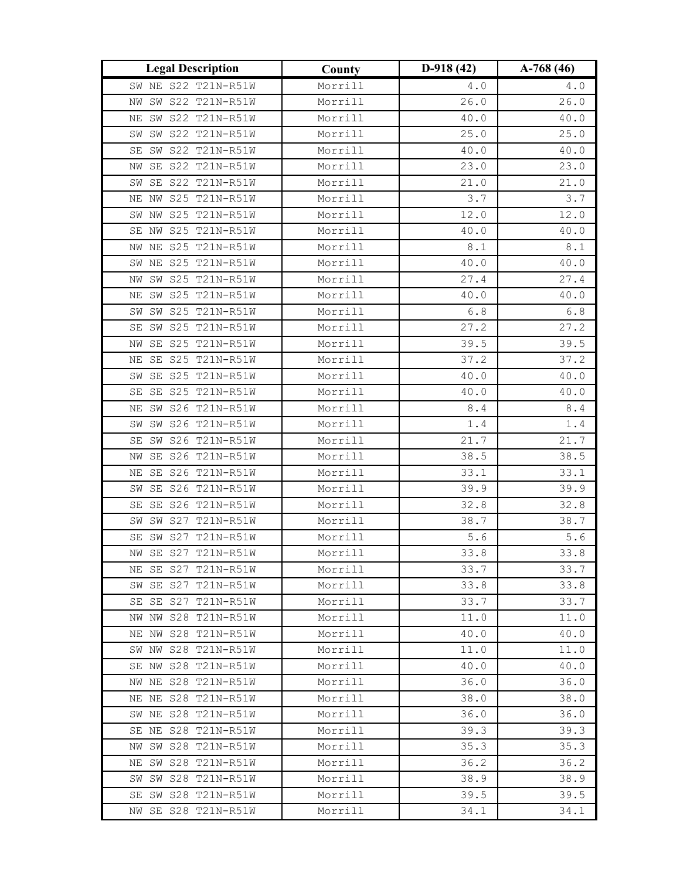| Legal Description | County | D-918 (42) | A-768 (46) |
| --- | --- | --- | --- |
| SW NE S22 T21N-R51W | Morrill | 4.0 | 4.0 |
| NW SW S22 T21N-R51W | Morrill | 26.0 | 26.0 |
| NE SW S22 T21N-R51W | Morrill | 40.0 | 40.0 |
| SW SW S22 T21N-R51W | Morrill | 25.0 | 25.0 |
| SE SW S22 T21N-R51W | Morrill | 40.0 | 40.0 |
| NW SE S22 T21N-R51W | Morrill | 23.0 | 23.0 |
| SW SE S22 T21N-R51W | Morrill | 21.0 | 21.0 |
| NE NW S25 T21N-R51W | Morrill | 3.7 | 3.7 |
| SW NW S25 T21N-R51W | Morrill | 12.0 | 12.0 |
| SE NW S25 T21N-R51W | Morrill | 40.0 | 40.0 |
| NW NE S25 T21N-R51W | Morrill | 8.1 | 8.1 |
| SW NE S25 T21N-R51W | Morrill | 40.0 | 40.0 |
| NW SW S25 T21N-R51W | Morrill | 27.4 | 27.4 |
| NE SW S25 T21N-R51W | Morrill | 40.0 | 40.0 |
| SW SW S25 T21N-R51W | Morrill | 6.8 | 6.8 |
| SE SW S25 T21N-R51W | Morrill | 27.2 | 27.2 |
| NW SE S25 T21N-R51W | Morrill | 39.5 | 39.5 |
| NE SE S25 T21N-R51W | Morrill | 37.2 | 37.2 |
| SW SE S25 T21N-R51W | Morrill | 40.0 | 40.0 |
| SE SE S25 T21N-R51W | Morrill | 40.0 | 40.0 |
| NE SW S26 T21N-R51W | Morrill | 8.4 | 8.4 |
| SW SW S26 T21N-R51W | Morrill | 1.4 | 1.4 |
| SE SW S26 T21N-R51W | Morrill | 21.7 | 21.7 |
| NW SE S26 T21N-R51W | Morrill | 38.5 | 38.5 |
| NE SE S26 T21N-R51W | Morrill | 33.1 | 33.1 |
| SW SE S26 T21N-R51W | Morrill | 39.9 | 39.9 |
| SE SE S26 T21N-R51W | Morrill | 32.8 | 32.8 |
| SW SW S27 T21N-R51W | Morrill | 38.7 | 38.7 |
| SE SW S27 T21N-R51W | Morrill | 5.6 | 5.6 |
| NW SE S27 T21N-R51W | Morrill | 33.8 | 33.8 |
| NE SE S27 T21N-R51W | Morrill | 33.7 | 33.7 |
| SW SE S27 T21N-R51W | Morrill | 33.8 | 33.8 |
| SE SE S27 T21N-R51W | Morrill | 33.7 | 33.7 |
| NW NW S28 T21N-R51W | Morrill | 11.0 | 11.0 |
| NE NW S28 T21N-R51W | Morrill | 40.0 | 40.0 |
| SW NW S28 T21N-R51W | Morrill | 11.0 | 11.0 |
| SE NW S28 T21N-R51W | Morrill | 40.0 | 40.0 |
| NW NE S28 T21N-R51W | Morrill | 36.0 | 36.0 |
| NE NE S28 T21N-R51W | Morrill | 38.0 | 38.0 |
| SW NE S28 T21N-R51W | Morrill | 36.0 | 36.0 |
| SE NE S28 T21N-R51W | Morrill | 39.3 | 39.3 |
| NW SW S28 T21N-R51W | Morrill | 35.3 | 35.3 |
| NE SW S28 T21N-R51W | Morrill | 36.2 | 36.2 |
| SW SW S28 T21N-R51W | Morrill | 38.9 | 38.9 |
| SE SW S28 T21N-R51W | Morrill | 39.5 | 39.5 |
| NW SE S28 T21N-R51W | Morrill | 34.1 | 34.1 |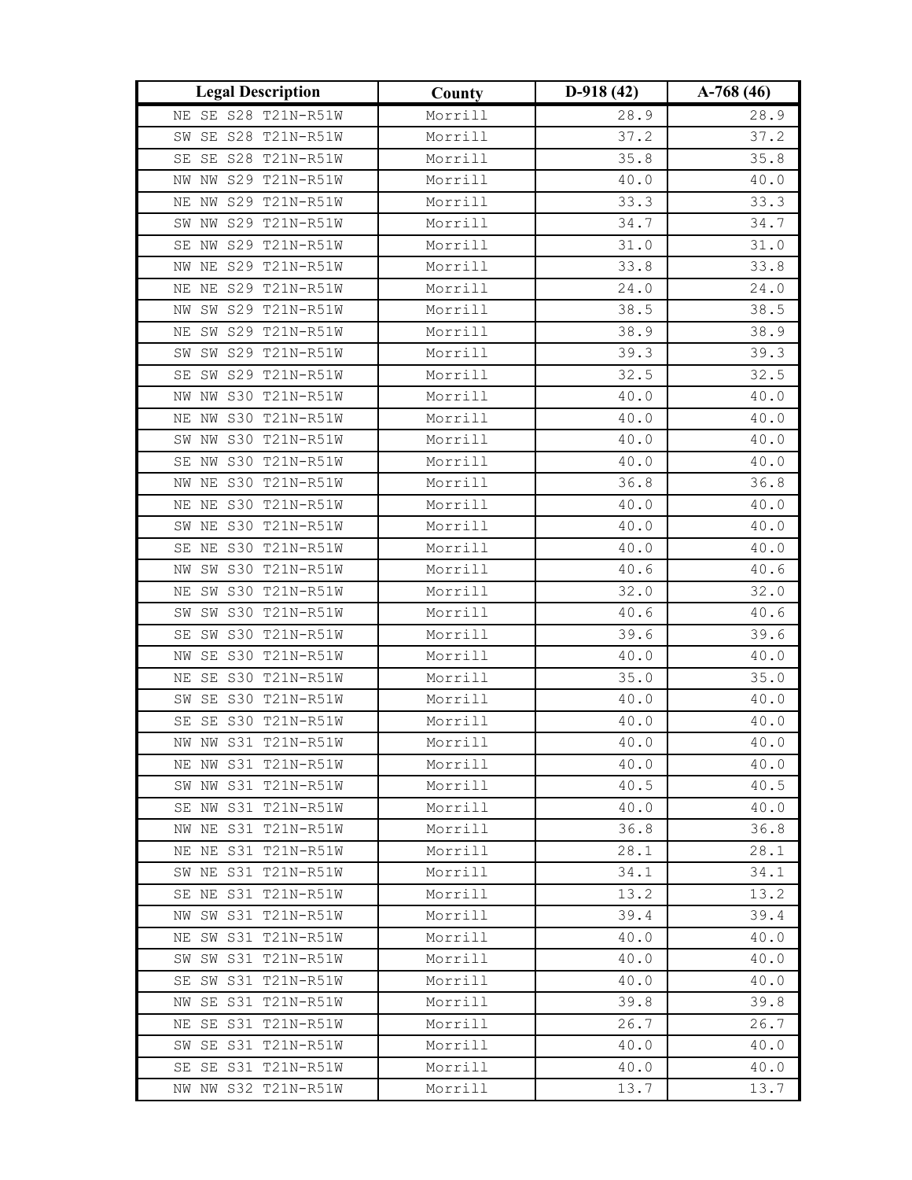| Legal Description | County | D-918 (42) | A-768 (46) |
|---|---|---|---|
| NE SE S28 T21N-R51W | Morrill | 28.9 | 28.9 |
| SW SE S28 T21N-R51W | Morrill | 37.2 | 37.2 |
| SE SE S28 T21N-R51W | Morrill | 35.8 | 35.8 |
| NW NW S29 T21N-R51W | Morrill | 40.0 | 40.0 |
| NE NW S29 T21N-R51W | Morrill | 33.3 | 33.3 |
| SW NW S29 T21N-R51W | Morrill | 34.7 | 34.7 |
| SE NW S29 T21N-R51W | Morrill | 31.0 | 31.0 |
| NW NE S29 T21N-R51W | Morrill | 33.8 | 33.8 |
| NE NE S29 T21N-R51W | Morrill | 24.0 | 24.0 |
| NW SW S29 T21N-R51W | Morrill | 38.5 | 38.5 |
| NE SW S29 T21N-R51W | Morrill | 38.9 | 38.9 |
| SW SW S29 T21N-R51W | Morrill | 39.3 | 39.3 |
| SE SW S29 T21N-R51W | Morrill | 32.5 | 32.5 |
| NW NW S30 T21N-R51W | Morrill | 40.0 | 40.0 |
| NE NW S30 T21N-R51W | Morrill | 40.0 | 40.0 |
| SW NW S30 T21N-R51W | Morrill | 40.0 | 40.0 |
| SE NW S30 T21N-R51W | Morrill | 40.0 | 40.0 |
| NW NE S30 T21N-R51W | Morrill | 36.8 | 36.8 |
| NE NE S30 T21N-R51W | Morrill | 40.0 | 40.0 |
| SW NE S30 T21N-R51W | Morrill | 40.0 | 40.0 |
| SE NE S30 T21N-R51W | Morrill | 40.0 | 40.0 |
| NW SW S30 T21N-R51W | Morrill | 40.6 | 40.6 |
| NE SW S30 T21N-R51W | Morrill | 32.0 | 32.0 |
| SW SW S30 T21N-R51W | Morrill | 40.6 | 40.6 |
| SE SW S30 T21N-R51W | Morrill | 39.6 | 39.6 |
| NW SE S30 T21N-R51W | Morrill | 40.0 | 40.0 |
| NE SE S30 T21N-R51W | Morrill | 35.0 | 35.0 |
| SW SE S30 T21N-R51W | Morrill | 40.0 | 40.0 |
| SE SE S30 T21N-R51W | Morrill | 40.0 | 40.0 |
| NW NW S31 T21N-R51W | Morrill | 40.0 | 40.0 |
| NE NW S31 T21N-R51W | Morrill | 40.0 | 40.0 |
| SW NW S31 T21N-R51W | Morrill | 40.5 | 40.5 |
| SE NW S31 T21N-R51W | Morrill | 40.0 | 40.0 |
| NW NE S31 T21N-R51W | Morrill | 36.8 | 36.8 |
| NE NE S31 T21N-R51W | Morrill | 28.1 | 28.1 |
| SW NE S31 T21N-R51W | Morrill | 34.1 | 34.1 |
| SE NE S31 T21N-R51W | Morrill | 13.2 | 13.2 |
| NW SW S31 T21N-R51W | Morrill | 39.4 | 39.4 |
| NE SW S31 T21N-R51W | Morrill | 40.0 | 40.0 |
| SW SW S31 T21N-R51W | Morrill | 40.0 | 40.0 |
| SE SW S31 T21N-R51W | Morrill | 40.0 | 40.0 |
| NW SE S31 T21N-R51W | Morrill | 39.8 | 39.8 |
| NE SE S31 T21N-R51W | Morrill | 26.7 | 26.7 |
| SW SE S31 T21N-R51W | Morrill | 40.0 | 40.0 |
| SE SE S31 T21N-R51W | Morrill | 40.0 | 40.0 |
| NW NW S32 T21N-R51W | Morrill | 13.7 | 13.7 |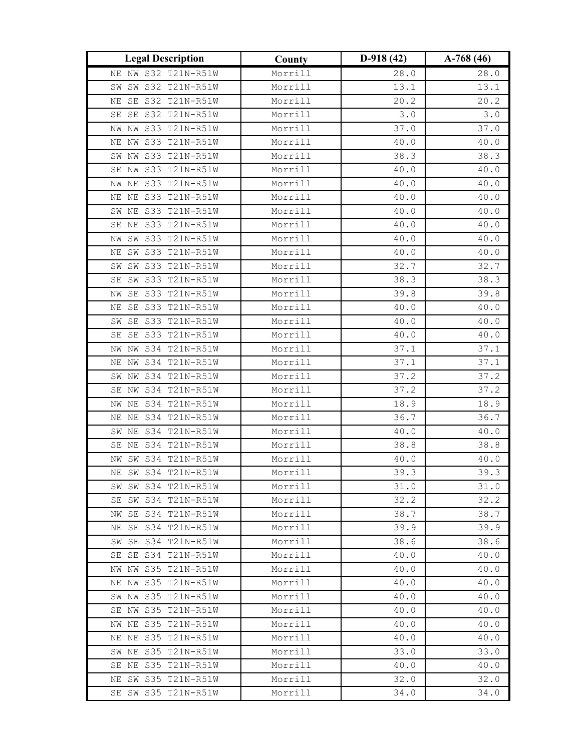| Legal Description | County | D-918 (42) | A-768 (46) |
|---|---|---|---|
| NE NW S32 T21N-R51W | Morrill | 28.0 | 28.0 |
| SW SW S32 T21N-R51W | Morrill | 13.1 | 13.1 |
| NE SE S32 T21N-R51W | Morrill | 20.2 | 20.2 |
| SE SE S32 T21N-R51W | Morrill | 3.0 | 3.0 |
| NW NW S33 T21N-R51W | Morrill | 37.0 | 37.0 |
| NE NW S33 T21N-R51W | Morrill | 40.0 | 40.0 |
| SW NW S33 T21N-R51W | Morrill | 38.3 | 38.3 |
| SE NW S33 T21N-R51W | Morrill | 40.0 | 40.0 |
| NW NE S33 T21N-R51W | Morrill | 40.0 | 40.0 |
| NE NE S33 T21N-R51W | Morrill | 40.0 | 40.0 |
| SW NE S33 T21N-R51W | Morrill | 40.0 | 40.0 |
| SE NE S33 T21N-R51W | Morrill | 40.0 | 40.0 |
| NW SW S33 T21N-R51W | Morrill | 40.0 | 40.0 |
| NE SW S33 T21N-R51W | Morrill | 40.0 | 40.0 |
| SW SW S33 T21N-R51W | Morrill | 32.7 | 32.7 |
| SE SW S33 T21N-R51W | Morrill | 38.3 | 38.3 |
| NW SE S33 T21N-R51W | Morrill | 39.8 | 39.8 |
| NE SE S33 T21N-R51W | Morrill | 40.0 | 40.0 |
| SW SE S33 T21N-R51W | Morrill | 40.0 | 40.0 |
| SE SE S33 T21N-R51W | Morrill | 40.0 | 40.0 |
| NW NW S34 T21N-R51W | Morrill | 37.1 | 37.1 |
| NE NW S34 T21N-R51W | Morrill | 37.1 | 37.1 |
| SW NW S34 T21N-R51W | Morrill | 37.2 | 37.2 |
| SE NW S34 T21N-R51W | Morrill | 37.2 | 37.2 |
| NW NE S34 T21N-R51W | Morrill | 18.9 | 18.9 |
| NE NE S34 T21N-R51W | Morrill | 36.7 | 36.7 |
| SW NE S34 T21N-R51W | Morrill | 40.0 | 40.0 |
| SE NE S34 T21N-R51W | Morrill | 38.8 | 38.8 |
| NW SW S34 T21N-R51W | Morrill | 40.0 | 40.0 |
| NE SW S34 T21N-R51W | Morrill | 39.3 | 39.3 |
| SW SW S34 T21N-R51W | Morrill | 31.0 | 31.0 |
| SE SW S34 T21N-R51W | Morrill | 32.2 | 32.2 |
| NW SE S34 T21N-R51W | Morrill | 38.7 | 38.7 |
| NE SE S34 T21N-R51W | Morrill | 39.9 | 39.9 |
| SW SE S34 T21N-R51W | Morrill | 38.6 | 38.6 |
| SE SE S34 T21N-R51W | Morrill | 40.0 | 40.0 |
| NW NW S35 T21N-R51W | Morrill | 40.0 | 40.0 |
| NE NW S35 T21N-R51W | Morrill | 40.0 | 40.0 |
| SW NW S35 T21N-R51W | Morrill | 40.0 | 40.0 |
| SE NW S35 T21N-R51W | Morrill | 40.0 | 40.0 |
| NW NE S35 T21N-R51W | Morrill | 40.0 | 40.0 |
| NE NE S35 T21N-R51W | Morrill | 40.0 | 40.0 |
| SW NE S35 T21N-R51W | Morrill | 33.0 | 33.0 |
| SE NE S35 T21N-R51W | Morrill | 40.0 | 40.0 |
| NE SW S35 T21N-R51W | Morrill | 32.0 | 32.0 |
| SE SW S35 T21N-R51W | Morrill | 34.0 | 34.0 |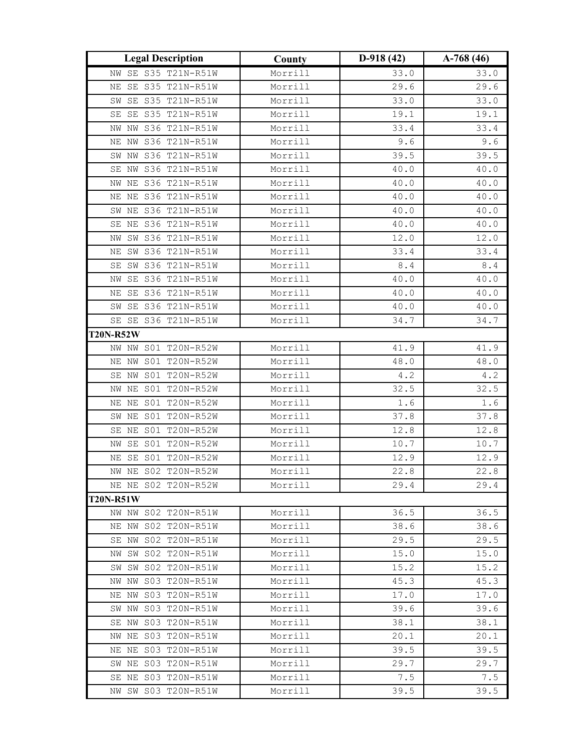| Legal Description | County | D-918 (42) | A-768 (46) |
|---|---|---|---|
| NW SE S35 T21N-R51W | Morrill | 33.0 | 33.0 |
| NE SE S35 T21N-R51W | Morrill | 29.6 | 29.6 |
| SW SE S35 T21N-R51W | Morrill | 33.0 | 33.0 |
| SE SE S35 T21N-R51W | Morrill | 19.1 | 19.1 |
| NW NW S36 T21N-R51W | Morrill | 33.4 | 33.4 |
| NE NW S36 T21N-R51W | Morrill | 9.6 | 9.6 |
| SW NW S36 T21N-R51W | Morrill | 39.5 | 39.5 |
| SE NW S36 T21N-R51W | Morrill | 40.0 | 40.0 |
| NW NE S36 T21N-R51W | Morrill | 40.0 | 40.0 |
| NE NE S36 T21N-R51W | Morrill | 40.0 | 40.0 |
| SW NE S36 T21N-R51W | Morrill | 40.0 | 40.0 |
| SE NE S36 T21N-R51W | Morrill | 40.0 | 40.0 |
| NW SW S36 T21N-R51W | Morrill | 12.0 | 12.0 |
| NE SW S36 T21N-R51W | Morrill | 33.4 | 33.4 |
| SE SW S36 T21N-R51W | Morrill | 8.4 | 8.4 |
| NW SE S36 T21N-R51W | Morrill | 40.0 | 40.0 |
| NE SE S36 T21N-R51W | Morrill | 40.0 | 40.0 |
| SW SE S36 T21N-R51W | Morrill | 40.0 | 40.0 |
| SE SE S36 T21N-R51W | Morrill | 34.7 | 34.7 |
| **T20N-R52W** | | | |
| NW NW S01 T20N-R52W | Morrill | 41.9 | 41.9 |
| NE NW S01 T20N-R52W | Morrill | 48.0 | 48.0 |
| SE NW S01 T20N-R52W | Morrill | 4.2 | 4.2 |
| NW NE S01 T20N-R52W | Morrill | 32.5 | 32.5 |
| NE NE S01 T20N-R52W | Morrill | 1.6 | 1.6 |
| SW NE S01 T20N-R52W | Morrill | 37.8 | 37.8 |
| SE NE S01 T20N-R52W | Morrill | 12.8 | 12.8 |
| NW SE S01 T20N-R52W | Morrill | 10.7 | 10.7 |
| NE SE S01 T20N-R52W | Morrill | 12.9 | 12.9 |
| NW NE S02 T20N-R52W | Morrill | 22.8 | 22.8 |
| NE NE S02 T20N-R52W | Morrill | 29.4 | 29.4 |
| **T20N-R51W** | | | |
| NW NW S02 T20N-R51W | Morrill | 36.5 | 36.5 |
| NE NW S02 T20N-R51W | Morrill | 38.6 | 38.6 |
| SE NW S02 T20N-R51W | Morrill | 29.5 | 29.5 |
| NW SW S02 T20N-R51W | Morrill | 15.0 | 15.0 |
| SW SW S02 T20N-R51W | Morrill | 15.2 | 15.2 |
| NW NW S03 T20N-R51W | Morrill | 45.3 | 45.3 |
| NE NW S03 T20N-R51W | Morrill | 17.0 | 17.0 |
| SW NW S03 T20N-R51W | Morrill | 39.6 | 39.6 |
| SE NW S03 T20N-R51W | Morrill | 38.1 | 38.1 |
| NW NE S03 T20N-R51W | Morrill | 20.1 | 20.1 |
| NE NE S03 T20N-R51W | Morrill | 39.5 | 39.5 |
| SW NE S03 T20N-R51W | Morrill | 29.7 | 29.7 |
| SE NE S03 T20N-R51W | Morrill | 7.5 | 7.5 |
| NW SW S03 T20N-R51W | Morrill | 39.5 | 39.5 |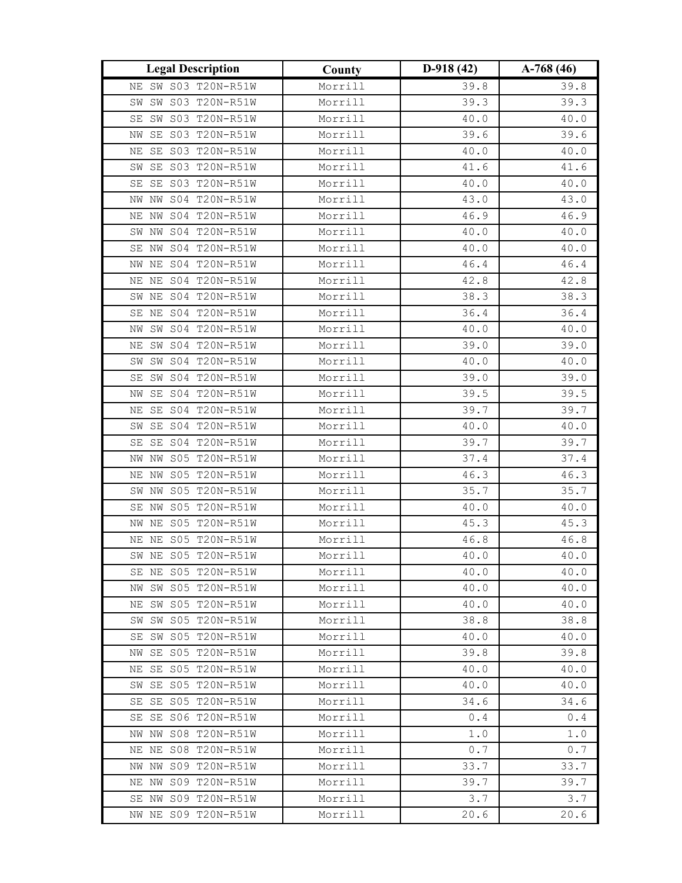| Legal Description | County | D-918 (42) | A-768 (46) |
|---|---|---|---|
| NE SW S03 T20N-R51W | Morrill | 39.8 | 39.8 |
| SW SW S03 T20N-R51W | Morrill | 39.3 | 39.3 |
| SE SW S03 T20N-R51W | Morrill | 40.0 | 40.0 |
| NW SE S03 T20N-R51W | Morrill | 39.6 | 39.6 |
| NE SE S03 T20N-R51W | Morrill | 40.0 | 40.0 |
| SW SE S03 T20N-R51W | Morrill | 41.6 | 41.6 |
| SE SE S03 T20N-R51W | Morrill | 40.0 | 40.0 |
| NW NW S04 T20N-R51W | Morrill | 43.0 | 43.0 |
| NE NW S04 T20N-R51W | Morrill | 46.9 | 46.9 |
| SW NW S04 T20N-R51W | Morrill | 40.0 | 40.0 |
| SE NW S04 T20N-R51W | Morrill | 40.0 | 40.0 |
| NW NE S04 T20N-R51W | Morrill | 46.4 | 46.4 |
| NE NE S04 T20N-R51W | Morrill | 42.8 | 42.8 |
| SW NE S04 T20N-R51W | Morrill | 38.3 | 38.3 |
| SE NE S04 T20N-R51W | Morrill | 36.4 | 36.4 |
| NW SW S04 T20N-R51W | Morrill | 40.0 | 40.0 |
| NE SW S04 T20N-R51W | Morrill | 39.0 | 39.0 |
| SW SW S04 T20N-R51W | Morrill | 40.0 | 40.0 |
| SE SW S04 T20N-R51W | Morrill | 39.0 | 39.0 |
| NW SE S04 T20N-R51W | Morrill | 39.5 | 39.5 |
| NE SE S04 T20N-R51W | Morrill | 39.7 | 39.7 |
| SW SE S04 T20N-R51W | Morrill | 40.0 | 40.0 |
| SE SE S04 T20N-R51W | Morrill | 39.7 | 39.7 |
| NW NW S05 T20N-R51W | Morrill | 37.4 | 37.4 |
| NE NW S05 T20N-R51W | Morrill | 46.3 | 46.3 |
| SW NW S05 T20N-R51W | Morrill | 35.7 | 35.7 |
| SE NW S05 T20N-R51W | Morrill | 40.0 | 40.0 |
| NW NE S05 T20N-R51W | Morrill | 45.3 | 45.3 |
| NE NE S05 T20N-R51W | Morrill | 46.8 | 46.8 |
| SW NE S05 T20N-R51W | Morrill | 40.0 | 40.0 |
| SE NE S05 T20N-R51W | Morrill | 40.0 | 40.0 |
| NW SW S05 T20N-R51W | Morrill | 40.0 | 40.0 |
| NE SW S05 T20N-R51W | Morrill | 40.0 | 40.0 |
| SW SW S05 T20N-R51W | Morrill | 38.8 | 38.8 |
| SE SW S05 T20N-R51W | Morrill | 40.0 | 40.0 |
| NW SE S05 T20N-R51W | Morrill | 39.8 | 39.8 |
| NE SE S05 T20N-R51W | Morrill | 40.0 | 40.0 |
| SW SE S05 T20N-R51W | Morrill | 40.0 | 40.0 |
| SE SE S05 T20N-R51W | Morrill | 34.6 | 34.6 |
| SE SE S06 T20N-R51W | Morrill | 0.4 | 0.4 |
| NW NW S08 T20N-R51W | Morrill | 1.0 | 1.0 |
| NE NE S08 T20N-R51W | Morrill | 0.7 | 0.7 |
| NW NW S09 T20N-R51W | Morrill | 33.7 | 33.7 |
| NE NW S09 T20N-R51W | Morrill | 39.7 | 39.7 |
| SE NW S09 T20N-R51W | Morrill | 3.7 | 3.7 |
| NW NE S09 T20N-R51W | Morrill | 20.6 | 20.6 |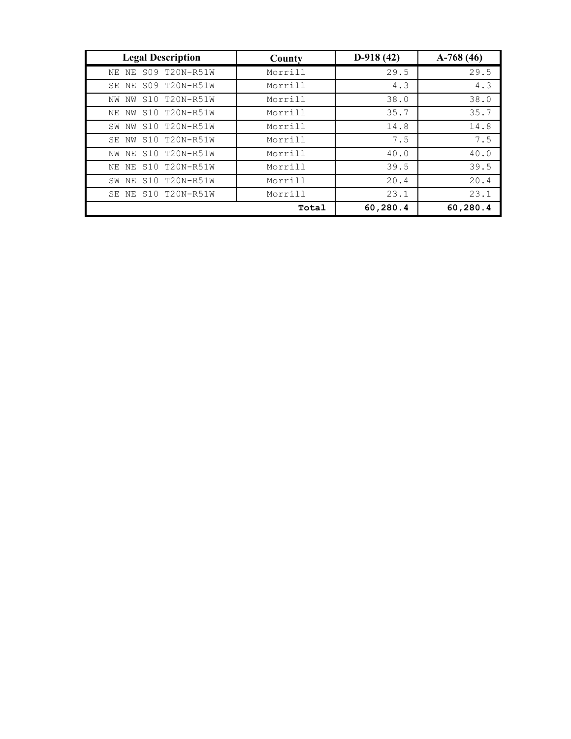| Legal Description | County | D-918 (42) | A-768 (46) |
|---|---|---|---|
| NE NE S09 T20N-R51W | Morrill | 29.5 | 29.5 |
| SE NE S09 T20N-R51W | Morrill | 4.3 | 4.3 |
| NW NW S10 T20N-R51W | Morrill | 38.0 | 38.0 |
| NE NW S10 T20N-R51W | Morrill | 35.7 | 35.7 |
| SW NW S10 T20N-R51W | Morrill | 14.8 | 14.8 |
| SE NW S10 T20N-R51W | Morrill | 7.5 | 7.5 |
| NW NE S10 T20N-R51W | Morrill | 40.0 | 40.0 |
| NE NE S10 T20N-R51W | Morrill | 39.5 | 39.5 |
| SW NE S10 T20N-R51W | Morrill | 20.4 | 20.4 |
| SE NE S10 T20N-R51W | Morrill | 23.1 | 23.1 |
| | **Total** | **60,280.4** | **60,280.4** |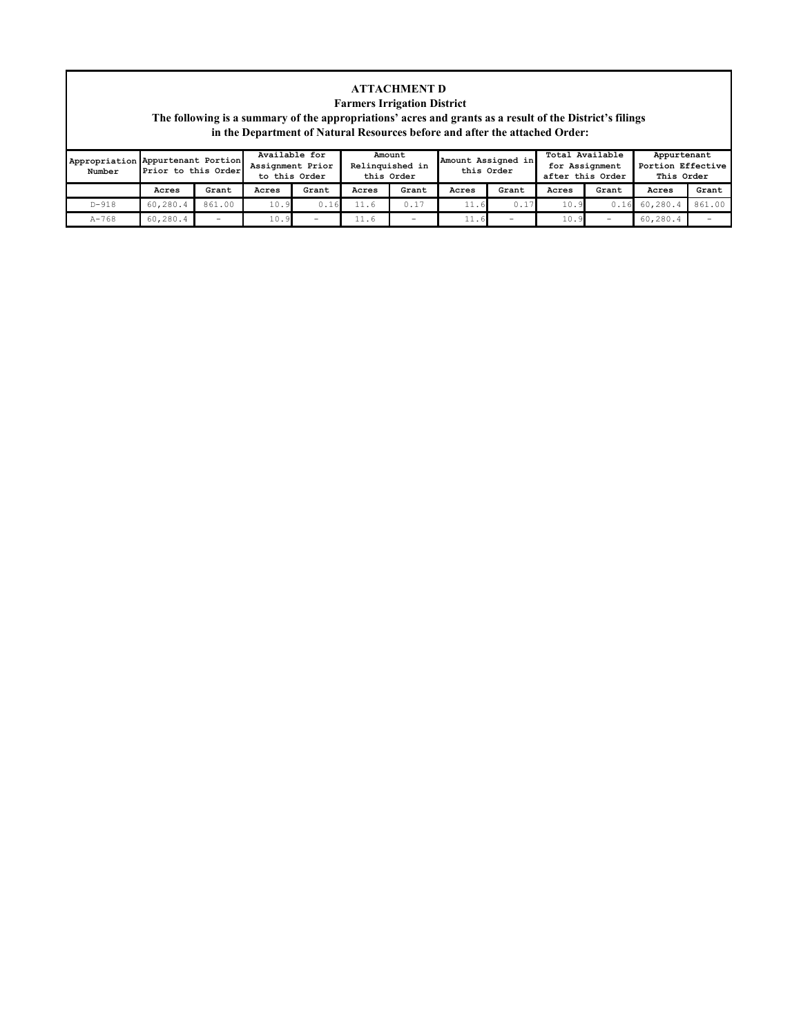**ATTACHMENT D**

**Farmers Irrigation District**

**The following is a summary of the appropriations' acres and grants as a result of the District's filings in the Department of Natural Resources before and after the attached Order:**

| Appropriation Number | Appurtenant Portion Prior to this Order | | Available for Assignment Prior to this Order | | Amount Relinquished in this Order | | Amount Assigned in this Order | | Total Available for Assignment after this Order | | Appurtenant Portion Effective This Order | |
|---|---|---|---|---|---|---|---|---|---|---|---|---|
| | Acres | Grant | Acres | Grant | Acres | Grant | Acres | Grant | Acres | Grant | Acres | Grant |
| D-918 | 60,280.4 | 861.00 | 10.9 | 0.16 | 11.6 | 0.17 | 11.6 | 0.17 | 10.9 | 0.16 | 60,280.4 | 861.00 |
| A-768 | 60,280.4 | - | 10.9 | - | 11.6 | - | 11.6 | - | 10.9 | - | 60,280.4 | - |